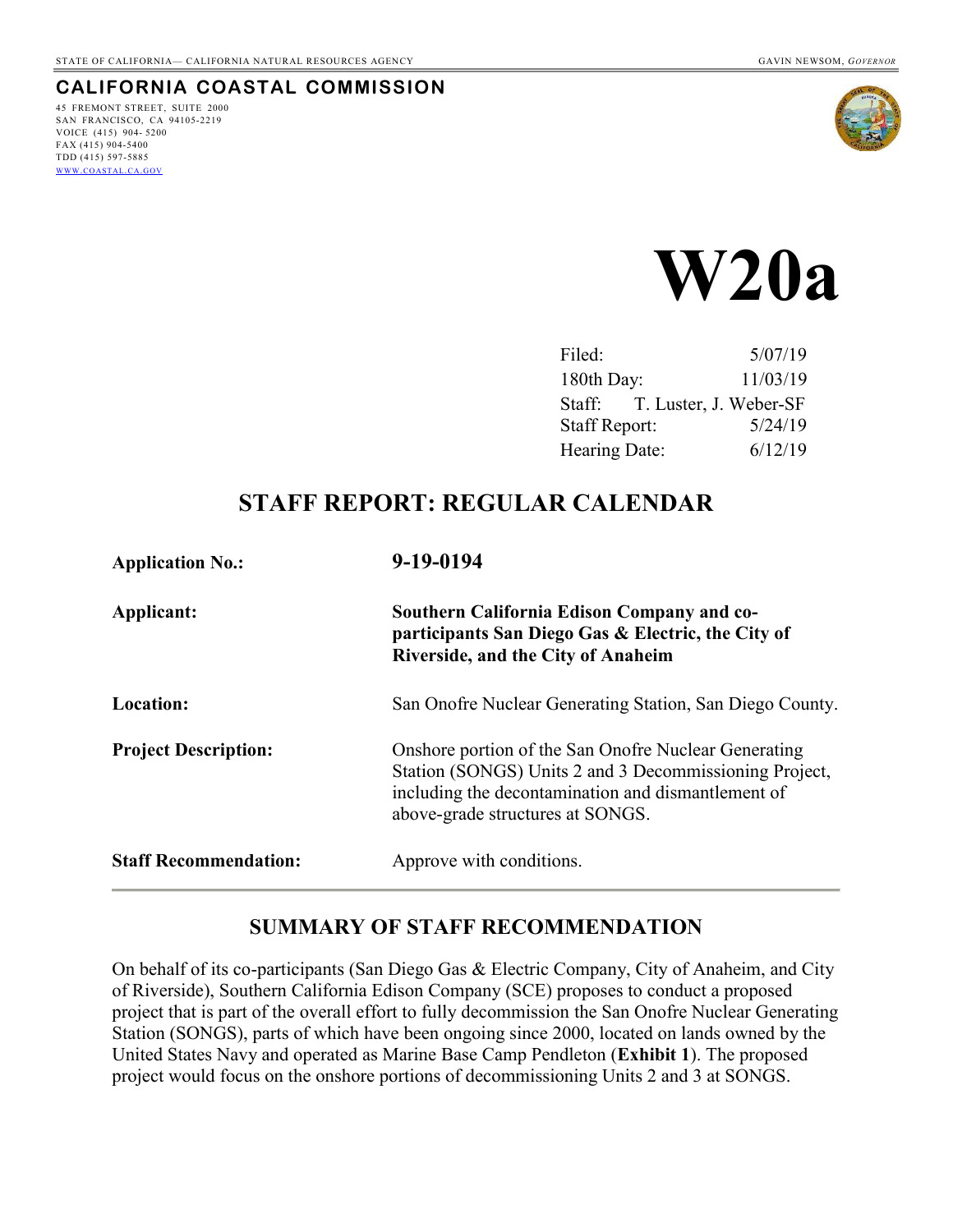STATE OF CALIFORNIA— CALIFORNIA NATURAL RESOURCES AGENCY GAVIN NEWSOM, *GOVERNOR*

**CALIFORNIA COASTAL COMMISSION**

45 FREMONT STREET, SUITE 2000
SAN FRANCISCO, CA 94105-2219
VOICE (415) 904- 5200
FAX (415) 904-5400
TDD (415) 597-5885
WWW.COASTAL.CA.GOV

# W20a

| | |
|---|---|
| Filed: | 5/07/19 |
| 180th Day: | 11/03/19 |
| Staff: | T. Luster, J. Weber-SF |
| Staff Report: | 5/24/19 |
| Hearing Date: | 6/12/19 |

## STAFF REPORT: REGULAR CALENDAR

| | |
|---|---|
| **Application No.:** | **9-19-0194** |
| **Applicant:** | **Southern California Edison Company and co-participants San Diego Gas & Electric, the City of Riverside, and the City of Anaheim** |
| **Location:** | San Onofre Nuclear Generating Station, San Diego County. |
| **Project Description:** | Onshore portion of the San Onofre Nuclear Generating Station (SONGS) Units 2 and 3 Decommissioning Project, including the decontamination and dismantlement of above-grade structures at SONGS. |
| **Staff Recommendation:** | Approve with conditions. |

## SUMMARY OF STAFF RECOMMENDATION

On behalf of its co-participants (San Diego Gas & Electric Company, City of Anaheim, and City of Riverside), Southern California Edison Company (SCE) proposes to conduct a proposed project that is part of the overall effort to fully decommission the San Onofre Nuclear Generating Station (SONGS), parts of which have been ongoing since 2000, located on lands owned by the United States Navy and operated as Marine Base Camp Pendleton (**Exhibit 1**). The proposed project would focus on the onshore portions of decommissioning Units 2 and 3 at SONGS.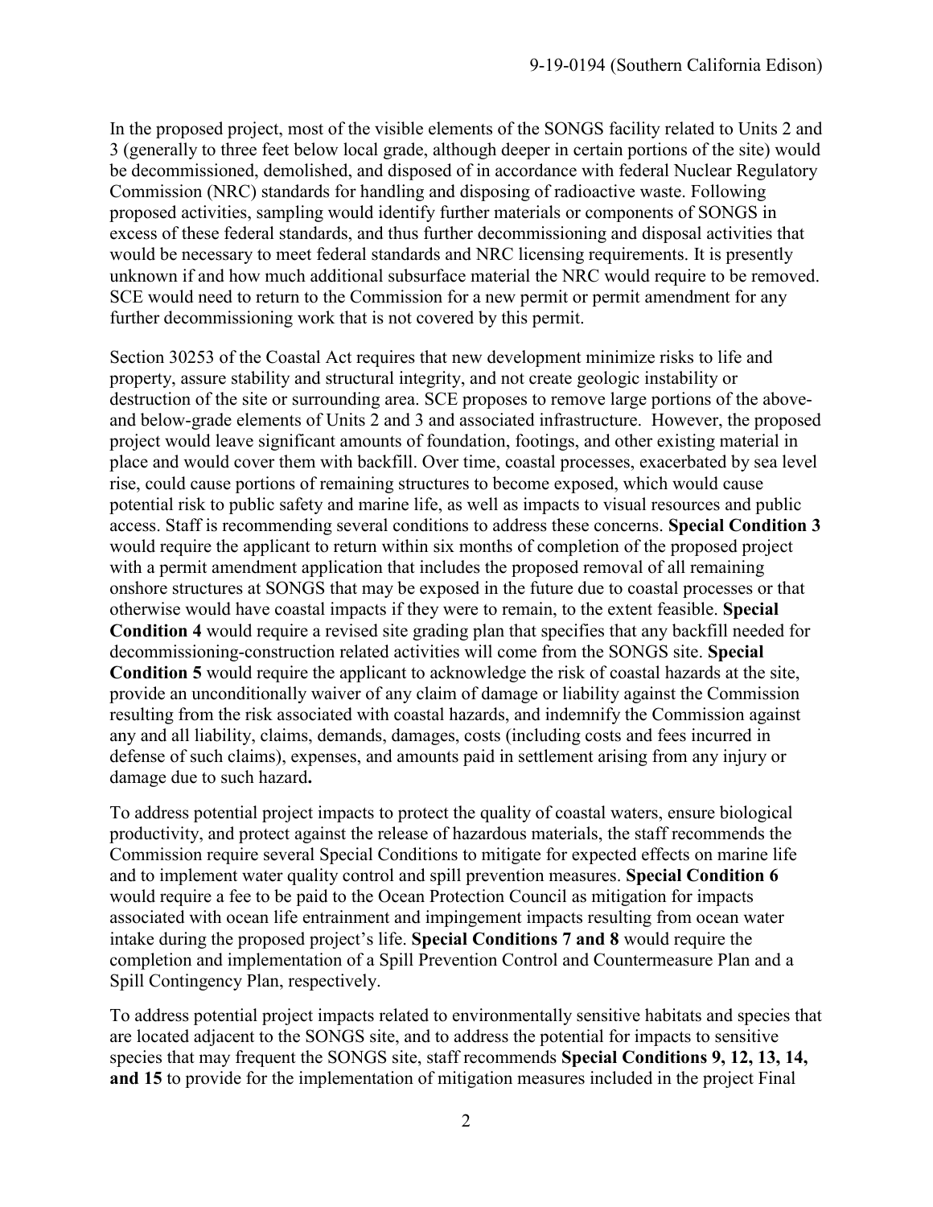In the proposed project, most of the visible elements of the SONGS facility related to Units 2 and 3 (generally to three feet below local grade, although deeper in certain portions of the site) would be decommissioned, demolished, and disposed of in accordance with federal Nuclear Regulatory Commission (NRC) standards for handling and disposing of radioactive waste. Following proposed activities, sampling would identify further materials or components of SONGS in excess of these federal standards, and thus further decommissioning and disposal activities that would be necessary to meet federal standards and NRC licensing requirements. It is presently unknown if and how much additional subsurface material the NRC would require to be removed. SCE would need to return to the Commission for a new permit or permit amendment for any further decommissioning work that is not covered by this permit.

Section 30253 of the Coastal Act requires that new development minimize risks to life and property, assure stability and structural integrity, and not create geologic instability or destruction of the site or surrounding area. SCE proposes to remove large portions of the above- and below-grade elements of Units 2 and 3 and associated infrastructure. However, the proposed project would leave significant amounts of foundation, footings, and other existing material in place and would cover them with backfill. Over time, coastal processes, exacerbated by sea level rise, could cause portions of remaining structures to become exposed, which would cause potential risk to public safety and marine life, as well as impacts to visual resources and public access. Staff is recommending several conditions to address these concerns. **Special Condition 3** would require the applicant to return within six months of completion of the proposed project with a permit amendment application that includes the proposed removal of all remaining onshore structures at SONGS that may be exposed in the future due to coastal processes or that otherwise would have coastal impacts if they were to remain, to the extent feasible. **Special Condition 4** would require a revised site grading plan that specifies that any backfill needed for decommissioning-construction related activities will come from the SONGS site. **Special Condition 5** would require the applicant to acknowledge the risk of coastal hazards at the site, provide an unconditionally waiver of any claim of damage or liability against the Commission resulting from the risk associated with coastal hazards, and indemnify the Commission against any and all liability, claims, demands, damages, costs (including costs and fees incurred in defense of such claims), expenses, and amounts paid in settlement arising from any injury or damage due to such hazard**.**

To address potential project impacts to protect the quality of coastal waters, ensure biological productivity, and protect against the release of hazardous materials, the staff recommends the Commission require several Special Conditions to mitigate for expected effects on marine life and to implement water quality control and spill prevention measures. **Special Condition 6** would require a fee to be paid to the Ocean Protection Council as mitigation for impacts associated with ocean life entrainment and impingement impacts resulting from ocean water intake during the proposed project's life. **Special Conditions 7 and 8** would require the completion and implementation of a Spill Prevention Control and Countermeasure Plan and a Spill Contingency Plan, respectively.

To address potential project impacts related to environmentally sensitive habitats and species that are located adjacent to the SONGS site, and to address the potential for impacts to sensitive species that may frequent the SONGS site, staff recommends **Special Conditions 9, 12, 13, 14, and 15** to provide for the implementation of mitigation measures included in the project Final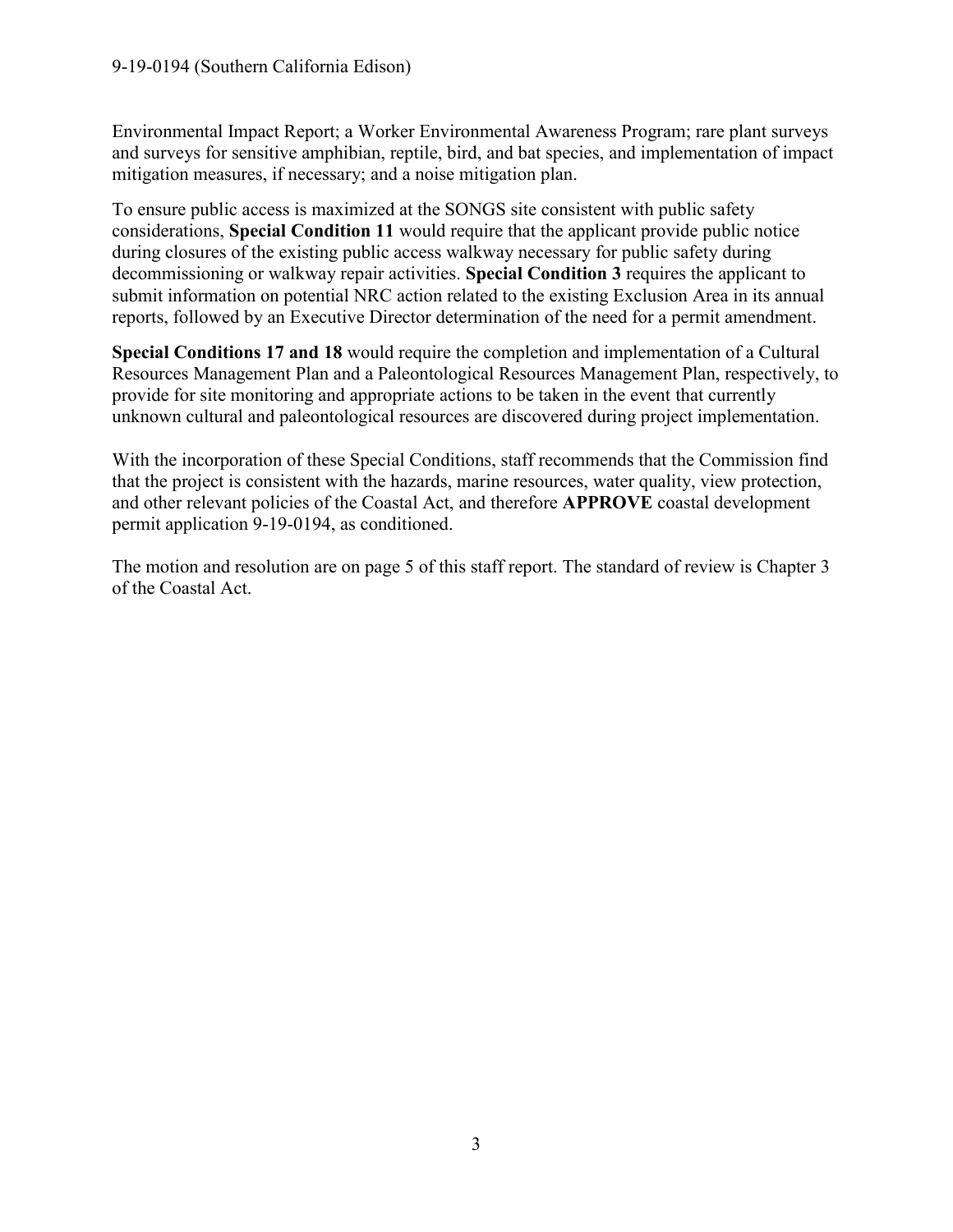Environmental Impact Report; a Worker Environmental Awareness Program; rare plant surveys and surveys for sensitive amphibian, reptile, bird, and bat species, and implementation of impact mitigation measures, if necessary; and a noise mitigation plan.

To ensure public access is maximized at the SONGS site consistent with public safety considerations, **Special Condition 11** would require that the applicant provide public notice during closures of the existing public access walkway necessary for public safety during decommissioning or walkway repair activities. **Special Condition 3** requires the applicant to submit information on potential NRC action related to the existing Exclusion Area in its annual reports, followed by an Executive Director determination of the need for a permit amendment.

**Special Conditions 17 and 18** would require the completion and implementation of a Cultural Resources Management Plan and a Paleontological Resources Management Plan, respectively, to provide for site monitoring and appropriate actions to be taken in the event that currently unknown cultural and paleontological resources are discovered during project implementation.

With the incorporation of these Special Conditions, staff recommends that the Commission find that the project is consistent with the hazards, marine resources, water quality, view protection, and other relevant policies of the Coastal Act, and therefore **APPROVE** coastal development permit application 9-19-0194, as conditioned.

The motion and resolution are on page 5 of this staff report. The standard of review is Chapter 3 of the Coastal Act.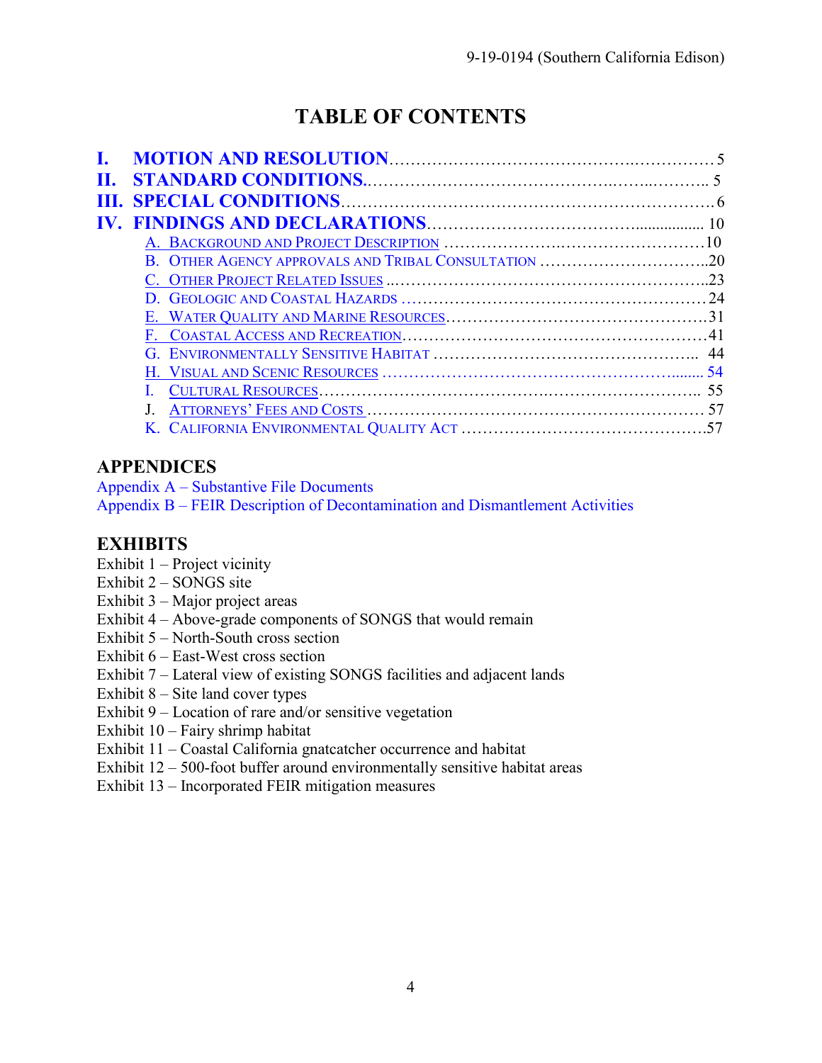# TABLE OF CONTENTS

- **I. MOTION AND RESOLUTION** .......... 5
- **II. STANDARD CONDITIONS** .......... 5
- **III. SPECIAL CONDITIONS** .......... 6
- **IV. FINDINGS AND DECLARATIONS** .......... 10
  - A. BACKGROUND AND PROJECT DESCRIPTION .......... 10
  - B. OTHER AGENCY APPROVALS AND TRIBAL CONSULTATION .......... 20
  - C. OTHER PROJECT RELATED ISSUES .......... 23
  - D. GEOLOGIC AND COASTAL HAZARDS .......... 24
  - E. WATER QUALITY AND MARINE RESOURCES .......... 31
  - F. COASTAL ACCESS AND RECREATION .......... 41
  - G. ENVIRONMENTALLY SENSITIVE HABITAT .......... 44
  - H. VISUAL AND SCENIC RESOURCES .......... 54
  - I. CULTURAL RESOURCES .......... 55
  - J. ATTORNEYS' FEES AND COSTS .......... 57
  - K. CALIFORNIA ENVIRONMENTAL QUALITY ACT .......... 57

## APPENDICES

Appendix A – Substantive File Documents
Appendix B – FEIR Description of Decontamination and Dismantlement Activities

## EXHIBITS

Exhibit 1 – Project vicinity
Exhibit 2 – SONGS site
Exhibit 3 – Major project areas
Exhibit 4 – Above-grade components of SONGS that would remain
Exhibit 5 – North-South cross section
Exhibit 6 – East-West cross section
Exhibit 7 – Lateral view of existing SONGS facilities and adjacent lands
Exhibit 8 – Site land cover types
Exhibit 9 – Location of rare and/or sensitive vegetation
Exhibit 10 – Fairy shrimp habitat
Exhibit 11 – Coastal California gnatcatcher occurrence and habitat
Exhibit 12 – 500-foot buffer around environmentally sensitive habitat areas
Exhibit 13 – Incorporated FEIR mitigation measures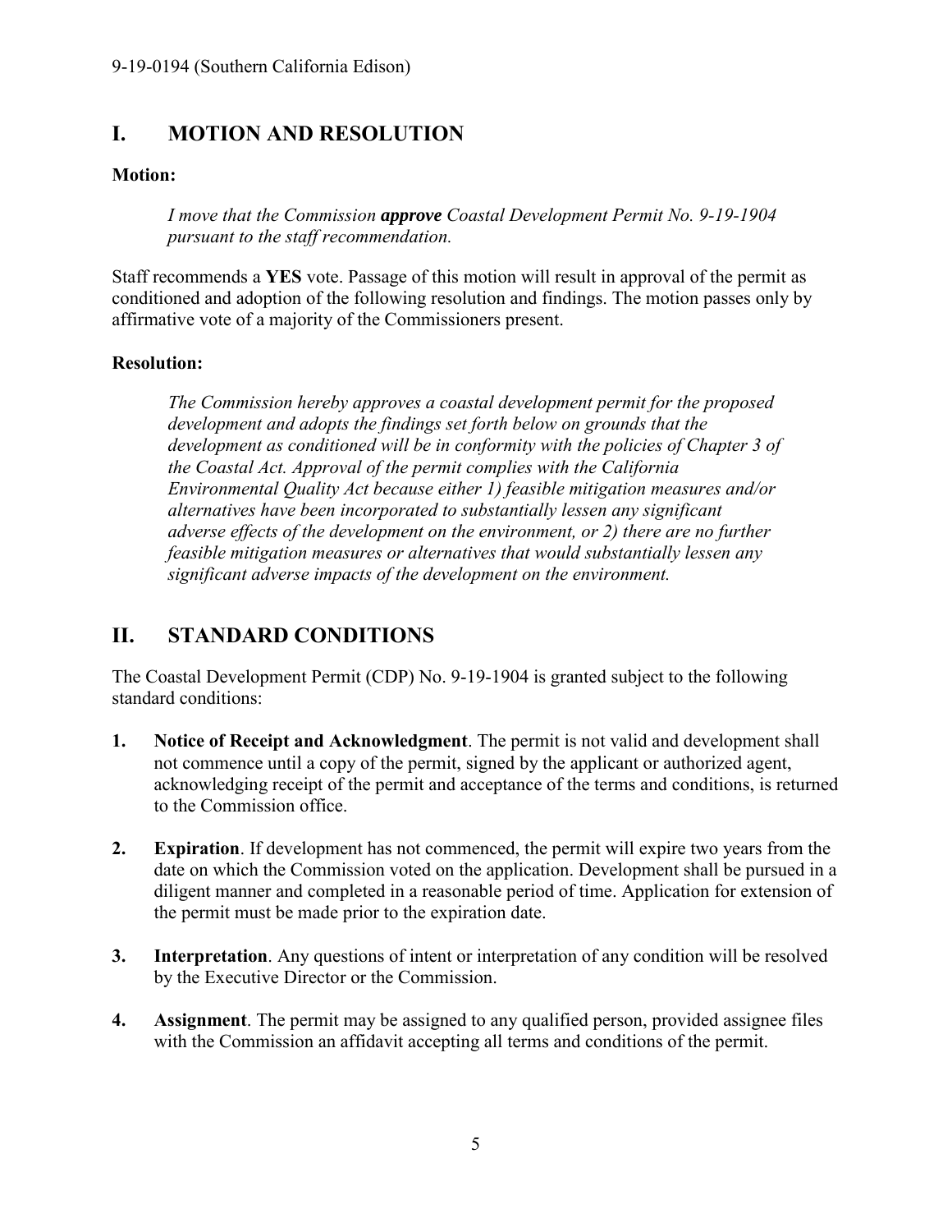## I. MOTION AND RESOLUTION

**Motion:**

> *I move that the Commission **approve** Coastal Development Permit No. 9-19-1904 pursuant to the staff recommendation.*

Staff recommends a **YES** vote. Passage of this motion will result in approval of the permit as conditioned and adoption of the following resolution and findings. The motion passes only by affirmative vote of a majority of the Commissioners present.

**Resolution:**

> *The Commission hereby approves a coastal development permit for the proposed development and adopts the findings set forth below on grounds that the development as conditioned will be in conformity with the policies of Chapter 3 of the Coastal Act. Approval of the permit complies with the California Environmental Quality Act because either 1) feasible mitigation measures and/or alternatives have been incorporated to substantially lessen any significant adverse effects of the development on the environment, or 2) there are no further feasible mitigation measures or alternatives that would substantially lessen any significant adverse impacts of the development on the environment.*

## II. STANDARD CONDITIONS

The Coastal Development Permit (CDP) No. 9-19-1904 is granted subject to the following standard conditions:

1. **Notice of Receipt and Acknowledgment**. The permit is not valid and development shall not commence until a copy of the permit, signed by the applicant or authorized agent, acknowledging receipt of the permit and acceptance of the terms and conditions, is returned to the Commission office.

2. **Expiration**. If development has not commenced, the permit will expire two years from the date on which the Commission voted on the application. Development shall be pursued in a diligent manner and completed in a reasonable period of time. Application for extension of the permit must be made prior to the expiration date.

3. **Interpretation**. Any questions of intent or interpretation of any condition will be resolved by the Executive Director or the Commission.

4. **Assignment**. The permit may be assigned to any qualified person, provided assignee files with the Commission an affidavit accepting all terms and conditions of the permit.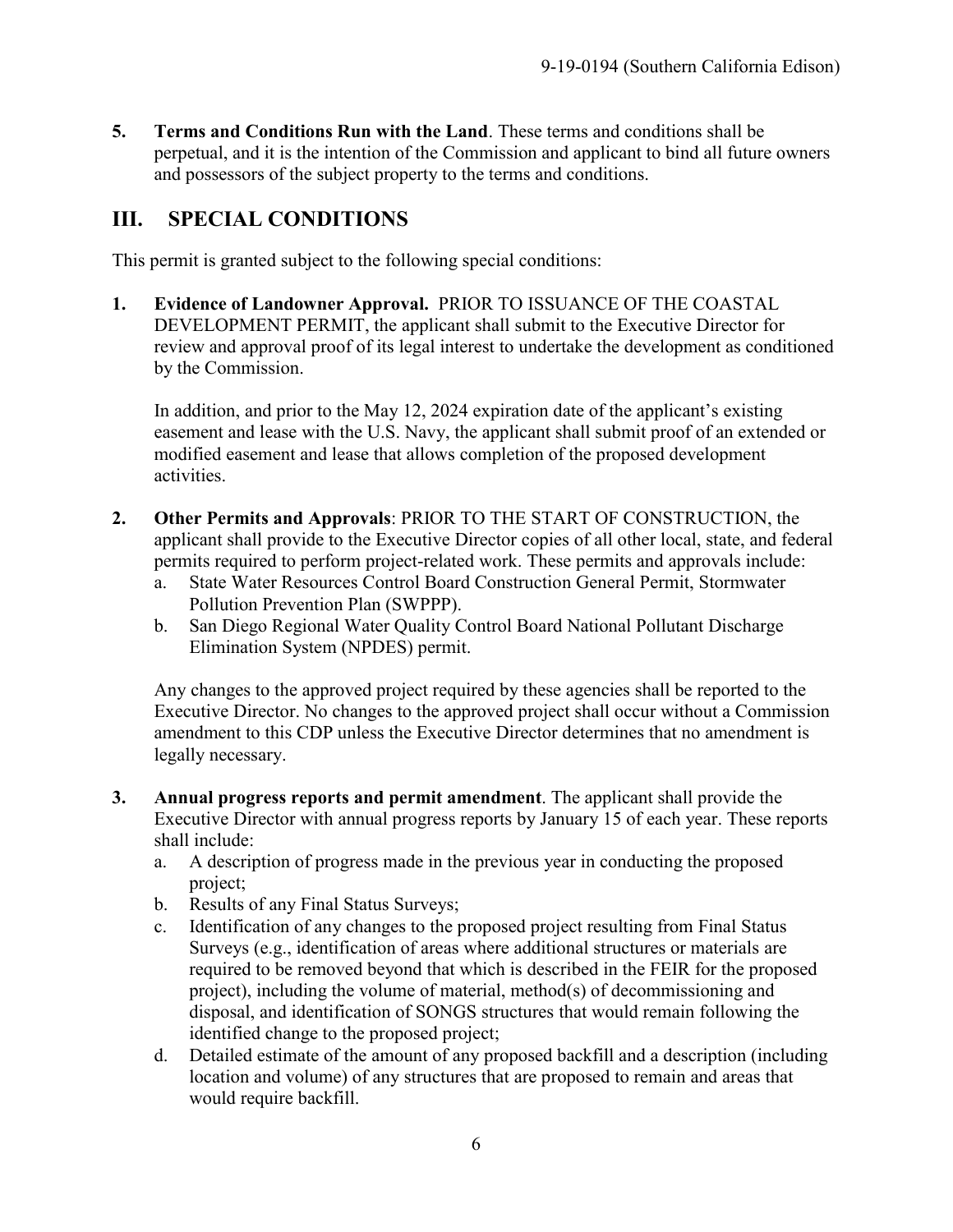5. **Terms and Conditions Run with the Land**. These terms and conditions shall be perpetual, and it is the intention of the Commission and applicant to bind all future owners and possessors of the subject property to the terms and conditions.

## III. SPECIAL CONDITIONS

This permit is granted subject to the following special conditions:

1. **Evidence of Landowner Approval.** PRIOR TO ISSUANCE OF THE COASTAL DEVELOPMENT PERMIT, the applicant shall submit to the Executive Director for review and approval proof of its legal interest to undertake the development as conditioned by the Commission.

   In addition, and prior to the May 12, 2024 expiration date of the applicant's existing easement and lease with the U.S. Navy, the applicant shall submit proof of an extended or modified easement and lease that allows completion of the proposed development activities.

2. **Other Permits and Approvals**: PRIOR TO THE START OF CONSTRUCTION, the applicant shall provide to the Executive Director copies of all other local, state, and federal permits required to perform project-related work. These permits and approvals include:
   a. State Water Resources Control Board Construction General Permit, Stormwater Pollution Prevention Plan (SWPPP).
   b. San Diego Regional Water Quality Control Board National Pollutant Discharge Elimination System (NPDES) permit.

   Any changes to the approved project required by these agencies shall be reported to the Executive Director. No changes to the approved project shall occur without a Commission amendment to this CDP unless the Executive Director determines that no amendment is legally necessary.

3. **Annual progress reports and permit amendment**. The applicant shall provide the Executive Director with annual progress reports by January 15 of each year. These reports shall include:
   a. A description of progress made in the previous year in conducting the proposed project;
   b. Results of any Final Status Surveys;
   c. Identification of any changes to the proposed project resulting from Final Status Surveys (e.g., identification of areas where additional structures or materials are required to be removed beyond that which is described in the FEIR for the proposed project), including the volume of material, method(s) of decommissioning and disposal, and identification of SONGS structures that would remain following the identified change to the proposed project;
   d. Detailed estimate of the amount of any proposed backfill and a description (including location and volume) of any structures that are proposed to remain and areas that would require backfill.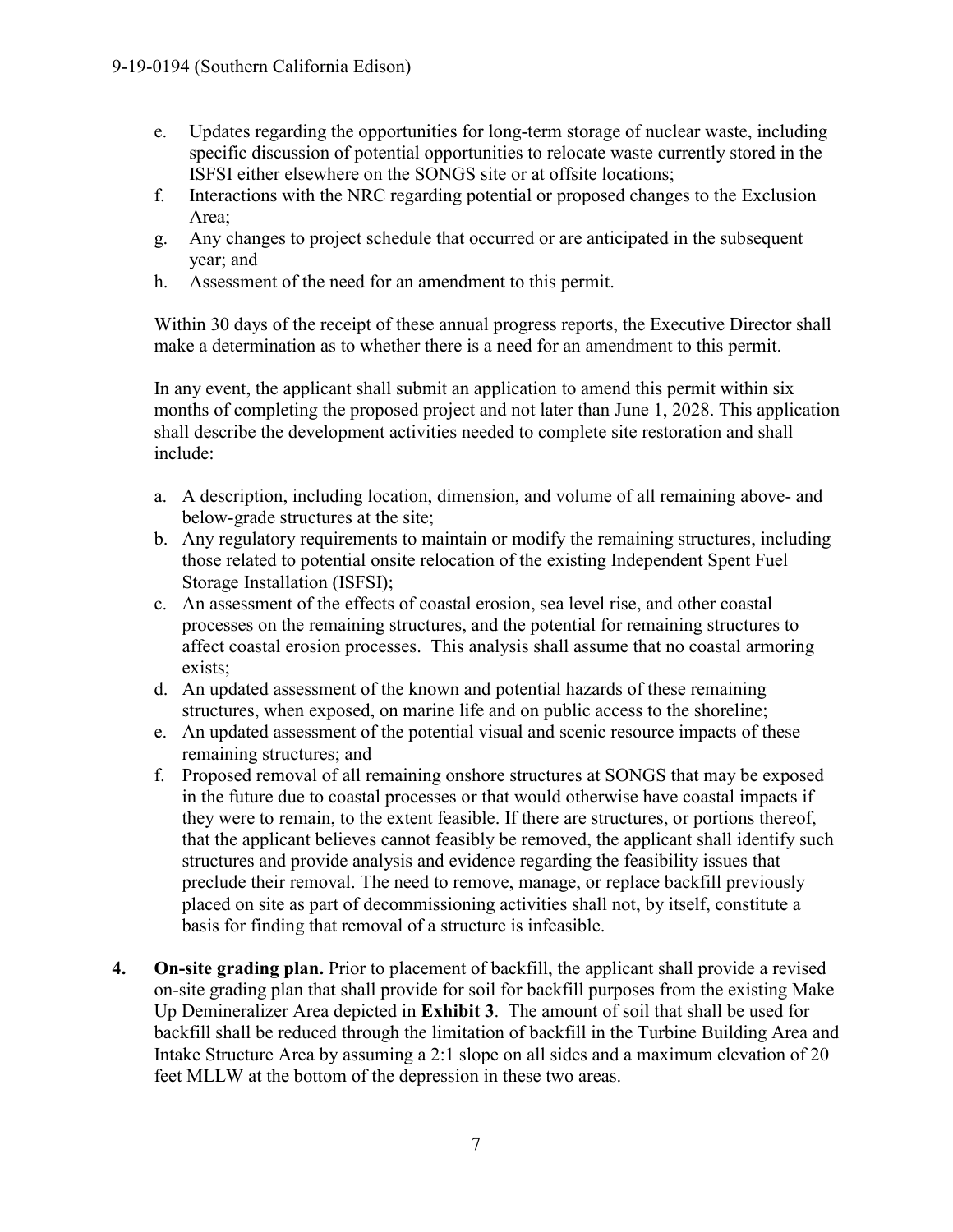e. Updates regarding the opportunities for long-term storage of nuclear waste, including specific discussion of potential opportunities to relocate waste currently stored in the ISFSI either elsewhere on the SONGS site or at offsite locations;
f. Interactions with the NRC regarding potential or proposed changes to the Exclusion Area;
g. Any changes to project schedule that occurred or are anticipated in the subsequent year; and
h. Assessment of the need for an amendment to this permit.

Within 30 days of the receipt of these annual progress reports, the Executive Director shall make a determination as to whether there is a need for an amendment to this permit.

In any event, the applicant shall submit an application to amend this permit within six months of completing the proposed project and not later than June 1, 2028. This application shall describe the development activities needed to complete site restoration and shall include:

a. A description, including location, dimension, and volume of all remaining above- and below-grade structures at the site;
b. Any regulatory requirements to maintain or modify the remaining structures, including those related to potential onsite relocation of the existing Independent Spent Fuel Storage Installation (ISFSI);
c. An assessment of the effects of coastal erosion, sea level rise, and other coastal processes on the remaining structures, and the potential for remaining structures to affect coastal erosion processes. This analysis shall assume that no coastal armoring exists;
d. An updated assessment of the known and potential hazards of these remaining structures, when exposed, on marine life and on public access to the shoreline;
e. An updated assessment of the potential visual and scenic resource impacts of these remaining structures; and
f. Proposed removal of all remaining onshore structures at SONGS that may be exposed in the future due to coastal processes or that would otherwise have coastal impacts if they were to remain, to the extent feasible. If there are structures, or portions thereof, that the applicant believes cannot feasibly be removed, the applicant shall identify such structures and provide analysis and evidence regarding the feasibility issues that preclude their removal. The need to remove, manage, or replace backfill previously placed on site as part of decommissioning activities shall not, by itself, constitute a basis for finding that removal of a structure is infeasible.

4. **On-site grading plan.** Prior to placement of backfill, the applicant shall provide a revised on-site grading plan that shall provide for soil for backfill purposes from the existing Make Up Demineralizer Area depicted in **Exhibit 3**. The amount of soil that shall be used for backfill shall be reduced through the limitation of backfill in the Turbine Building Area and Intake Structure Area by assuming a 2:1 slope on all sides and a maximum elevation of 20 feet MLLW at the bottom of the depression in these two areas.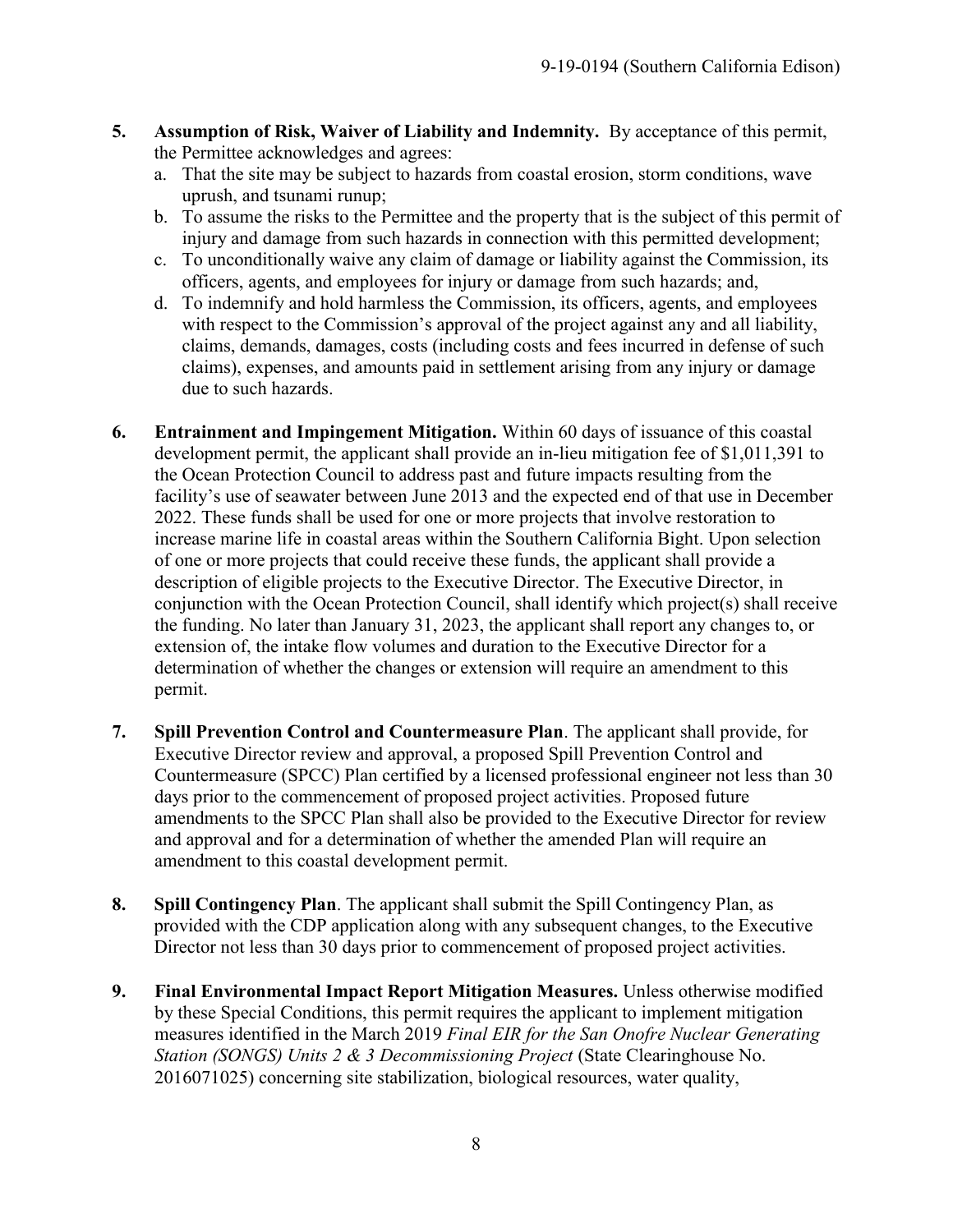5. **Assumption of Risk, Waiver of Liability and Indemnity.** By acceptance of this permit, the Permittee acknowledges and agrees:
   a. That the site may be subject to hazards from coastal erosion, storm conditions, wave uprush, and tsunami runup;
   b. To assume the risks to the Permittee and the property that is the subject of this permit of injury and damage from such hazards in connection with this permitted development;
   c. To unconditionally waive any claim of damage or liability against the Commission, its officers, agents, and employees for injury or damage from such hazards; and,
   d. To indemnify and hold harmless the Commission, its officers, agents, and employees with respect to the Commission's approval of the project against any and all liability, claims, demands, damages, costs (including costs and fees incurred in defense of such claims), expenses, and amounts paid in settlement arising from any injury or damage due to such hazards.

6. **Entrainment and Impingement Mitigation.** Within 60 days of issuance of this coastal development permit, the applicant shall provide an in-lieu mitigation fee of $1,011,391 to the Ocean Protection Council to address past and future impacts resulting from the facility's use of seawater between June 2013 and the expected end of that use in December 2022. These funds shall be used for one or more projects that involve restoration to increase marine life in coastal areas within the Southern California Bight. Upon selection of one or more projects that could receive these funds, the applicant shall provide a description of eligible projects to the Executive Director. The Executive Director, in conjunction with the Ocean Protection Council, shall identify which project(s) shall receive the funding. No later than January 31, 2023, the applicant shall report any changes to, or extension of, the intake flow volumes and duration to the Executive Director for a determination of whether the changes or extension will require an amendment to this permit.

7. **Spill Prevention Control and Countermeasure Plan**. The applicant shall provide, for Executive Director review and approval, a proposed Spill Prevention Control and Countermeasure (SPCC) Plan certified by a licensed professional engineer not less than 30 days prior to the commencement of proposed project activities. Proposed future amendments to the SPCC Plan shall also be provided to the Executive Director for review and approval and for a determination of whether the amended Plan will require an amendment to this coastal development permit.

8. **Spill Contingency Plan**. The applicant shall submit the Spill Contingency Plan, as provided with the CDP application along with any subsequent changes, to the Executive Director not less than 30 days prior to commencement of proposed project activities.

9. **Final Environmental Impact Report Mitigation Measures.** Unless otherwise modified by these Special Conditions, this permit requires the applicant to implement mitigation measures identified in the March 2019 *Final EIR for the San Onofre Nuclear Generating Station (SONGS) Units 2 & 3 Decommissioning Project* (State Clearinghouse No. 2016071025) concerning site stabilization, biological resources, water quality,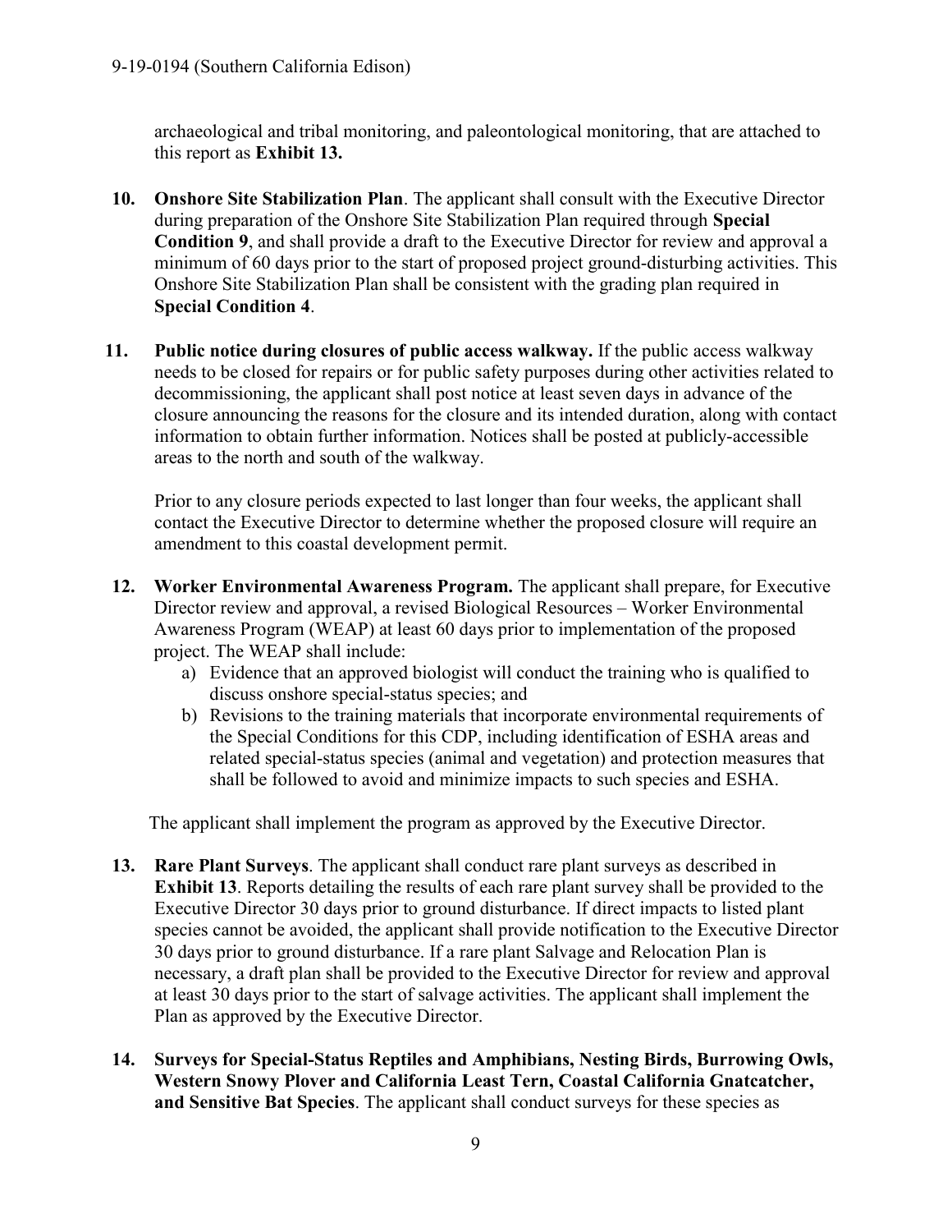archaeological and tribal monitoring, and paleontological monitoring, that are attached to this report as **Exhibit 13.**

10. **Onshore Site Stabilization Plan**. The applicant shall consult with the Executive Director during preparation of the Onshore Site Stabilization Plan required through **Special Condition 9**, and shall provide a draft to the Executive Director for review and approval a minimum of 60 days prior to the start of proposed project ground-disturbing activities. This Onshore Site Stabilization Plan shall be consistent with the grading plan required in **Special Condition 4**.

11. **Public notice during closures of public access walkway.** If the public access walkway needs to be closed for repairs or for public safety purposes during other activities related to decommissioning, the applicant shall post notice at least seven days in advance of the closure announcing the reasons for the closure and its intended duration, along with contact information to obtain further information. Notices shall be posted at publicly-accessible areas to the north and south of the walkway.

    Prior to any closure periods expected to last longer than four weeks, the applicant shall contact the Executive Director to determine whether the proposed closure will require an amendment to this coastal development permit.

12. **Worker Environmental Awareness Program.** The applicant shall prepare, for Executive Director review and approval, a revised Biological Resources – Worker Environmental Awareness Program (WEAP) at least 60 days prior to implementation of the proposed project. The WEAP shall include:
    a) Evidence that an approved biologist will conduct the training who is qualified to discuss onshore special-status species; and
    b) Revisions to the training materials that incorporate environmental requirements of the Special Conditions for this CDP, including identification of ESHA areas and related special-status species (animal and vegetation) and protection measures that shall be followed to avoid and minimize impacts to such species and ESHA.

    The applicant shall implement the program as approved by the Executive Director.

13. **Rare Plant Surveys**. The applicant shall conduct rare plant surveys as described in **Exhibit 13**. Reports detailing the results of each rare plant survey shall be provided to the Executive Director 30 days prior to ground disturbance. If direct impacts to listed plant species cannot be avoided, the applicant shall provide notification to the Executive Director 30 days prior to ground disturbance. If a rare plant Salvage and Relocation Plan is necessary, a draft plan shall be provided to the Executive Director for review and approval at least 30 days prior to the start of salvage activities. The applicant shall implement the Plan as approved by the Executive Director.

14. **Surveys for Special-Status Reptiles and Amphibians, Nesting Birds, Burrowing Owls, Western Snowy Plover and California Least Tern, Coastal California Gnatcatcher, and Sensitive Bat Species**. The applicant shall conduct surveys for these species as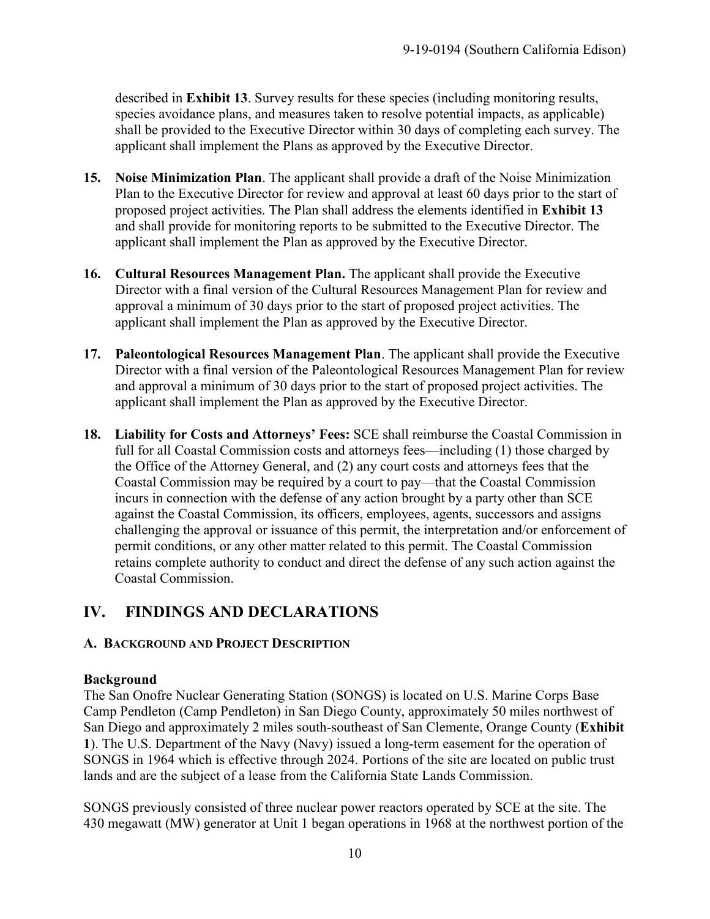described in **Exhibit 13**. Survey results for these species (including monitoring results, species avoidance plans, and measures taken to resolve potential impacts, as applicable) shall be provided to the Executive Director within 30 days of completing each survey. The applicant shall implement the Plans as approved by the Executive Director.

15. **Noise Minimization Plan**. The applicant shall provide a draft of the Noise Minimization Plan to the Executive Director for review and approval at least 60 days prior to the start of proposed project activities. The Plan shall address the elements identified in **Exhibit 13** and shall provide for monitoring reports to be submitted to the Executive Director. The applicant shall implement the Plan as approved by the Executive Director.

16. **Cultural Resources Management Plan.** The applicant shall provide the Executive Director with a final version of the Cultural Resources Management Plan for review and approval a minimum of 30 days prior to the start of proposed project activities. The applicant shall implement the Plan as approved by the Executive Director.

17. **Paleontological Resources Management Plan**. The applicant shall provide the Executive Director with a final version of the Paleontological Resources Management Plan for review and approval a minimum of 30 days prior to the start of proposed project activities. The applicant shall implement the Plan as approved by the Executive Director.

18. **Liability for Costs and Attorneys' Fees:** SCE shall reimburse the Coastal Commission in full for all Coastal Commission costs and attorneys fees—including (1) those charged by the Office of the Attorney General, and (2) any court costs and attorneys fees that the Coastal Commission may be required by a court to pay—that the Coastal Commission incurs in connection with the defense of any action brought by a party other than SCE against the Coastal Commission, its officers, employees, agents, successors and assigns challenging the approval or issuance of this permit, the interpretation and/or enforcement of permit conditions, or any other matter related to this permit. The Coastal Commission retains complete authority to conduct and direct the defense of any such action against the Coastal Commission.

## IV. FINDINGS AND DECLARATIONS

### A. Background and Project Description

**Background**

The San Onofre Nuclear Generating Station (SONGS) is located on U.S. Marine Corps Base Camp Pendleton (Camp Pendleton) in San Diego County, approximately 50 miles northwest of San Diego and approximately 2 miles south-southeast of San Clemente, Orange County (**Exhibit 1**). The U.S. Department of the Navy (Navy) issued a long-term easement for the operation of SONGS in 1964 which is effective through 2024. Portions of the site are located on public trust lands and are the subject of a lease from the California State Lands Commission.

SONGS previously consisted of three nuclear power reactors operated by SCE at the site. The 430 megawatt (MW) generator at Unit 1 began operations in 1968 at the northwest portion of the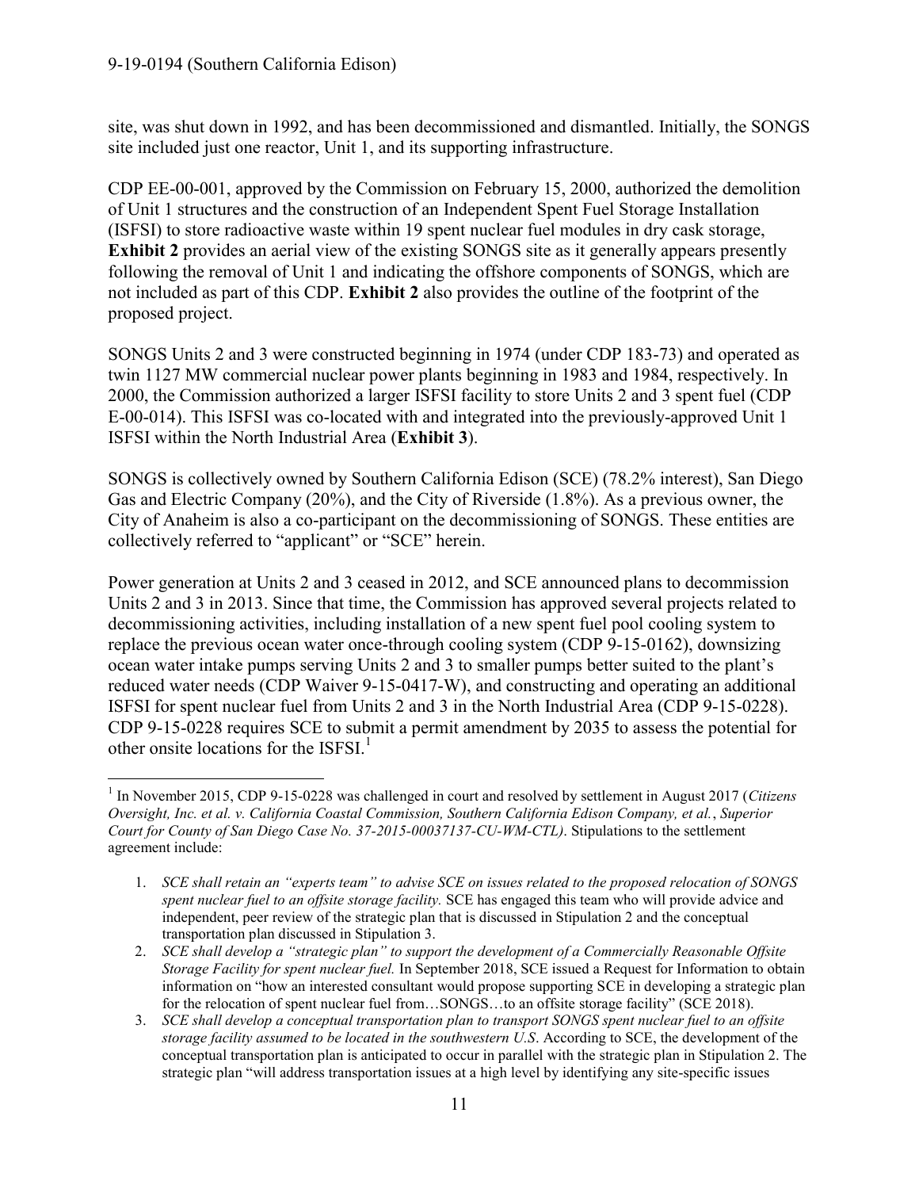site, was shut down in 1992, and has been decommissioned and dismantled. Initially, the SONGS site included just one reactor, Unit 1, and its supporting infrastructure.

CDP EE-00-001, approved by the Commission on February 15, 2000, authorized the demolition of Unit 1 structures and the construction of an Independent Spent Fuel Storage Installation (ISFSI) to store radioactive waste within 19 spent nuclear fuel modules in dry cask storage, **Exhibit 2** provides an aerial view of the existing SONGS site as it generally appears presently following the removal of Unit 1 and indicating the offshore components of SONGS, which are not included as part of this CDP. **Exhibit 2** also provides the outline of the footprint of the proposed project.

SONGS Units 2 and 3 were constructed beginning in 1974 (under CDP 183-73) and operated as twin 1127 MW commercial nuclear power plants beginning in 1983 and 1984, respectively. In 2000, the Commission authorized a larger ISFSI facility to store Units 2 and 3 spent fuel (CDP E-00-014). This ISFSI was co-located with and integrated into the previously-approved Unit 1 ISFSI within the North Industrial Area (**Exhibit 3**).

SONGS is collectively owned by Southern California Edison (SCE) (78.2% interest), San Diego Gas and Electric Company (20%), and the City of Riverside (1.8%). As a previous owner, the City of Anaheim is also a co-participant on the decommissioning of SONGS. These entities are collectively referred to "applicant" or "SCE" herein.

Power generation at Units 2 and 3 ceased in 2012, and SCE announced plans to decommission Units 2 and 3 in 2013. Since that time, the Commission has approved several projects related to decommissioning activities, including installation of a new spent fuel pool cooling system to replace the previous ocean water once-through cooling system (CDP 9-15-0162), downsizing ocean water intake pumps serving Units 2 and 3 to smaller pumps better suited to the plant's reduced water needs (CDP Waiver 9-15-0417-W), and constructing and operating an additional ISFSI for spent nuclear fuel from Units 2 and 3 in the North Industrial Area (CDP 9-15-0228). CDP 9-15-0228 requires SCE to submit a permit amendment by 2035 to assess the potential for other onsite locations for the ISFSI.[1]

---

[1] In November 2015, CDP 9-15-0228 was challenged in court and resolved by settlement in August 2017 (*Citizens Oversight, Inc. et al. v. California Coastal Commission, Southern California Edison Company, et al.*, *Superior Court for County of San Diego Case No. 37-2015-00037137-CU-WM-CTL)*. Stipulations to the settlement agreement include:

1. *SCE shall retain an "experts team" to advise SCE on issues related to the proposed relocation of SONGS spent nuclear fuel to an offsite storage facility.* SCE has engaged this team who will provide advice and independent, peer review of the strategic plan that is discussed in Stipulation 2 and the conceptual transportation plan discussed in Stipulation 3.
2. *SCE shall develop a "strategic plan" to support the development of a Commercially Reasonable Offsite Storage Facility for spent nuclear fuel.* In September 2018, SCE issued a Request for Information to obtain information on "how an interested consultant would propose supporting SCE in developing a strategic plan for the relocation of spent nuclear fuel from…SONGS…to an offsite storage facility" (SCE 2018).
3. *SCE shall develop a conceptual transportation plan to transport SONGS spent nuclear fuel to an offsite storage facility assumed to be located in the southwestern U.S*. According to SCE, the development of the conceptual transportation plan is anticipated to occur in parallel with the strategic plan in Stipulation 2. The strategic plan "will address transportation issues at a high level by identifying any site-specific issues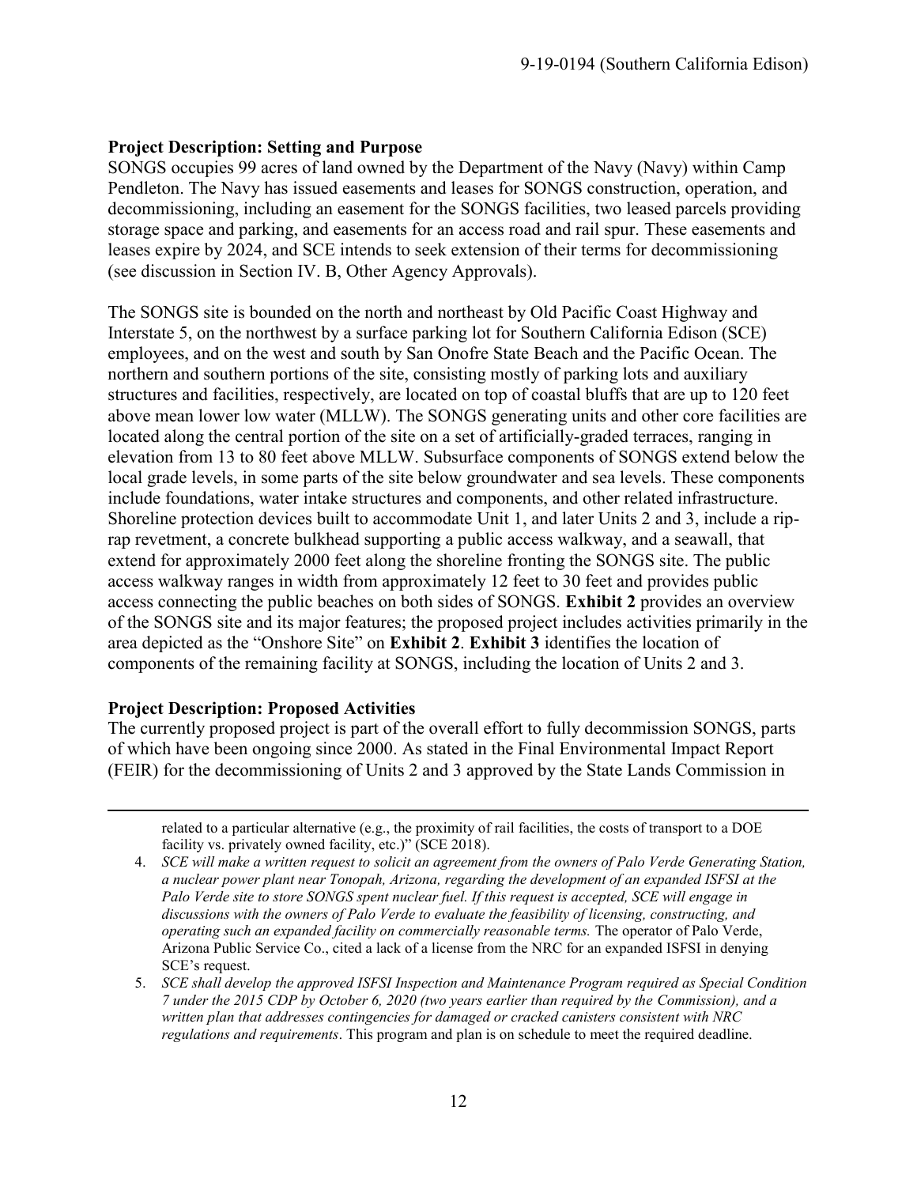**Project Description: Setting and Purpose**

SONGS occupies 99 acres of land owned by the Department of the Navy (Navy) within Camp Pendleton. The Navy has issued easements and leases for SONGS construction, operation, and decommissioning, including an easement for the SONGS facilities, two leased parcels providing storage space and parking, and easements for an access road and rail spur. These easements and leases expire by 2024, and SCE intends to seek extension of their terms for decommissioning (see discussion in Section IV. B, Other Agency Approvals).

The SONGS site is bounded on the north and northeast by Old Pacific Coast Highway and Interstate 5, on the northwest by a surface parking lot for Southern California Edison (SCE) employees, and on the west and south by San Onofre State Beach and the Pacific Ocean. The northern and southern portions of the site, consisting mostly of parking lots and auxiliary structures and facilities, respectively, are located on top of coastal bluffs that are up to 120 feet above mean lower low water (MLLW). The SONGS generating units and other core facilities are located along the central portion of the site on a set of artificially-graded terraces, ranging in elevation from 13 to 80 feet above MLLW. Subsurface components of SONGS extend below the local grade levels, in some parts of the site below groundwater and sea levels. These components include foundations, water intake structures and components, and other related infrastructure. Shoreline protection devices built to accommodate Unit 1, and later Units 2 and 3, include a rip-rap revetment, a concrete bulkhead supporting a public access walkway, and a seawall, that extend for approximately 2000 feet along the shoreline fronting the SONGS site. The public access walkway ranges in width from approximately 12 feet to 30 feet and provides public access connecting the public beaches on both sides of SONGS. **Exhibit 2** provides an overview of the SONGS site and its major features; the proposed project includes activities primarily in the area depicted as the "Onshore Site" on **Exhibit 2**. **Exhibit 3** identifies the location of components of the remaining facility at SONGS, including the location of Units 2 and 3.

**Project Description: Proposed Activities**

The currently proposed project is part of the overall effort to fully decommission SONGS, parts of which have been ongoing since 2000. As stated in the Final Environmental Impact Report (FEIR) for the decommissioning of Units 2 and 3 approved by the State Lands Commission in

---

related to a particular alternative (e.g., the proximity of rail facilities, the costs of transport to a DOE facility vs. privately owned facility, etc.)" (SCE 2018).

4. *SCE will make a written request to solicit an agreement from the owners of Palo Verde Generating Station, a nuclear power plant near Tonopah, Arizona, regarding the development of an expanded ISFSI at the Palo Verde site to store SONGS spent nuclear fuel. If this request is accepted, SCE will engage in discussions with the owners of Palo Verde to evaluate the feasibility of licensing, constructing, and operating such an expanded facility on commercially reasonable terms.* The operator of Palo Verde, Arizona Public Service Co., cited a lack of a license from the NRC for an expanded ISFSI in denying SCE's request.
5. *SCE shall develop the approved ISFSI Inspection and Maintenance Program required as Special Condition 7 under the 2015 CDP by October 6, 2020 (two years earlier than required by the Commission), and a written plan that addresses contingencies for damaged or cracked canisters consistent with NRC regulations and requirements*. This program and plan is on schedule to meet the required deadline.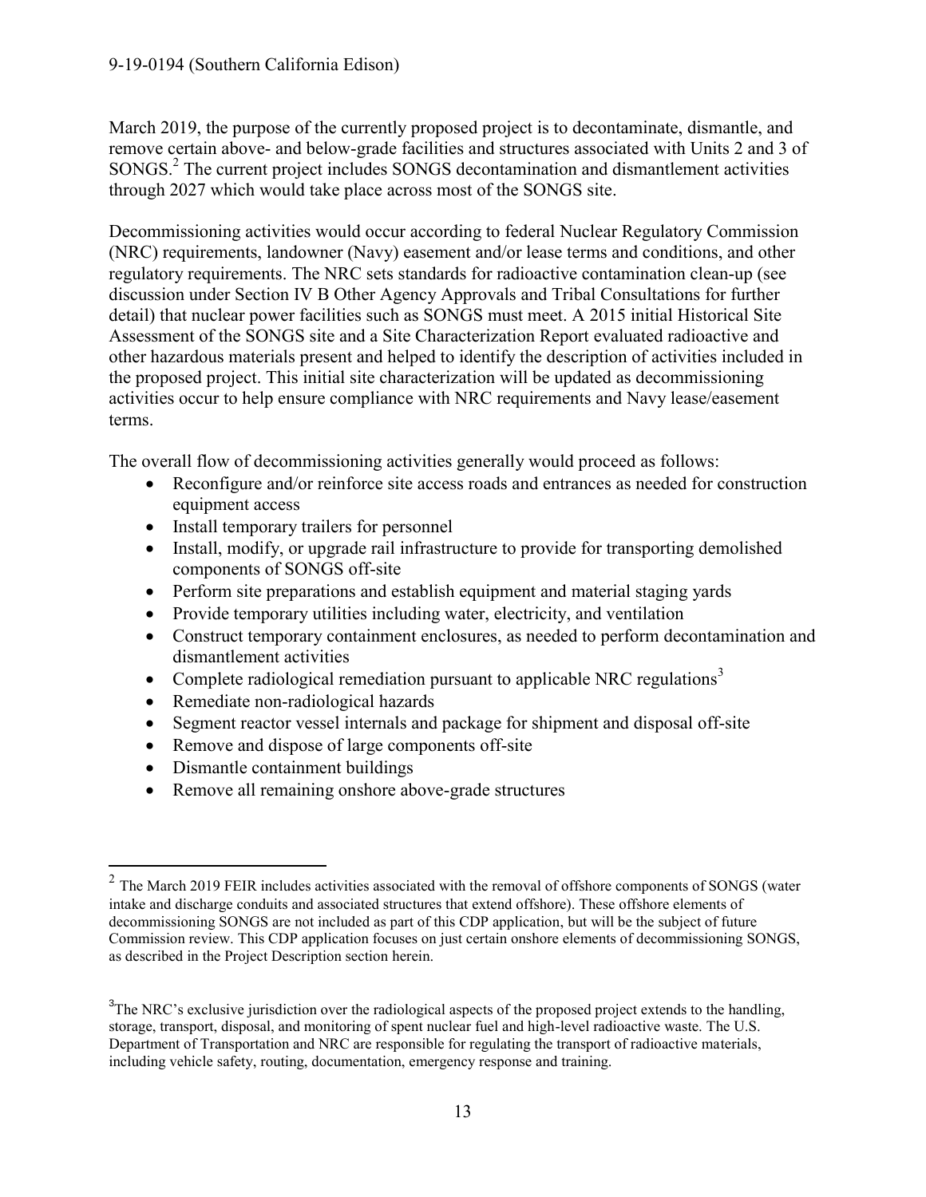March 2019, the purpose of the currently proposed project is to decontaminate, dismantle, and remove certain above- and below-grade facilities and structures associated with Units 2 and 3 of SONGS.[2] The current project includes SONGS decontamination and dismantlement activities through 2027 which would take place across most of the SONGS site.

Decommissioning activities would occur according to federal Nuclear Regulatory Commission (NRC) requirements, landowner (Navy) easement and/or lease terms and conditions, and other regulatory requirements. The NRC sets standards for radioactive contamination clean-up (see discussion under Section IV B Other Agency Approvals and Tribal Consultations for further detail) that nuclear power facilities such as SONGS must meet. A 2015 initial Historical Site Assessment of the SONGS site and a Site Characterization Report evaluated radioactive and other hazardous materials present and helped to identify the description of activities included in the proposed project. This initial site characterization will be updated as decommissioning activities occur to help ensure compliance with NRC requirements and Navy lease/easement terms.

The overall flow of decommissioning activities generally would proceed as follows:

- Reconfigure and/or reinforce site access roads and entrances as needed for construction equipment access
- Install temporary trailers for personnel
- Install, modify, or upgrade rail infrastructure to provide for transporting demolished components of SONGS off-site
- Perform site preparations and establish equipment and material staging yards
- Provide temporary utilities including water, electricity, and ventilation
- Construct temporary containment enclosures, as needed to perform decontamination and dismantlement activities
- Complete radiological remediation pursuant to applicable NRC regulations[3]
- Remediate non-radiological hazards
- Segment reactor vessel internals and package for shipment and disposal off-site
- Remove and dispose of large components off-site
- Dismantle containment buildings
- Remove all remaining onshore above-grade structures

---

[2] The March 2019 FEIR includes activities associated with the removal of offshore components of SONGS (water intake and discharge conduits and associated structures that extend offshore). These offshore elements of decommissioning SONGS are not included as part of this CDP application, but will be the subject of future Commission review. This CDP application focuses on just certain onshore elements of decommissioning SONGS, as described in the Project Description section herein.

[3] The NRC's exclusive jurisdiction over the radiological aspects of the proposed project extends to the handling, storage, transport, disposal, and monitoring of spent nuclear fuel and high-level radioactive waste. The U.S. Department of Transportation and NRC are responsible for regulating the transport of radioactive materials, including vehicle safety, routing, documentation, emergency response and training.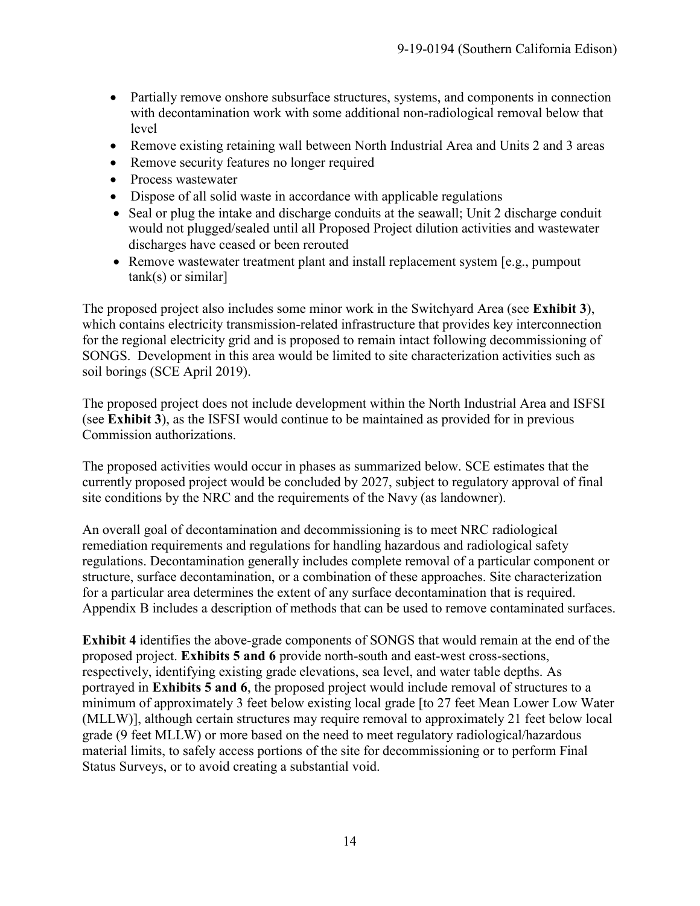- Partially remove onshore subsurface structures, systems, and components in connection with decontamination work with some additional non-radiological removal below that level
- Remove existing retaining wall between North Industrial Area and Units 2 and 3 areas
- Remove security features no longer required
- Process wastewater
- Dispose of all solid waste in accordance with applicable regulations
- Seal or plug the intake and discharge conduits at the seawall; Unit 2 discharge conduit would not plugged/sealed until all Proposed Project dilution activities and wastewater discharges have ceased or been rerouted
- Remove wastewater treatment plant and install replacement system [e.g., pumpout tank(s) or similar]

The proposed project also includes some minor work in the Switchyard Area (see **Exhibit 3**), which contains electricity transmission-related infrastructure that provides key interconnection for the regional electricity grid and is proposed to remain intact following decommissioning of SONGS. Development in this area would be limited to site characterization activities such as soil borings (SCE April 2019).

The proposed project does not include development within the North Industrial Area and ISFSI (see **Exhibit 3**), as the ISFSI would continue to be maintained as provided for in previous Commission authorizations.

The proposed activities would occur in phases as summarized below. SCE estimates that the currently proposed project would be concluded by 2027, subject to regulatory approval of final site conditions by the NRC and the requirements of the Navy (as landowner).

An overall goal of decontamination and decommissioning is to meet NRC radiological remediation requirements and regulations for handling hazardous and radiological safety regulations. Decontamination generally includes complete removal of a particular component or structure, surface decontamination, or a combination of these approaches. Site characterization for a particular area determines the extent of any surface decontamination that is required. Appendix B includes a description of methods that can be used to remove contaminated surfaces.

**Exhibit 4** identifies the above-grade components of SONGS that would remain at the end of the proposed project. **Exhibits 5 and 6** provide north-south and east-west cross-sections, respectively, identifying existing grade elevations, sea level, and water table depths. As portrayed in **Exhibits 5 and 6**, the proposed project would include removal of structures to a minimum of approximately 3 feet below existing local grade [to 27 feet Mean Lower Low Water (MLLW)], although certain structures may require removal to approximately 21 feet below local grade (9 feet MLLW) or more based on the need to meet regulatory radiological/hazardous material limits, to safely access portions of the site for decommissioning or to perform Final Status Surveys, or to avoid creating a substantial void.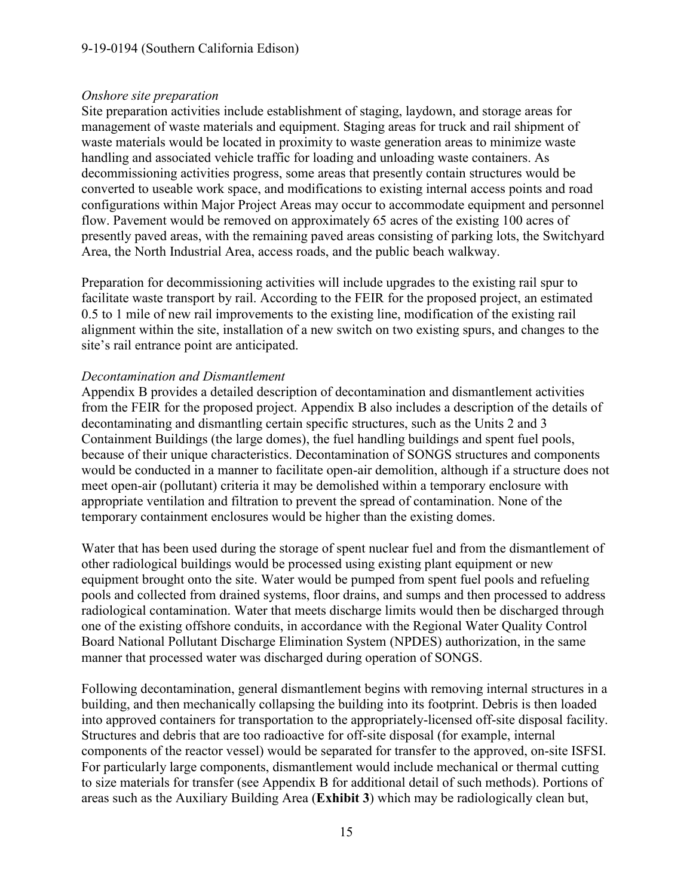*Onshore site preparation*

Site preparation activities include establishment of staging, laydown, and storage areas for management of waste materials and equipment. Staging areas for truck and rail shipment of waste materials would be located in proximity to waste generation areas to minimize waste handling and associated vehicle traffic for loading and unloading waste containers. As decommissioning activities progress, some areas that presently contain structures would be converted to useable work space, and modifications to existing internal access points and road configurations within Major Project Areas may occur to accommodate equipment and personnel flow. Pavement would be removed on approximately 65 acres of the existing 100 acres of presently paved areas, with the remaining paved areas consisting of parking lots, the Switchyard Area, the North Industrial Area, access roads, and the public beach walkway.

Preparation for decommissioning activities will include upgrades to the existing rail spur to facilitate waste transport by rail. According to the FEIR for the proposed project, an estimated 0.5 to 1 mile of new rail improvements to the existing line, modification of the existing rail alignment within the site, installation of a new switch on two existing spurs, and changes to the site's rail entrance point are anticipated.

*Decontamination and Dismantlement*

Appendix B provides a detailed description of decontamination and dismantlement activities from the FEIR for the proposed project. Appendix B also includes a description of the details of decontaminating and dismantling certain specific structures, such as the Units 2 and 3 Containment Buildings (the large domes), the fuel handling buildings and spent fuel pools, because of their unique characteristics. Decontamination of SONGS structures and components would be conducted in a manner to facilitate open-air demolition, although if a structure does not meet open-air (pollutant) criteria it may be demolished within a temporary enclosure with appropriate ventilation and filtration to prevent the spread of contamination. None of the temporary containment enclosures would be higher than the existing domes.

Water that has been used during the storage of spent nuclear fuel and from the dismantlement of other radiological buildings would be processed using existing plant equipment or new equipment brought onto the site. Water would be pumped from spent fuel pools and refueling pools and collected from drained systems, floor drains, and sumps and then processed to address radiological contamination. Water that meets discharge limits would then be discharged through one of the existing offshore conduits, in accordance with the Regional Water Quality Control Board National Pollutant Discharge Elimination System (NPDES) authorization, in the same manner that processed water was discharged during operation of SONGS.

Following decontamination, general dismantlement begins with removing internal structures in a building, and then mechanically collapsing the building into its footprint. Debris is then loaded into approved containers for transportation to the appropriately-licensed off-site disposal facility. Structures and debris that are too radioactive for off-site disposal (for example, internal components of the reactor vessel) would be separated for transfer to the approved, on-site ISFSI. For particularly large components, dismantlement would include mechanical or thermal cutting to size materials for transfer (see Appendix B for additional detail of such methods). Portions of areas such as the Auxiliary Building Area (**Exhibit 3**) which may be radiologically clean but,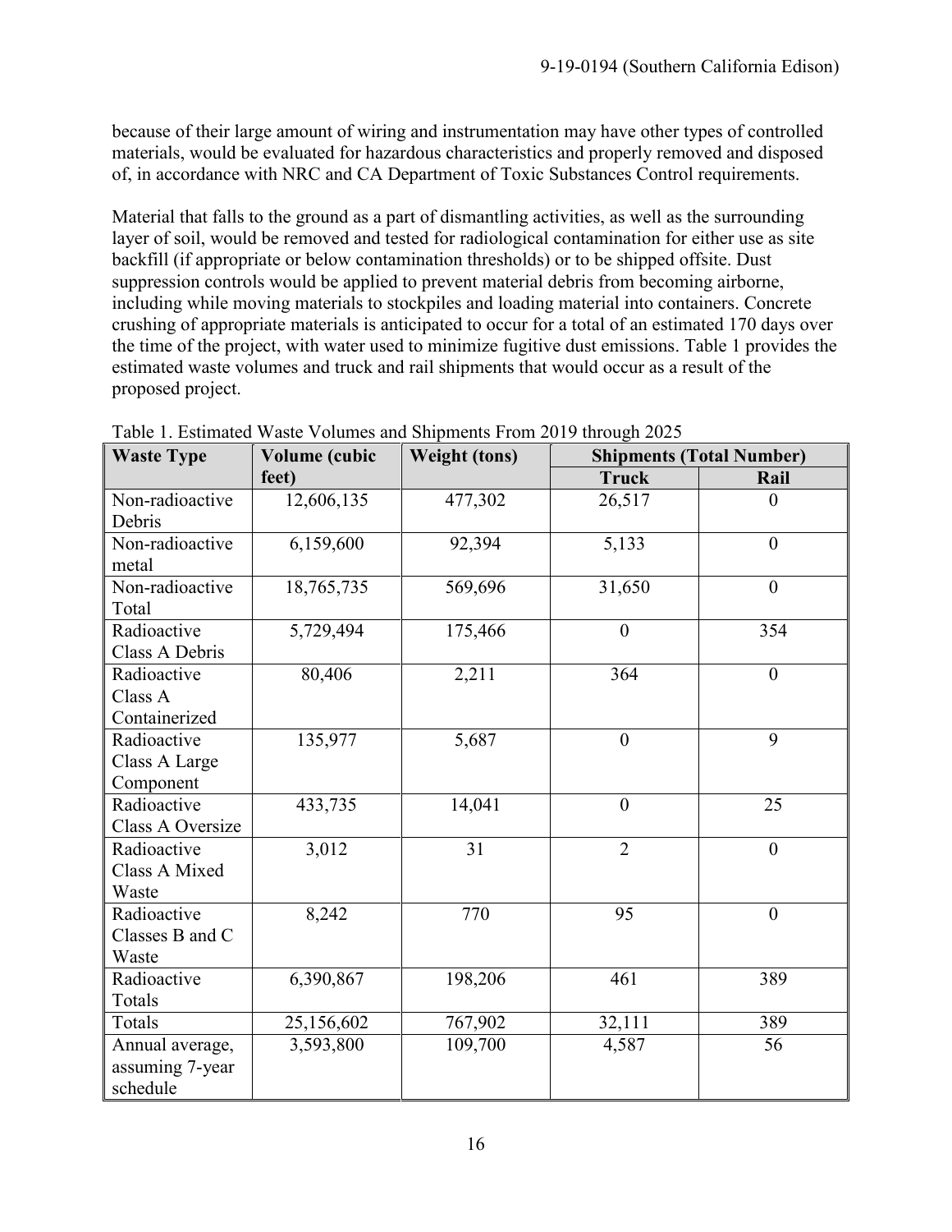because of their large amount of wiring and instrumentation may have other types of controlled materials, would be evaluated for hazardous characteristics and properly removed and disposed of, in accordance with NRC and CA Department of Toxic Substances Control requirements.

Material that falls to the ground as a part of dismantling activities, as well as the surrounding layer of soil, would be removed and tested for radiological contamination for either use as site backfill (if appropriate or below contamination thresholds) or to be shipped offsite. Dust suppression controls would be applied to prevent material debris from becoming airborne, including while moving materials to stockpiles and loading material into containers. Concrete crushing of appropriate materials is anticipated to occur for a total of an estimated 170 days over the time of the project, with water used to minimize fugitive dust emissions. Table 1 provides the estimated waste volumes and truck and rail shipments that would occur as a result of the proposed project.

Table 1. Estimated Waste Volumes and Shipments From 2019 through 2025

| Waste Type | Volume (cubic feet) | Weight (tons) | Shipments (Total Number) | |
|---|---|---|---|---|
| | | | Truck | Rail |
| Non-radioactive Debris | 12,606,135 | 477,302 | 26,517 | 0 |
| Non-radioactive metal | 6,159,600 | 92,394 | 5,133 | 0 |
| Non-radioactive Total | 18,765,735 | 569,696 | 31,650 | 0 |
| Radioactive Class A Debris | 5,729,494 | 175,466 | 0 | 354 |
| Radioactive Class A Containerized | 80,406 | 2,211 | 364 | 0 |
| Radioactive Class A Large Component | 135,977 | 5,687 | 0 | 9 |
| Radioactive Class A Oversize | 433,735 | 14,041 | 0 | 25 |
| Radioactive Class A Mixed Waste | 3,012 | 31 | 2 | 0 |
| Radioactive Classes B and C Waste | 8,242 | 770 | 95 | 0 |
| Radioactive Totals | 6,390,867 | 198,206 | 461 | 389 |
| Totals | 25,156,602 | 767,902 | 32,111 | 389 |
| Annual average, assuming 7-year schedule | 3,593,800 | 109,700 | 4,587 | 56 |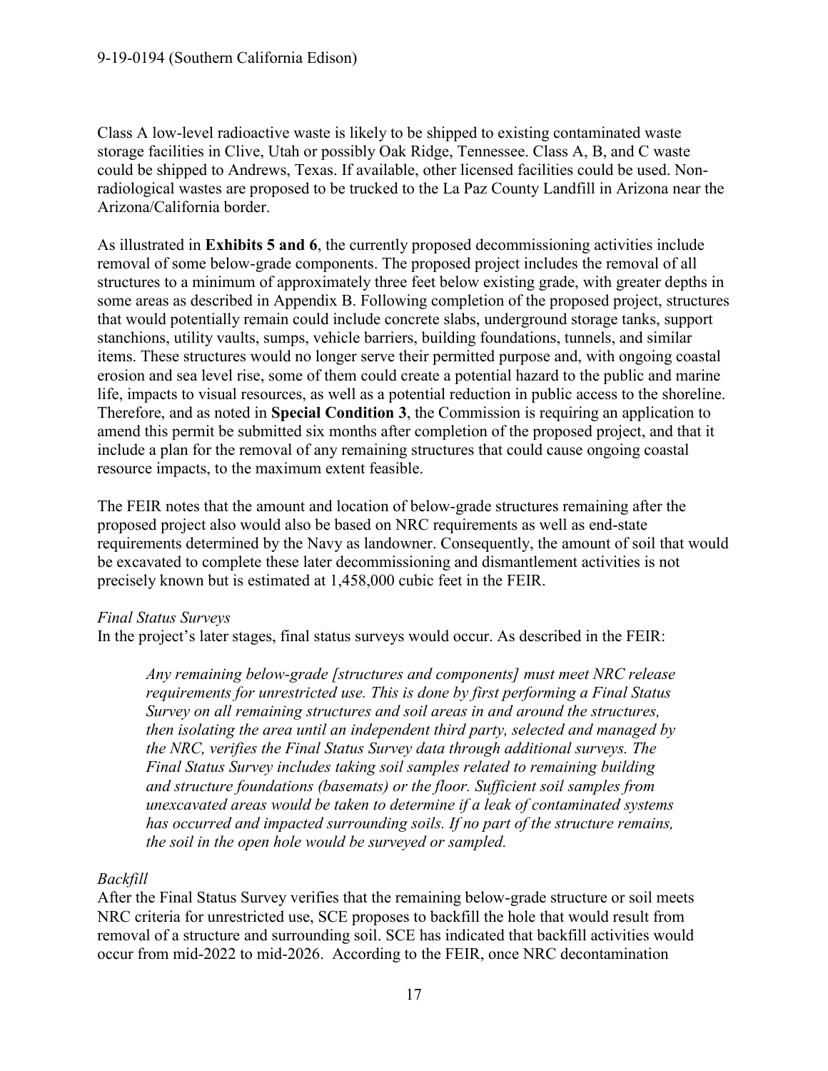Class A low-level radioactive waste is likely to be shipped to existing contaminated waste storage facilities in Clive, Utah or possibly Oak Ridge, Tennessee. Class A, B, and C waste could be shipped to Andrews, Texas. If available, other licensed facilities could be used. Non-radiological wastes are proposed to be trucked to the La Paz County Landfill in Arizona near the Arizona/California border.

As illustrated in **Exhibits 5 and 6**, the currently proposed decommissioning activities include removal of some below-grade components. The proposed project includes the removal of all structures to a minimum of approximately three feet below existing grade, with greater depths in some areas as described in Appendix B. Following completion of the proposed project, structures that would potentially remain could include concrete slabs, underground storage tanks, support stanchions, utility vaults, sumps, vehicle barriers, building foundations, tunnels, and similar items. These structures would no longer serve their permitted purpose and, with ongoing coastal erosion and sea level rise, some of them could create a potential hazard to the public and marine life, impacts to visual resources, as well as a potential reduction in public access to the shoreline. Therefore, and as noted in **Special Condition 3**, the Commission is requiring an application to amend this permit be submitted six months after completion of the proposed project, and that it include a plan for the removal of any remaining structures that could cause ongoing coastal resource impacts, to the maximum extent feasible.

The FEIR notes that the amount and location of below-grade structures remaining after the proposed project also would also be based on NRC requirements as well as end-state requirements determined by the Navy as landowner. Consequently, the amount of soil that would be excavated to complete these later decommissioning and dismantlement activities is not precisely known but is estimated at 1,458,000 cubic feet in the FEIR.

*Final Status Surveys*

In the project's later stages, final status surveys would occur. As described in the FEIR:

> *Any remaining below-grade [structures and components] must meet NRC release requirements for unrestricted use. This is done by first performing a Final Status Survey on all remaining structures and soil areas in and around the structures, then isolating the area until an independent third party, selected and managed by the NRC, verifies the Final Status Survey data through additional surveys. The Final Status Survey includes taking soil samples related to remaining building and structure foundations (basemats) or the floor. Sufficient soil samples from unexcavated areas would be taken to determine if a leak of contaminated systems has occurred and impacted surrounding soils. If no part of the structure remains, the soil in the open hole would be surveyed or sampled.*

*Backfill*

After the Final Status Survey verifies that the remaining below-grade structure or soil meets NRC criteria for unrestricted use, SCE proposes to backfill the hole that would result from removal of a structure and surrounding soil. SCE has indicated that backfill activities would occur from mid-2022 to mid-2026. According to the FEIR, once NRC decontamination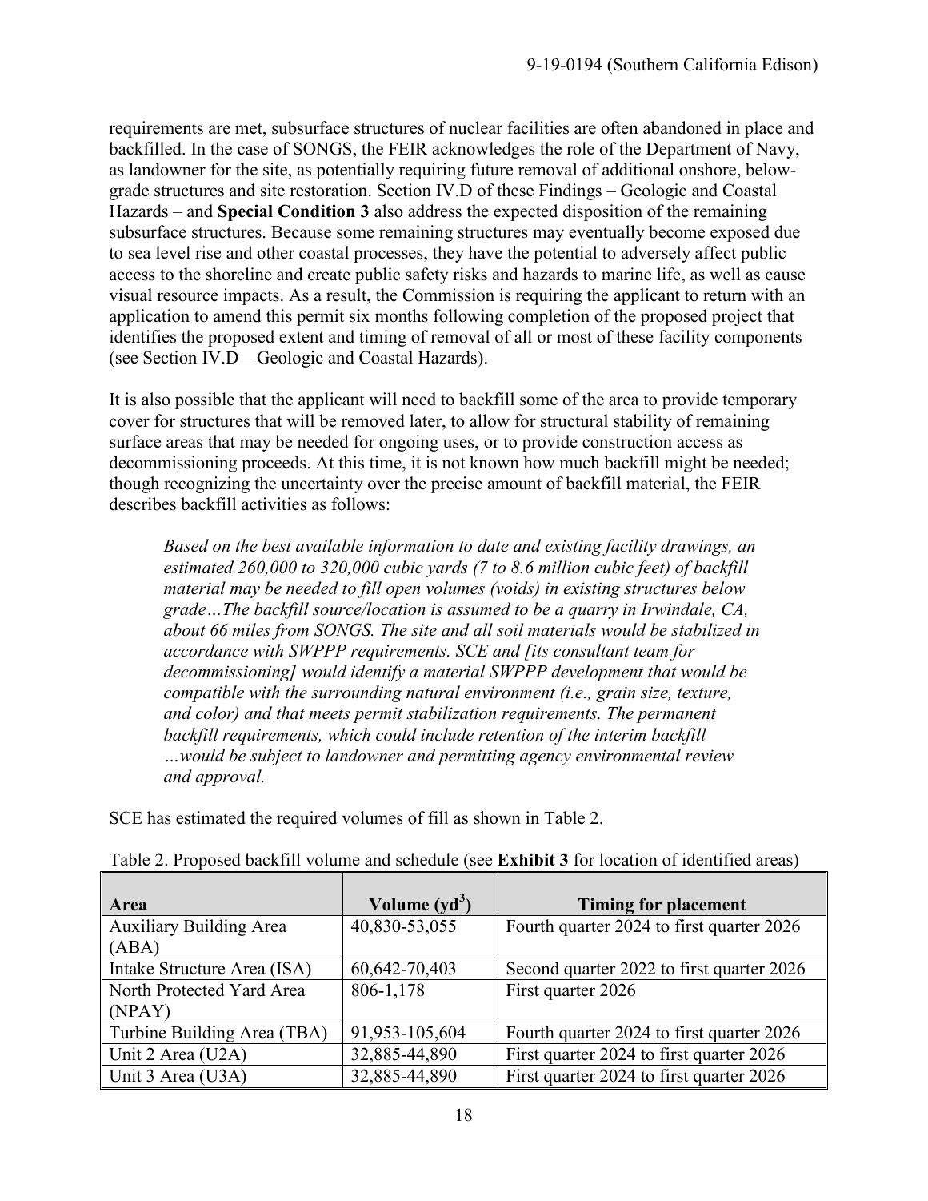requirements are met, subsurface structures of nuclear facilities are often abandoned in place and backfilled. In the case of SONGS, the FEIR acknowledges the role of the Department of Navy, as landowner for the site, as potentially requiring future removal of additional onshore, below-grade structures and site restoration. Section IV.D of these Findings – Geologic and Coastal Hazards – and **Special Condition 3** also address the expected disposition of the remaining subsurface structures. Because some remaining structures may eventually become exposed due to sea level rise and other coastal processes, they have the potential to adversely affect public access to the shoreline and create public safety risks and hazards to marine life, as well as cause visual resource impacts. As a result, the Commission is requiring the applicant to return with an application to amend this permit six months following completion of the proposed project that identifies the proposed extent and timing of removal of all or most of these facility components (see Section IV.D – Geologic and Coastal Hazards).

It is also possible that the applicant will need to backfill some of the area to provide temporary cover for structures that will be removed later, to allow for structural stability of remaining surface areas that may be needed for ongoing uses, or to provide construction access as decommissioning proceeds. At this time, it is not known how much backfill might be needed; though recognizing the uncertainty over the precise amount of backfill material, the FEIR describes backfill activities as follows:

> *Based on the best available information to date and existing facility drawings, an estimated 260,000 to 320,000 cubic yards (7 to 8.6 million cubic feet) of backfill material may be needed to fill open volumes (voids) in existing structures below grade…The backfill source/location is assumed to be a quarry in Irwindale, CA, about 66 miles from SONGS. The site and all soil materials would be stabilized in accordance with SWPPP requirements. SCE and [its consultant team for decommissioning] would identify a material SWPPP development that would be compatible with the surrounding natural environment (i.e., grain size, texture, and color) and that meets permit stabilization requirements. The permanent backfill requirements, which could include retention of the interim backfill …would be subject to landowner and permitting agency environmental review and approval.*

SCE has estimated the required volumes of fill as shown in Table 2.

Table 2. Proposed backfill volume and schedule (see **Exhibit 3** for location of identified areas)

| Area | Volume ($yd^3$) | Timing for placement |
|---|---|---|
| Auxiliary Building Area (ABA) | 40,830-53,055 | Fourth quarter 2024 to first quarter 2026 |
| Intake Structure Area (ISA) | 60,642-70,403 | Second quarter 2022 to first quarter 2026 |
| North Protected Yard Area (NPAY) | 806-1,178 | First quarter 2026 |
| Turbine Building Area (TBA) | 91,953-105,604 | Fourth quarter 2024 to first quarter 2026 |
| Unit 2 Area (U2A) | 32,885-44,890 | First quarter 2024 to first quarter 2026 |
| Unit 3 Area (U3A) | 32,885-44,890 | First quarter 2024 to first quarter 2026 |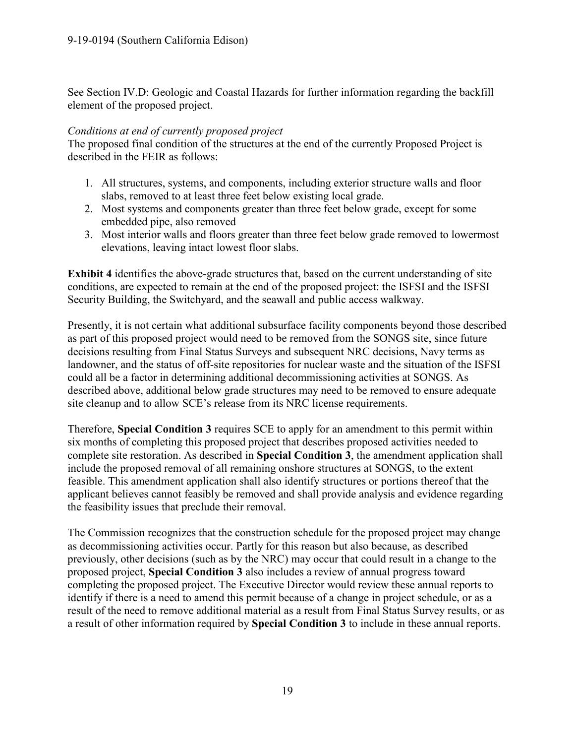See Section IV.D: Geologic and Coastal Hazards for further information regarding the backfill element of the proposed project.

*Conditions at end of currently proposed project*

The proposed final condition of the structures at the end of the currently Proposed Project is described in the FEIR as follows:

1. All structures, systems, and components, including exterior structure walls and floor slabs, removed to at least three feet below existing local grade.
2. Most systems and components greater than three feet below grade, except for some embedded pipe, also removed
3. Most interior walls and floors greater than three feet below grade removed to lowermost elevations, leaving intact lowest floor slabs.

**Exhibit 4** identifies the above-grade structures that, based on the current understanding of site conditions, are expected to remain at the end of the proposed project: the ISFSI and the ISFSI Security Building, the Switchyard, and the seawall and public access walkway.

Presently, it is not certain what additional subsurface facility components beyond those described as part of this proposed project would need to be removed from the SONGS site, since future decisions resulting from Final Status Surveys and subsequent NRC decisions, Navy terms as landowner, and the status of off-site repositories for nuclear waste and the situation of the ISFSI could all be a factor in determining additional decommissioning activities at SONGS. As described above, additional below grade structures may need to be removed to ensure adequate site cleanup and to allow SCE's release from its NRC license requirements.

Therefore, **Special Condition 3** requires SCE to apply for an amendment to this permit within six months of completing this proposed project that describes proposed activities needed to complete site restoration. As described in **Special Condition 3**, the amendment application shall include the proposed removal of all remaining onshore structures at SONGS, to the extent feasible. This amendment application shall also identify structures or portions thereof that the applicant believes cannot feasibly be removed and shall provide analysis and evidence regarding the feasibility issues that preclude their removal.

The Commission recognizes that the construction schedule for the proposed project may change as decommissioning activities occur. Partly for this reason but also because, as described previously, other decisions (such as by the NRC) may occur that could result in a change to the proposed project, **Special Condition 3** also includes a review of annual progress toward completing the proposed project. The Executive Director would review these annual reports to identify if there is a need to amend this permit because of a change in project schedule, or as a result of the need to remove additional material as a result from Final Status Survey results, or as a result of other information required by **Special Condition 3** to include in these annual reports.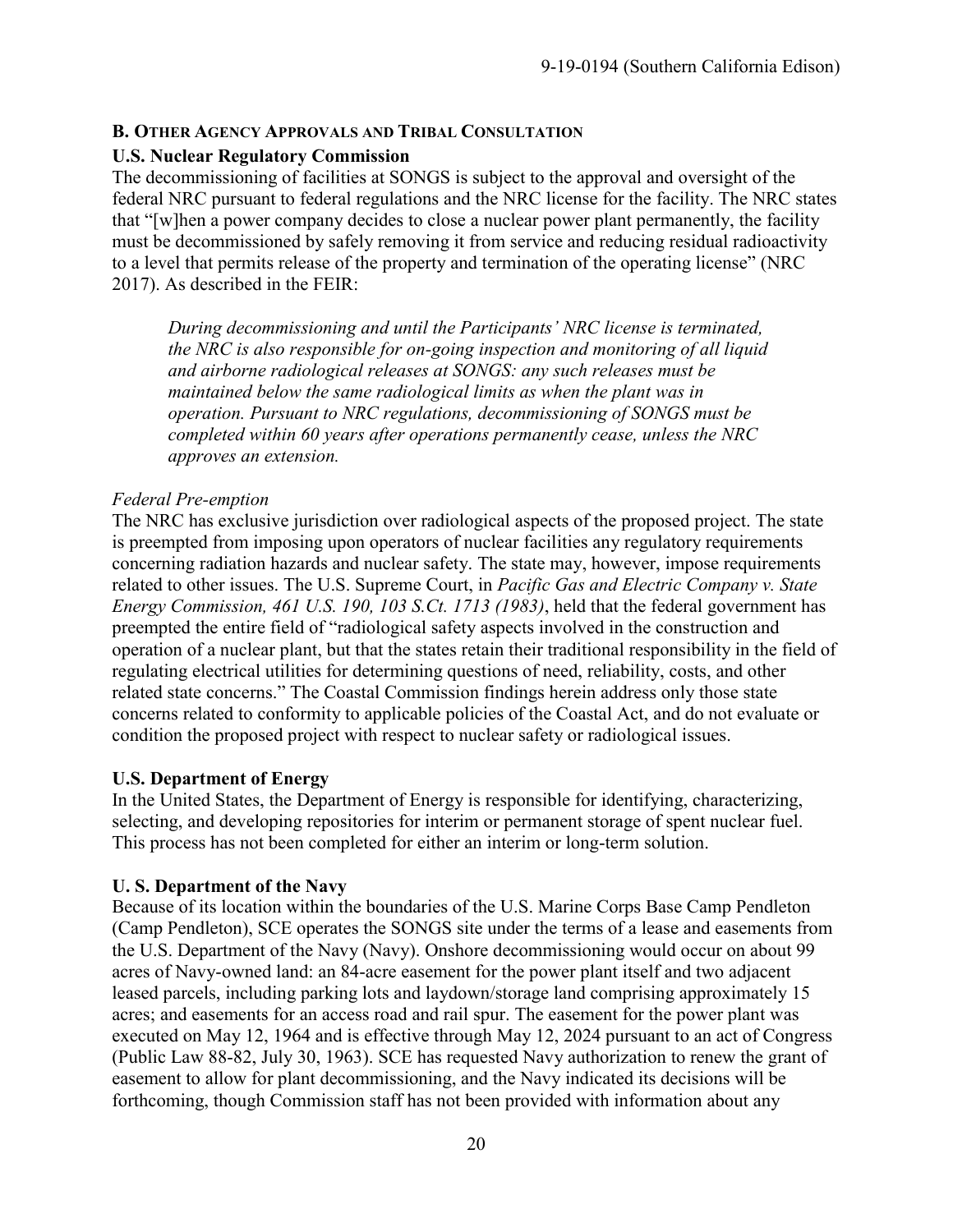## B. OTHER AGENCY APPROVALS AND TRIBAL CONSULTATION

### U.S. Nuclear Regulatory Commission

The decommissioning of facilities at SONGS is subject to the approval and oversight of the federal NRC pursuant to federal regulations and the NRC license for the facility. The NRC states that "[w]hen a power company decides to close a nuclear power plant permanently, the facility must be decommissioned by safely removing it from service and reducing residual radioactivity to a level that permits release of the property and termination of the operating license" (NRC 2017). As described in the FEIR:

> *During decommissioning and until the Participants' NRC license is terminated, the NRC is also responsible for on-going inspection and monitoring of all liquid and airborne radiological releases at SONGS: any such releases must be maintained below the same radiological limits as when the plant was in operation. Pursuant to NRC regulations, decommissioning of SONGS must be completed within 60 years after operations permanently cease, unless the NRC approves an extension.*

*Federal Pre-emption*

The NRC has exclusive jurisdiction over radiological aspects of the proposed project. The state is preempted from imposing upon operators of nuclear facilities any regulatory requirements concerning radiation hazards and nuclear safety. The state may, however, impose requirements related to other issues. The U.S. Supreme Court, in *Pacific Gas and Electric Company v. State Energy Commission, 461 U.S. 190, 103 S.Ct. 1713 (1983)*, held that the federal government has preempted the entire field of "radiological safety aspects involved in the construction and operation of a nuclear plant, but that the states retain their traditional responsibility in the field of regulating electrical utilities for determining questions of need, reliability, costs, and other related state concerns." The Coastal Commission findings herein address only those state concerns related to conformity to applicable policies of the Coastal Act, and do not evaluate or condition the proposed project with respect to nuclear safety or radiological issues.

### U.S. Department of Energy

In the United States, the Department of Energy is responsible for identifying, characterizing, selecting, and developing repositories for interim or permanent storage of spent nuclear fuel. This process has not been completed for either an interim or long-term solution.

### U. S. Department of the Navy

Because of its location within the boundaries of the U.S. Marine Corps Base Camp Pendleton (Camp Pendleton), SCE operates the SONGS site under the terms of a lease and easements from the U.S. Department of the Navy (Navy). Onshore decommissioning would occur on about 99 acres of Navy-owned land: an 84-acre easement for the power plant itself and two adjacent leased parcels, including parking lots and laydown/storage land comprising approximately 15 acres; and easements for an access road and rail spur. The easement for the power plant was executed on May 12, 1964 and is effective through May 12, 2024 pursuant to an act of Congress (Public Law 88-82, July 30, 1963). SCE has requested Navy authorization to renew the grant of easement to allow for plant decommissioning, and the Navy indicated its decisions will be forthcoming, though Commission staff has not been provided with information about any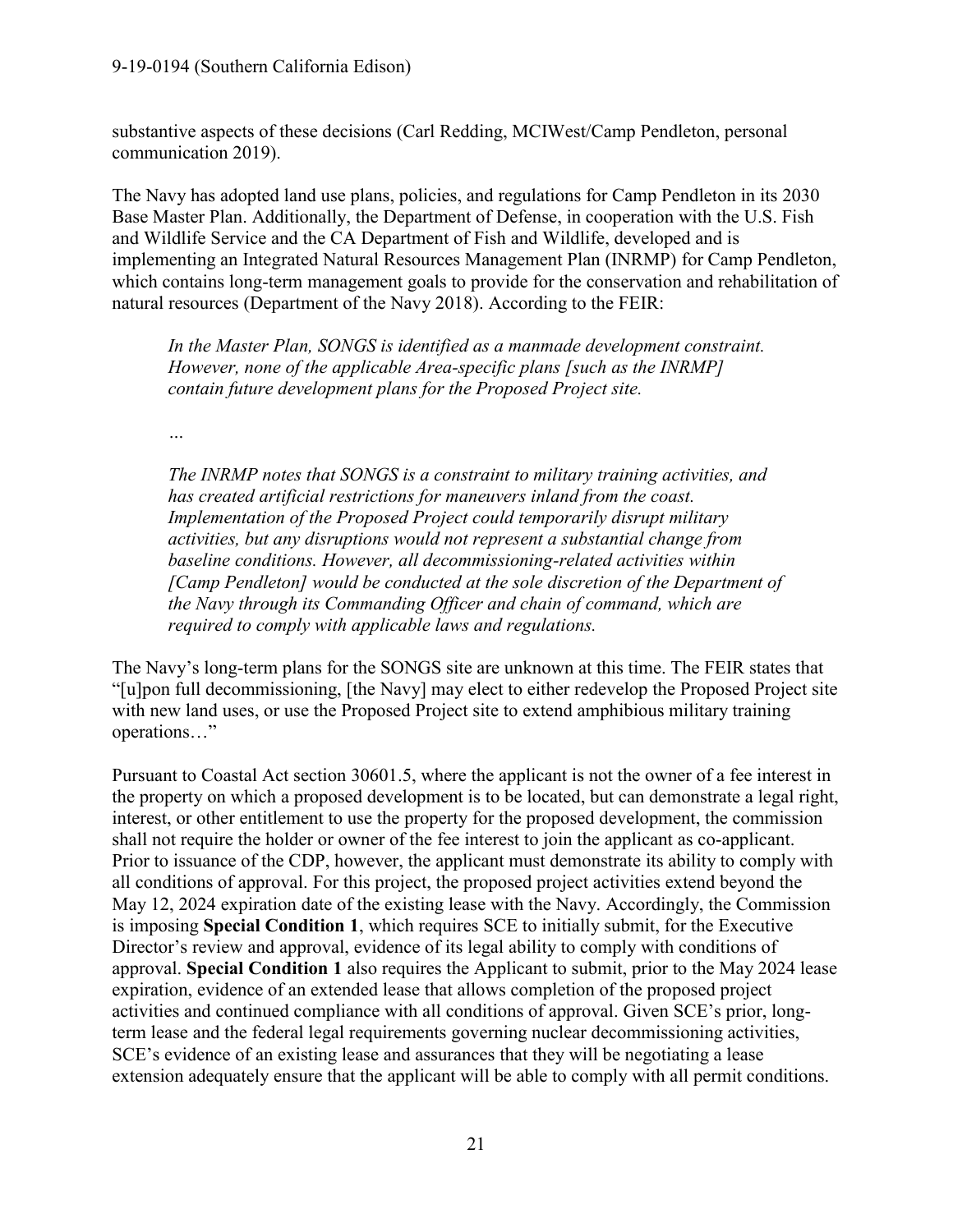substantive aspects of these decisions (Carl Redding, MCIWest/Camp Pendleton, personal communication 2019).

The Navy has adopted land use plans, policies, and regulations for Camp Pendleton in its 2030 Base Master Plan. Additionally, the Department of Defense, in cooperation with the U.S. Fish and Wildlife Service and the CA Department of Fish and Wildlife, developed and is implementing an Integrated Natural Resources Management Plan (INRMP) for Camp Pendleton, which contains long-term management goals to provide for the conservation and rehabilitation of natural resources (Department of the Navy 2018). According to the FEIR:

> *In the Master Plan, SONGS is identified as a manmade development constraint. However, none of the applicable Area-specific plans [such as the INRMP] contain future development plans for the Proposed Project site.*
>
> *…*
>
> *The INRMP notes that SONGS is a constraint to military training activities, and has created artificial restrictions for maneuvers inland from the coast. Implementation of the Proposed Project could temporarily disrupt military activities, but any disruptions would not represent a substantial change from baseline conditions. However, all decommissioning-related activities within [Camp Pendleton] would be conducted at the sole discretion of the Department of the Navy through its Commanding Officer and chain of command, which are required to comply with applicable laws and regulations.*

The Navy's long-term plans for the SONGS site are unknown at this time. The FEIR states that "[u]pon full decommissioning, [the Navy] may elect to either redevelop the Proposed Project site with new land uses, or use the Proposed Project site to extend amphibious military training operations…"

Pursuant to Coastal Act section 30601.5, where the applicant is not the owner of a fee interest in the property on which a proposed development is to be located, but can demonstrate a legal right, interest, or other entitlement to use the property for the proposed development, the commission shall not require the holder or owner of the fee interest to join the applicant as co-applicant. Prior to issuance of the CDP, however, the applicant must demonstrate its ability to comply with all conditions of approval. For this project, the proposed project activities extend beyond the May 12, 2024 expiration date of the existing lease with the Navy. Accordingly, the Commission is imposing **Special Condition 1**, which requires SCE to initially submit, for the Executive Director's review and approval, evidence of its legal ability to comply with conditions of approval. **Special Condition 1** also requires the Applicant to submit, prior to the May 2024 lease expiration, evidence of an extended lease that allows completion of the proposed project activities and continued compliance with all conditions of approval. Given SCE's prior, long-term lease and the federal legal requirements governing nuclear decommissioning activities, SCE's evidence of an existing lease and assurances that they will be negotiating a lease extension adequately ensure that the applicant will be able to comply with all permit conditions.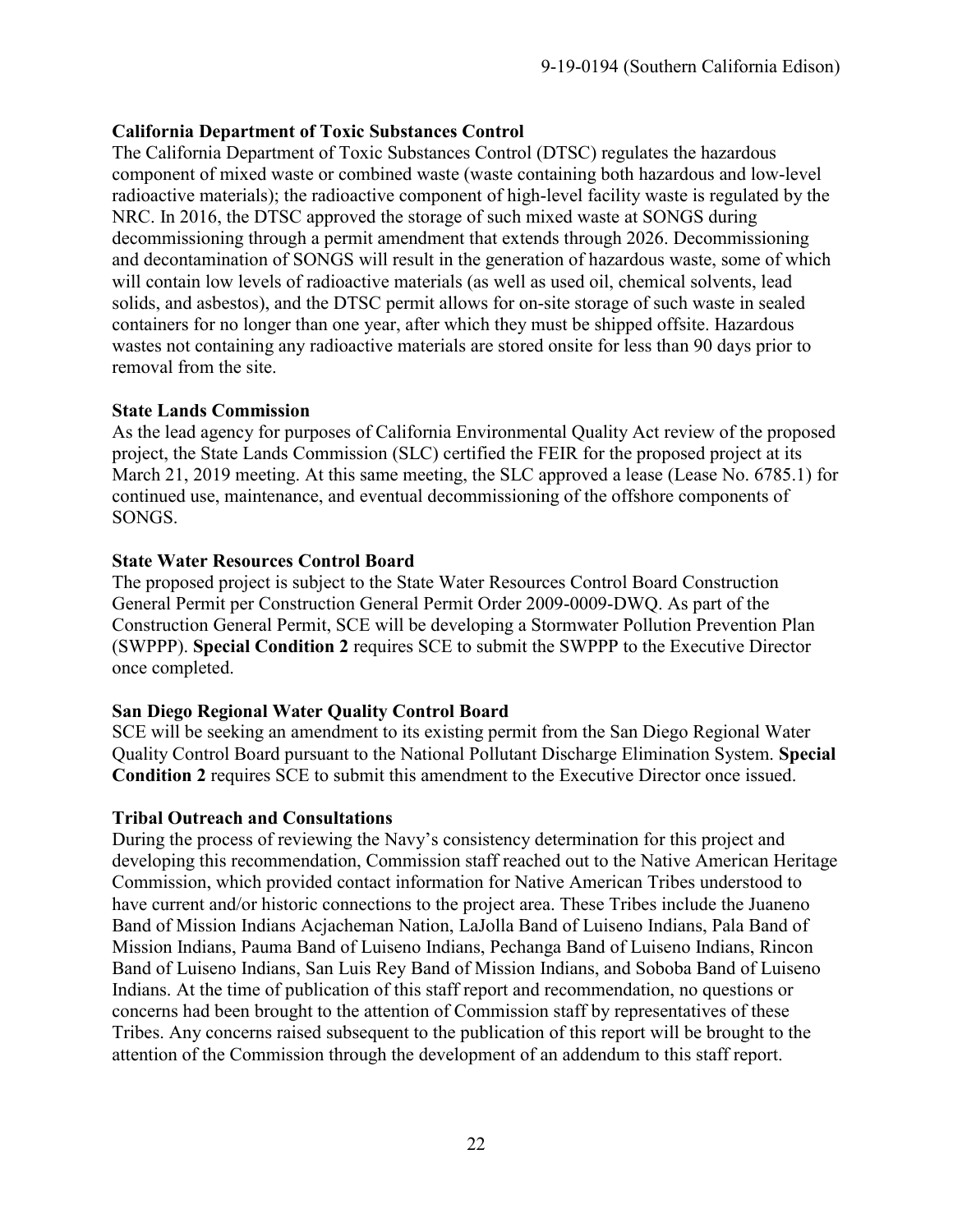**California Department of Toxic Substances Control**

The California Department of Toxic Substances Control (DTSC) regulates the hazardous component of mixed waste or combined waste (waste containing both hazardous and low-level radioactive materials); the radioactive component of high-level facility waste is regulated by the NRC. In 2016, the DTSC approved the storage of such mixed waste at SONGS during decommissioning through a permit amendment that extends through 2026. Decommissioning and decontamination of SONGS will result in the generation of hazardous waste, some of which will contain low levels of radioactive materials (as well as used oil, chemical solvents, lead solids, and asbestos), and the DTSC permit allows for on-site storage of such waste in sealed containers for no longer than one year, after which they must be shipped offsite. Hazardous wastes not containing any radioactive materials are stored onsite for less than 90 days prior to removal from the site.

**State Lands Commission**

As the lead agency for purposes of California Environmental Quality Act review of the proposed project, the State Lands Commission (SLC) certified the FEIR for the proposed project at its March 21, 2019 meeting. At this same meeting, the SLC approved a lease (Lease No. 6785.1) for continued use, maintenance, and eventual decommissioning of the offshore components of SONGS.

**State Water Resources Control Board**

The proposed project is subject to the State Water Resources Control Board Construction General Permit per Construction General Permit Order 2009-0009-DWQ. As part of the Construction General Permit, SCE will be developing a Stormwater Pollution Prevention Plan (SWPPP). **Special Condition 2** requires SCE to submit the SWPPP to the Executive Director once completed.

**San Diego Regional Water Quality Control Board**

SCE will be seeking an amendment to its existing permit from the San Diego Regional Water Quality Control Board pursuant to the National Pollutant Discharge Elimination System. **Special Condition 2** requires SCE to submit this amendment to the Executive Director once issued.

**Tribal Outreach and Consultations**

During the process of reviewing the Navy's consistency determination for this project and developing this recommendation, Commission staff reached out to the Native American Heritage Commission, which provided contact information for Native American Tribes understood to have current and/or historic connections to the project area. These Tribes include the Juaneno Band of Mission Indians Acjacheman Nation, LaJolla Band of Luiseno Indians, Pala Band of Mission Indians, Pauma Band of Luiseno Indians, Pechanga Band of Luiseno Indians, Rincon Band of Luiseno Indians, San Luis Rey Band of Mission Indians, and Soboba Band of Luiseno Indians. At the time of publication of this staff report and recommendation, no questions or concerns had been brought to the attention of Commission staff by representatives of these Tribes. Any concerns raised subsequent to the publication of this report will be brought to the attention of the Commission through the development of an addendum to this staff report.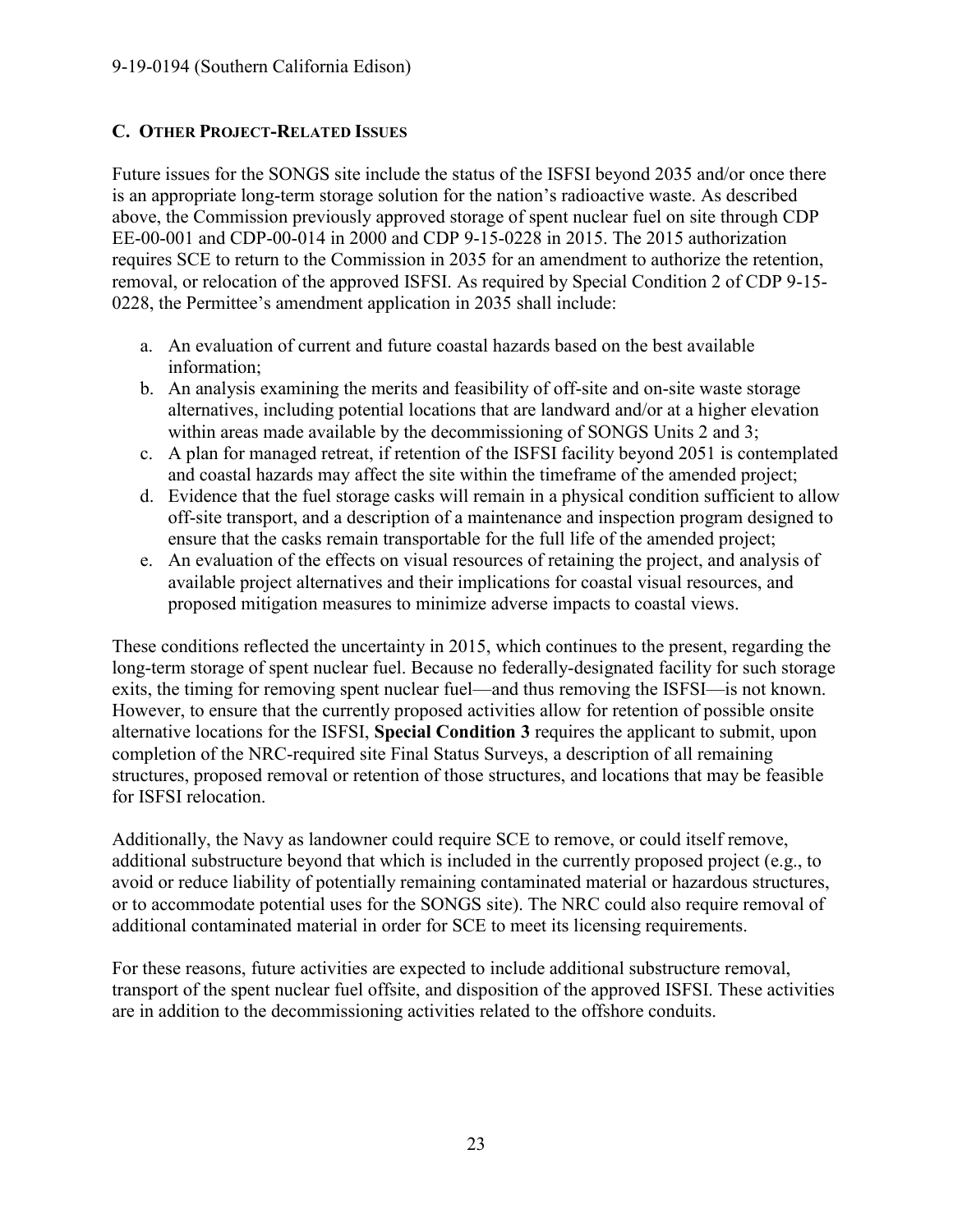## C. Other Project-Related Issues

Future issues for the SONGS site include the status of the ISFSI beyond 2035 and/or once there is an appropriate long-term storage solution for the nation's radioactive waste. As described above, the Commission previously approved storage of spent nuclear fuel on site through CDP EE-00-001 and CDP-00-014 in 2000 and CDP 9-15-0228 in 2015. The 2015 authorization requires SCE to return to the Commission in 2035 for an amendment to authorize the retention, removal, or relocation of the approved ISFSI. As required by Special Condition 2 of CDP 9-15-0228, the Permittee's amendment application in 2035 shall include:

a. An evaluation of current and future coastal hazards based on the best available information;
b. An analysis examining the merits and feasibility of off-site and on-site waste storage alternatives, including potential locations that are landward and/or at a higher elevation within areas made available by the decommissioning of SONGS Units 2 and 3;
c. A plan for managed retreat, if retention of the ISFSI facility beyond 2051 is contemplated and coastal hazards may affect the site within the timeframe of the amended project;
d. Evidence that the fuel storage casks will remain in a physical condition sufficient to allow off-site transport, and a description of a maintenance and inspection program designed to ensure that the casks remain transportable for the full life of the amended project;
e. An evaluation of the effects on visual resources of retaining the project, and analysis of available project alternatives and their implications for coastal visual resources, and proposed mitigation measures to minimize adverse impacts to coastal views.

These conditions reflected the uncertainty in 2015, which continues to the present, regarding the long-term storage of spent nuclear fuel. Because no federally-designated facility for such storage exits, the timing for removing spent nuclear fuel—and thus removing the ISFSI—is not known. However, to ensure that the currently proposed activities allow for retention of possible onsite alternative locations for the ISFSI, **Special Condition 3** requires the applicant to submit, upon completion of the NRC-required site Final Status Surveys, a description of all remaining structures, proposed removal or retention of those structures, and locations that may be feasible for ISFSI relocation.

Additionally, the Navy as landowner could require SCE to remove, or could itself remove, additional substructure beyond that which is included in the currently proposed project (e.g., to avoid or reduce liability of potentially remaining contaminated material or hazardous structures, or to accommodate potential uses for the SONGS site). The NRC could also require removal of additional contaminated material in order for SCE to meet its licensing requirements.

For these reasons, future activities are expected to include additional substructure removal, transport of the spent nuclear fuel offsite, and disposition of the approved ISFSI. These activities are in addition to the decommissioning activities related to the offshore conduits.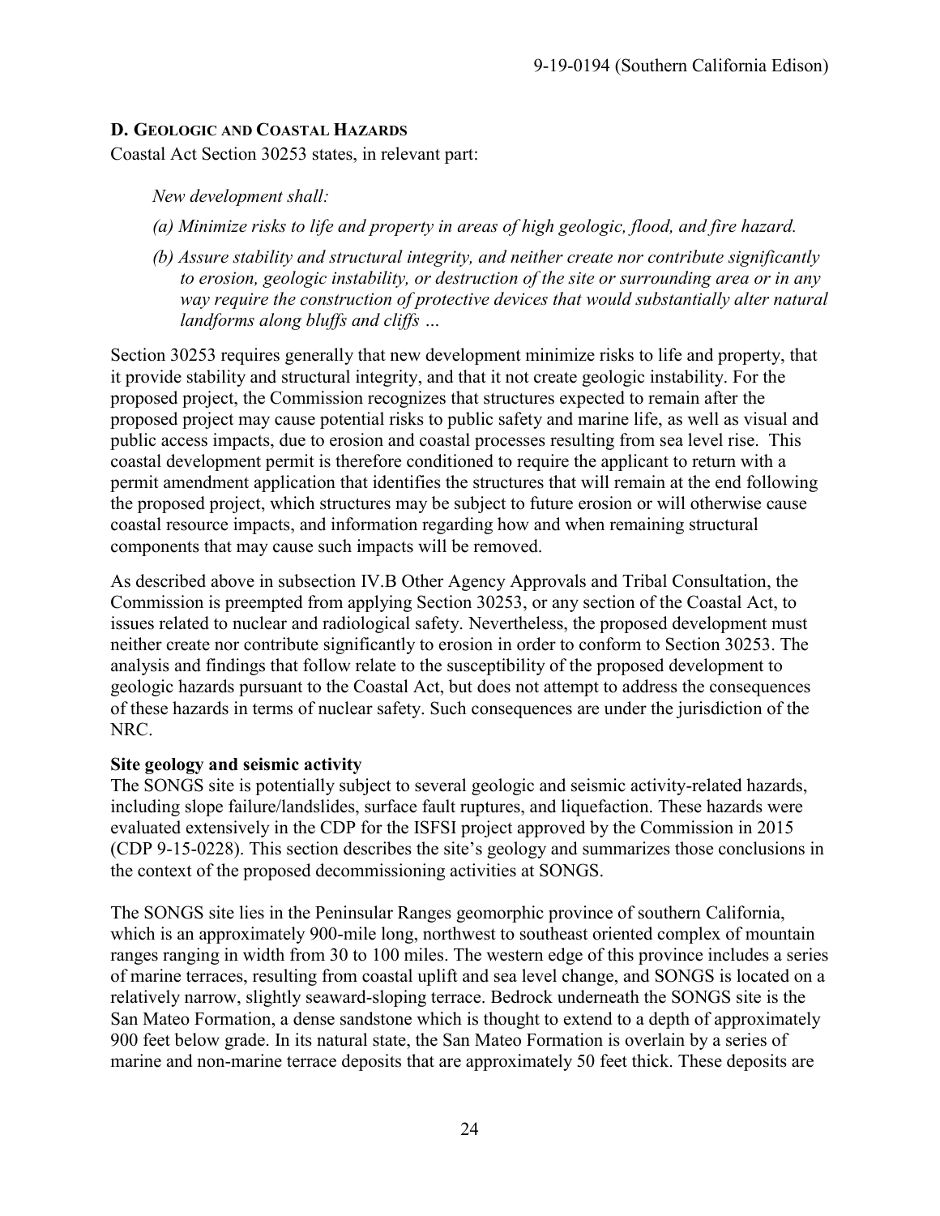## D. Geologic and Coastal Hazards

Coastal Act Section 30253 states, in relevant part:

> *New development shall:*
>
> *(a) Minimize risks to life and property in areas of high geologic, flood, and fire hazard.*
>
> *(b) Assure stability and structural integrity, and neither create nor contribute significantly to erosion, geologic instability, or destruction of the site or surrounding area or in any way require the construction of protective devices that would substantially alter natural landforms along bluffs and cliffs …*

Section 30253 requires generally that new development minimize risks to life and property, that it provide stability and structural integrity, and that it not create geologic instability. For the proposed project, the Commission recognizes that structures expected to remain after the proposed project may cause potential risks to public safety and marine life, as well as visual and public access impacts, due to erosion and coastal processes resulting from sea level rise. This coastal development permit is therefore conditioned to require the applicant to return with a permit amendment application that identifies the structures that will remain at the end following the proposed project, which structures may be subject to future erosion or will otherwise cause coastal resource impacts, and information regarding how and when remaining structural components that may cause such impacts will be removed.

As described above in subsection IV.B Other Agency Approvals and Tribal Consultation, the Commission is preempted from applying Section 30253, or any section of the Coastal Act, to issues related to nuclear and radiological safety. Nevertheless, the proposed development must neither create nor contribute significantly to erosion in order to conform to Section 30253. The analysis and findings that follow relate to the susceptibility of the proposed development to geologic hazards pursuant to the Coastal Act, but does not attempt to address the consequences of these hazards in terms of nuclear safety. Such consequences are under the jurisdiction of the NRC.

**Site geology and seismic activity**

The SONGS site is potentially subject to several geologic and seismic activity-related hazards, including slope failure/landslides, surface fault ruptures, and liquefaction. These hazards were evaluated extensively in the CDP for the ISFSI project approved by the Commission in 2015 (CDP 9-15-0228). This section describes the site's geology and summarizes those conclusions in the context of the proposed decommissioning activities at SONGS.

The SONGS site lies in the Peninsular Ranges geomorphic province of southern California, which is an approximately 900-mile long, northwest to southeast oriented complex of mountain ranges ranging in width from 30 to 100 miles. The western edge of this province includes a series of marine terraces, resulting from coastal uplift and sea level change, and SONGS is located on a relatively narrow, slightly seaward-sloping terrace. Bedrock underneath the SONGS site is the San Mateo Formation, a dense sandstone which is thought to extend to a depth of approximately 900 feet below grade. In its natural state, the San Mateo Formation is overlain by a series of marine and non-marine terrace deposits that are approximately 50 feet thick. These deposits are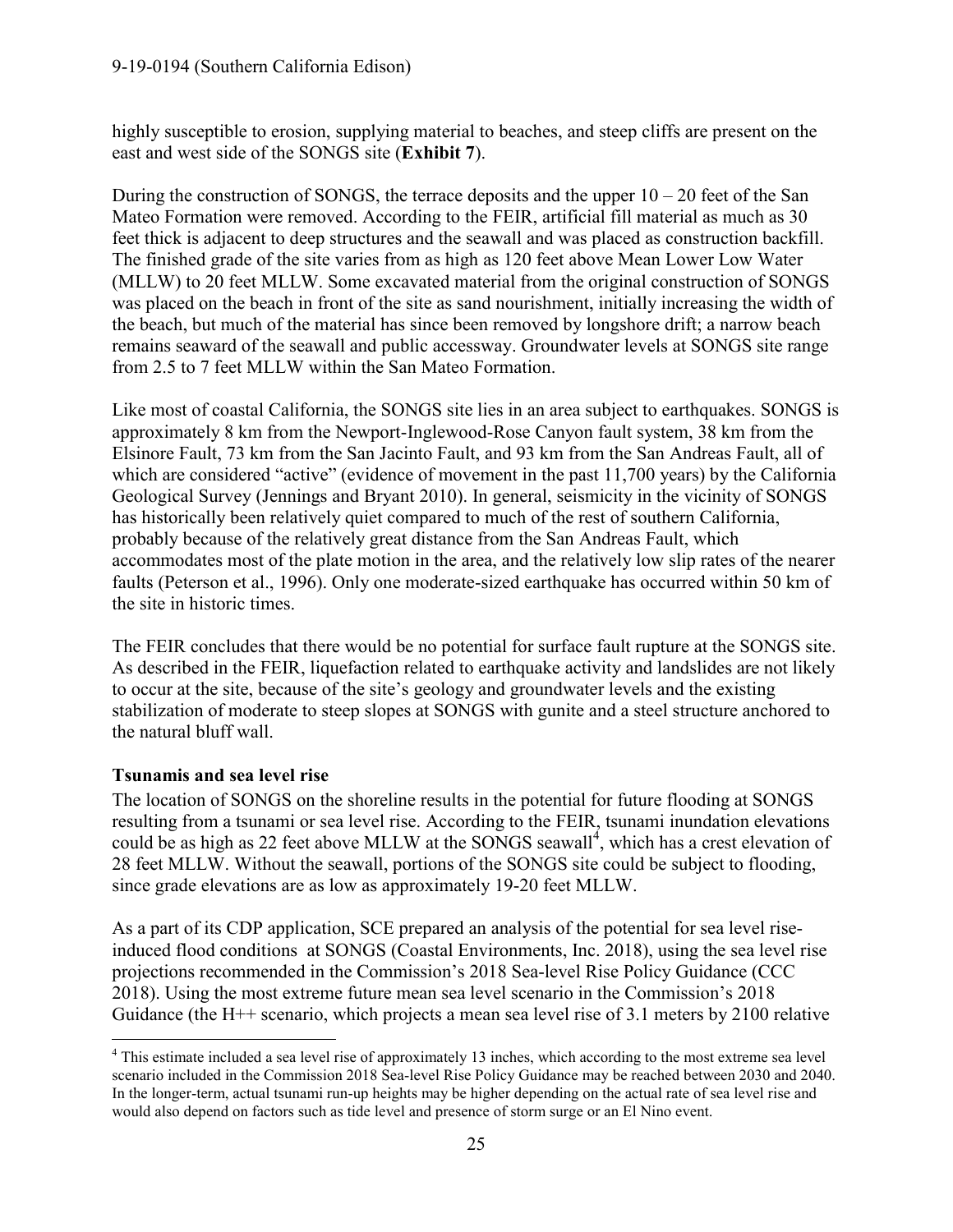highly susceptible to erosion, supplying material to beaches, and steep cliffs are present on the east and west side of the SONGS site (**Exhibit 7**).

During the construction of SONGS, the terrace deposits and the upper 10 – 20 feet of the San Mateo Formation were removed. According to the FEIR, artificial fill material as much as 30 feet thick is adjacent to deep structures and the seawall and was placed as construction backfill. The finished grade of the site varies from as high as 120 feet above Mean Lower Low Water (MLLW) to 20 feet MLLW. Some excavated material from the original construction of SONGS was placed on the beach in front of the site as sand nourishment, initially increasing the width of the beach, but much of the material has since been removed by longshore drift; a narrow beach remains seaward of the seawall and public accessway. Groundwater levels at SONGS site range from 2.5 to 7 feet MLLW within the San Mateo Formation.

Like most of coastal California, the SONGS site lies in an area subject to earthquakes. SONGS is approximately 8 km from the Newport-Inglewood-Rose Canyon fault system, 38 km from the Elsinore Fault, 73 km from the San Jacinto Fault, and 93 km from the San Andreas Fault, all of which are considered "active" (evidence of movement in the past 11,700 years) by the California Geological Survey (Jennings and Bryant 2010). In general, seismicity in the vicinity of SONGS has historically been relatively quiet compared to much of the rest of southern California, probably because of the relatively great distance from the San Andreas Fault, which accommodates most of the plate motion in the area, and the relatively low slip rates of the nearer faults (Peterson et al., 1996). Only one moderate-sized earthquake has occurred within 50 km of the site in historic times.

The FEIR concludes that there would be no potential for surface fault rupture at the SONGS site. As described in the FEIR, liquefaction related to earthquake activity and landslides are not likely to occur at the site, because of the site's geology and groundwater levels and the existing stabilization of moderate to steep slopes at SONGS with gunite and a steel structure anchored to the natural bluff wall.

### Tsunamis and sea level rise

The location of SONGS on the shoreline results in the potential for future flooding at SONGS resulting from a tsunami or sea level rise. According to the FEIR, tsunami inundation elevations could be as high as 22 feet above MLLW at the SONGS seawall[4], which has a crest elevation of 28 feet MLLW. Without the seawall, portions of the SONGS site could be subject to flooding, since grade elevations are as low as approximately 19-20 feet MLLW.

As a part of its CDP application, SCE prepared an analysis of the potential for sea level rise-induced flood conditions at SONGS (Coastal Environments, Inc. 2018), using the sea level rise projections recommended in the Commission's 2018 Sea-level Rise Policy Guidance (CCC 2018). Using the most extreme future mean sea level scenario in the Commission's 2018 Guidance (the H++ scenario, which projects a mean sea level rise of 3.1 meters by 2100 relative

[4] This estimate included a sea level rise of approximately 13 inches, which according to the most extreme sea level scenario included in the Commission 2018 Sea-level Rise Policy Guidance may be reached between 2030 and 2040. In the longer-term, actual tsunami run-up heights may be higher depending on the actual rate of sea level rise and would also depend on factors such as tide level and presence of storm surge or an El Nino event.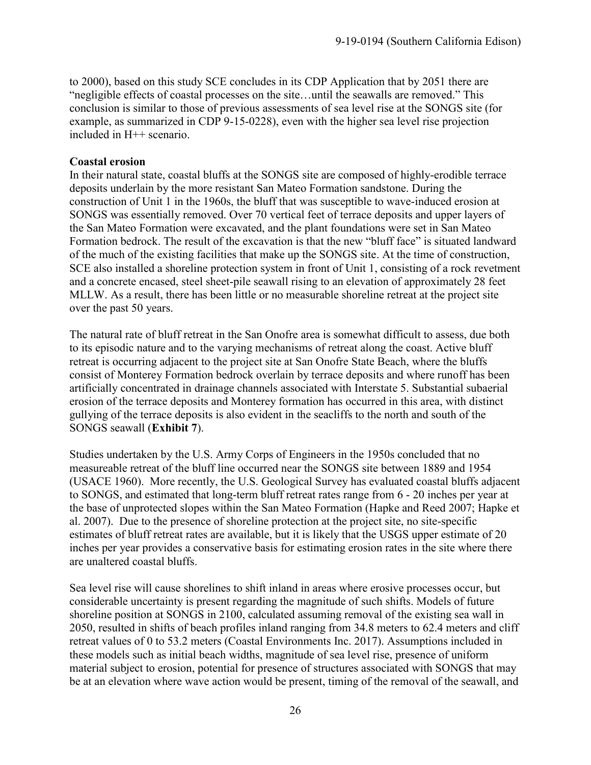to 2000), based on this study SCE concludes in its CDP Application that by 2051 there are "negligible effects of coastal processes on the site…until the seawalls are removed." This conclusion is similar to those of previous assessments of sea level rise at the SONGS site (for example, as summarized in CDP 9-15-0228), even with the higher sea level rise projection included in H++ scenario.

**Coastal erosion**

In their natural state, coastal bluffs at the SONGS site are composed of highly-erodible terrace deposits underlain by the more resistant San Mateo Formation sandstone. During the construction of Unit 1 in the 1960s, the bluff that was susceptible to wave-induced erosion at SONGS was essentially removed. Over 70 vertical feet of terrace deposits and upper layers of the San Mateo Formation were excavated, and the plant foundations were set in San Mateo Formation bedrock. The result of the excavation is that the new "bluff face" is situated landward of the much of the existing facilities that make up the SONGS site. At the time of construction, SCE also installed a shoreline protection system in front of Unit 1, consisting of a rock revetment and a concrete encased, steel sheet-pile seawall rising to an elevation of approximately 28 feet MLLW. As a result, there has been little or no measurable shoreline retreat at the project site over the past 50 years.

The natural rate of bluff retreat in the San Onofre area is somewhat difficult to assess, due both to its episodic nature and to the varying mechanisms of retreat along the coast. Active bluff retreat is occurring adjacent to the project site at San Onofre State Beach, where the bluffs consist of Monterey Formation bedrock overlain by terrace deposits and where runoff has been artificially concentrated in drainage channels associated with Interstate 5. Substantial subaerial erosion of the terrace deposits and Monterey formation has occurred in this area, with distinct gullying of the terrace deposits is also evident in the seacliffs to the north and south of the SONGS seawall (**Exhibit 7**).

Studies undertaken by the U.S. Army Corps of Engineers in the 1950s concluded that no measureable retreat of the bluff line occurred near the SONGS site between 1889 and 1954 (USACE 1960). More recently, the U.S. Geological Survey has evaluated coastal bluffs adjacent to SONGS, and estimated that long-term bluff retreat rates range from 6 - 20 inches per year at the base of unprotected slopes within the San Mateo Formation (Hapke and Reed 2007; Hapke et al. 2007). Due to the presence of shoreline protection at the project site, no site-specific estimates of bluff retreat rates are available, but it is likely that the USGS upper estimate of 20 inches per year provides a conservative basis for estimating erosion rates in the site where there are unaltered coastal bluffs.

Sea level rise will cause shorelines to shift inland in areas where erosive processes occur, but considerable uncertainty is present regarding the magnitude of such shifts. Models of future shoreline position at SONGS in 2100, calculated assuming removal of the existing sea wall in 2050, resulted in shifts of beach profiles inland ranging from 34.8 meters to 62.4 meters and cliff retreat values of 0 to 53.2 meters (Coastal Environments Inc. 2017). Assumptions included in these models such as initial beach widths, magnitude of sea level rise, presence of uniform material subject to erosion, potential for presence of structures associated with SONGS that may be at an elevation where wave action would be present, timing of the removal of the seawall, and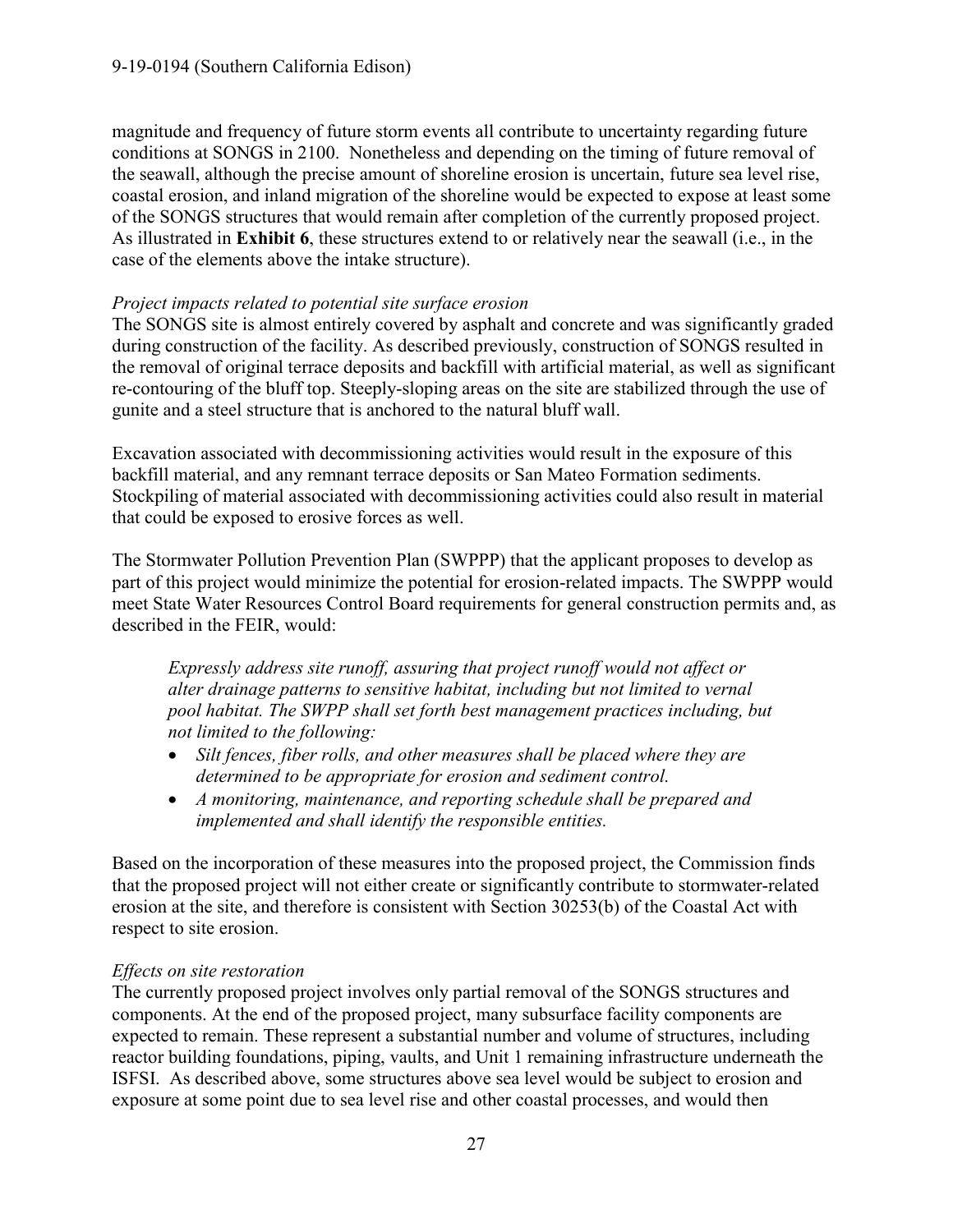magnitude and frequency of future storm events all contribute to uncertainty regarding future conditions at SONGS in 2100. Nonetheless and depending on the timing of future removal of the seawall, although the precise amount of shoreline erosion is uncertain, future sea level rise, coastal erosion, and inland migration of the shoreline would be expected to expose at least some of the SONGS structures that would remain after completion of the currently proposed project. As illustrated in **Exhibit 6**, these structures extend to or relatively near the seawall (i.e., in the case of the elements above the intake structure).

*Project impacts related to potential site surface erosion*

The SONGS site is almost entirely covered by asphalt and concrete and was significantly graded during construction of the facility. As described previously, construction of SONGS resulted in the removal of original terrace deposits and backfill with artificial material, as well as significant re-contouring of the bluff top. Steeply-sloping areas on the site are stabilized through the use of gunite and a steel structure that is anchored to the natural bluff wall.

Excavation associated with decommissioning activities would result in the exposure of this backfill material, and any remnant terrace deposits or San Mateo Formation sediments. Stockpiling of material associated with decommissioning activities could also result in material that could be exposed to erosive forces as well.

The Stormwater Pollution Prevention Plan (SWPPP) that the applicant proposes to develop as part of this project would minimize the potential for erosion-related impacts. The SWPPP would meet State Water Resources Control Board requirements for general construction permits and, as described in the FEIR, would:

> *Expressly address site runoff, assuring that project runoff would not affect or alter drainage patterns to sensitive habitat, including but not limited to vernal pool habitat. The SWPP shall set forth best management practices including, but not limited to the following:*
>
> - *Silt fences, fiber rolls, and other measures shall be placed where they are determined to be appropriate for erosion and sediment control.*
> - *A monitoring, maintenance, and reporting schedule shall be prepared and implemented and shall identify the responsible entities.*

Based on the incorporation of these measures into the proposed project, the Commission finds that the proposed project will not either create or significantly contribute to stormwater-related erosion at the site, and therefore is consistent with Section 30253(b) of the Coastal Act with respect to site erosion.

*Effects on site restoration*

The currently proposed project involves only partial removal of the SONGS structures and components. At the end of the proposed project, many subsurface facility components are expected to remain. These represent a substantial number and volume of structures, including reactor building foundations, piping, vaults, and Unit 1 remaining infrastructure underneath the ISFSI. As described above, some structures above sea level would be subject to erosion and exposure at some point due to sea level rise and other coastal processes, and would then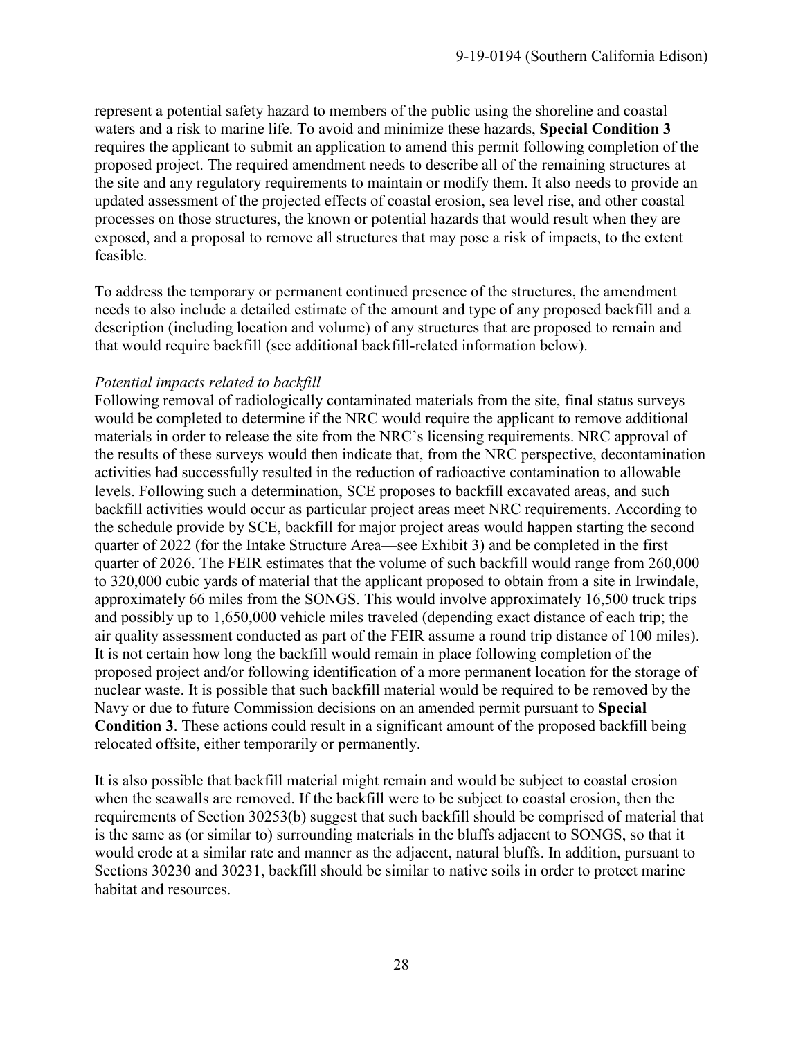represent a potential safety hazard to members of the public using the shoreline and coastal waters and a risk to marine life. To avoid and minimize these hazards, **Special Condition 3** requires the applicant to submit an application to amend this permit following completion of the proposed project. The required amendment needs to describe all of the remaining structures at the site and any regulatory requirements to maintain or modify them. It also needs to provide an updated assessment of the projected effects of coastal erosion, sea level rise, and other coastal processes on those structures, the known or potential hazards that would result when they are exposed, and a proposal to remove all structures that may pose a risk of impacts, to the extent feasible.

To address the temporary or permanent continued presence of the structures, the amendment needs to also include a detailed estimate of the amount and type of any proposed backfill and a description (including location and volume) of any structures that are proposed to remain and that would require backfill (see additional backfill-related information below).

*Potential impacts related to backfill*

Following removal of radiologically contaminated materials from the site, final status surveys would be completed to determine if the NRC would require the applicant to remove additional materials in order to release the site from the NRC's licensing requirements. NRC approval of the results of these surveys would then indicate that, from the NRC perspective, decontamination activities had successfully resulted in the reduction of radioactive contamination to allowable levels. Following such a determination, SCE proposes to backfill excavated areas, and such backfill activities would occur as particular project areas meet NRC requirements. According to the schedule provide by SCE, backfill for major project areas would happen starting the second quarter of 2022 (for the Intake Structure Area—see Exhibit 3) and be completed in the first quarter of 2026. The FEIR estimates that the volume of such backfill would range from 260,000 to 320,000 cubic yards of material that the applicant proposed to obtain from a site in Irwindale, approximately 66 miles from the SONGS. This would involve approximately 16,500 truck trips and possibly up to 1,650,000 vehicle miles traveled (depending exact distance of each trip; the air quality assessment conducted as part of the FEIR assume a round trip distance of 100 miles). It is not certain how long the backfill would remain in place following completion of the proposed project and/or following identification of a more permanent location for the storage of nuclear waste. It is possible that such backfill material would be required to be removed by the Navy or due to future Commission decisions on an amended permit pursuant to **Special Condition 3**. These actions could result in a significant amount of the proposed backfill being relocated offsite, either temporarily or permanently.

It is also possible that backfill material might remain and would be subject to coastal erosion when the seawalls are removed. If the backfill were to be subject to coastal erosion, then the requirements of Section 30253(b) suggest that such backfill should be comprised of material that is the same as (or similar to) surrounding materials in the bluffs adjacent to SONGS, so that it would erode at a similar rate and manner as the adjacent, natural bluffs. In addition, pursuant to Sections 30230 and 30231, backfill should be similar to native soils in order to protect marine habitat and resources.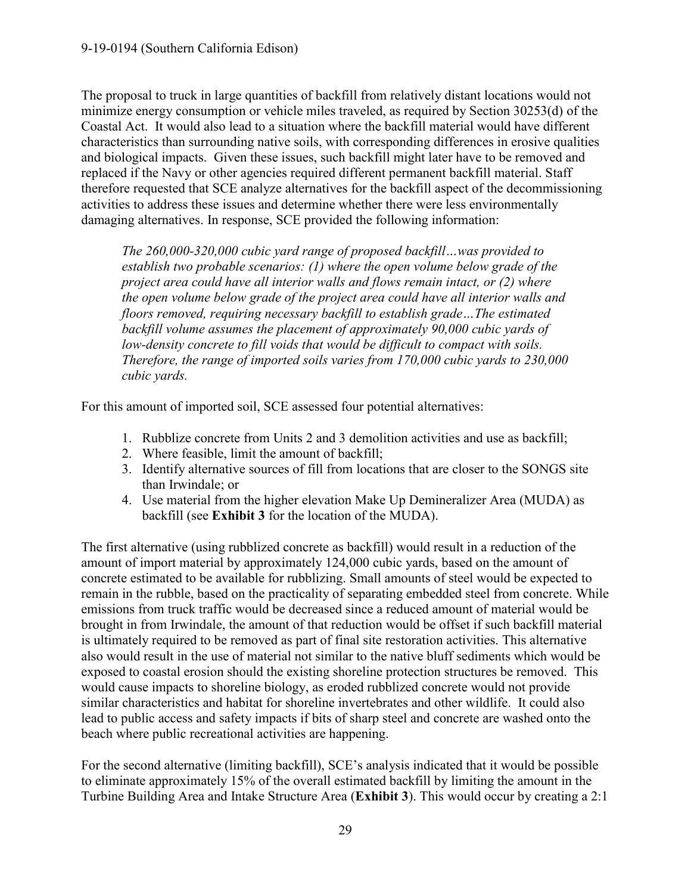The proposal to truck in large quantities of backfill from relatively distant locations would not minimize energy consumption or vehicle miles traveled, as required by Section 30253(d) of the Coastal Act. It would also lead to a situation where the backfill material would have different characteristics than surrounding native soils, with corresponding differences in erosive qualities and biological impacts. Given these issues, such backfill might later have to be removed and replaced if the Navy or other agencies required different permanent backfill material. Staff therefore requested that SCE analyze alternatives for the backfill aspect of the decommissioning activities to address these issues and determine whether there were less environmentally damaging alternatives. In response, SCE provided the following information:

> *The 260,000-320,000 cubic yard range of proposed backfill…was provided to establish two probable scenarios: (1) where the open volume below grade of the project area could have all interior walls and flows remain intact, or (2) where the open volume below grade of the project area could have all interior walls and floors removed, requiring necessary backfill to establish grade…The estimated backfill volume assumes the placement of approximately 90,000 cubic yards of low-density concrete to fill voids that would be difficult to compact with soils. Therefore, the range of imported soils varies from 170,000 cubic yards to 230,000 cubic yards.*

For this amount of imported soil, SCE assessed four potential alternatives:

1. Rubblize concrete from Units 2 and 3 demolition activities and use as backfill;
2. Where feasible, limit the amount of backfill;
3. Identify alternative sources of fill from locations that are closer to the SONGS site than Irwindale; or
4. Use material from the higher elevation Make Up Demineralizer Area (MUDA) as backfill (see **Exhibit 3** for the location of the MUDA).

The first alternative (using rubblized concrete as backfill) would result in a reduction of the amount of import material by approximately 124,000 cubic yards, based on the amount of concrete estimated to be available for rubblizing. Small amounts of steel would be expected to remain in the rubble, based on the practicality of separating embedded steel from concrete. While emissions from truck traffic would be decreased since a reduced amount of material would be brought in from Irwindale, the amount of that reduction would be offset if such backfill material is ultimately required to be removed as part of final site restoration activities. This alternative also would result in the use of material not similar to the native bluff sediments which would be exposed to coastal erosion should the existing shoreline protection structures be removed. This would cause impacts to shoreline biology, as eroded rubblized concrete would not provide similar characteristics and habitat for shoreline invertebrates and other wildlife. It could also lead to public access and safety impacts if bits of sharp steel and concrete are washed onto the beach where public recreational activities are happening.

For the second alternative (limiting backfill), SCE's analysis indicated that it would be possible to eliminate approximately 15% of the overall estimated backfill by limiting the amount in the Turbine Building Area and Intake Structure Area (**Exhibit 3**). This would occur by creating a 2:1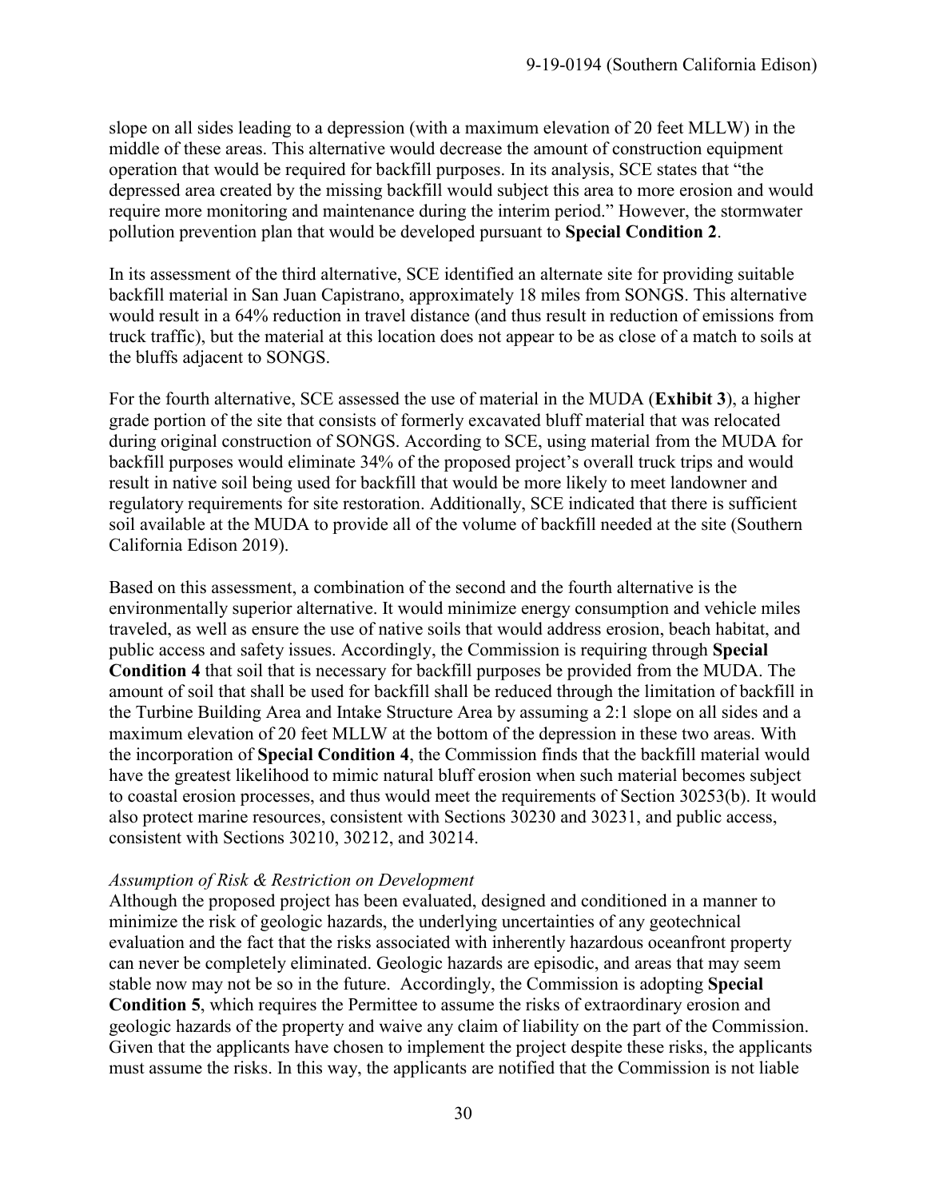slope on all sides leading to a depression (with a maximum elevation of 20 feet MLLW) in the middle of these areas. This alternative would decrease the amount of construction equipment operation that would be required for backfill purposes. In its analysis, SCE states that "the depressed area created by the missing backfill would subject this area to more erosion and would require more monitoring and maintenance during the interim period." However, the stormwater pollution prevention plan that would be developed pursuant to **Special Condition 2**.

In its assessment of the third alternative, SCE identified an alternate site for providing suitable backfill material in San Juan Capistrano, approximately 18 miles from SONGS. This alternative would result in a 64% reduction in travel distance (and thus result in reduction of emissions from truck traffic), but the material at this location does not appear to be as close of a match to soils at the bluffs adjacent to SONGS.

For the fourth alternative, SCE assessed the use of material in the MUDA (**Exhibit 3**), a higher grade portion of the site that consists of formerly excavated bluff material that was relocated during original construction of SONGS. According to SCE, using material from the MUDA for backfill purposes would eliminate 34% of the proposed project's overall truck trips and would result in native soil being used for backfill that would be more likely to meet landowner and regulatory requirements for site restoration. Additionally, SCE indicated that there is sufficient soil available at the MUDA to provide all of the volume of backfill needed at the site (Southern California Edison 2019).

Based on this assessment, a combination of the second and the fourth alternative is the environmentally superior alternative. It would minimize energy consumption and vehicle miles traveled, as well as ensure the use of native soils that would address erosion, beach habitat, and public access and safety issues. Accordingly, the Commission is requiring through **Special Condition 4** that soil that is necessary for backfill purposes be provided from the MUDA. The amount of soil that shall be used for backfill shall be reduced through the limitation of backfill in the Turbine Building Area and Intake Structure Area by assuming a 2:1 slope on all sides and a maximum elevation of 20 feet MLLW at the bottom of the depression in these two areas. With the incorporation of **Special Condition 4**, the Commission finds that the backfill material would have the greatest likelihood to mimic natural bluff erosion when such material becomes subject to coastal erosion processes, and thus would meet the requirements of Section 30253(b). It would also protect marine resources, consistent with Sections 30230 and 30231, and public access, consistent with Sections 30210, 30212, and 30214.

*Assumption of Risk & Restriction on Development*

Although the proposed project has been evaluated, designed and conditioned in a manner to minimize the risk of geologic hazards, the underlying uncertainties of any geotechnical evaluation and the fact that the risks associated with inherently hazardous oceanfront property can never be completely eliminated. Geologic hazards are episodic, and areas that may seem stable now may not be so in the future. Accordingly, the Commission is adopting **Special Condition 5**, which requires the Permittee to assume the risks of extraordinary erosion and geologic hazards of the property and waive any claim of liability on the part of the Commission. Given that the applicants have chosen to implement the project despite these risks, the applicants must assume the risks. In this way, the applicants are notified that the Commission is not liable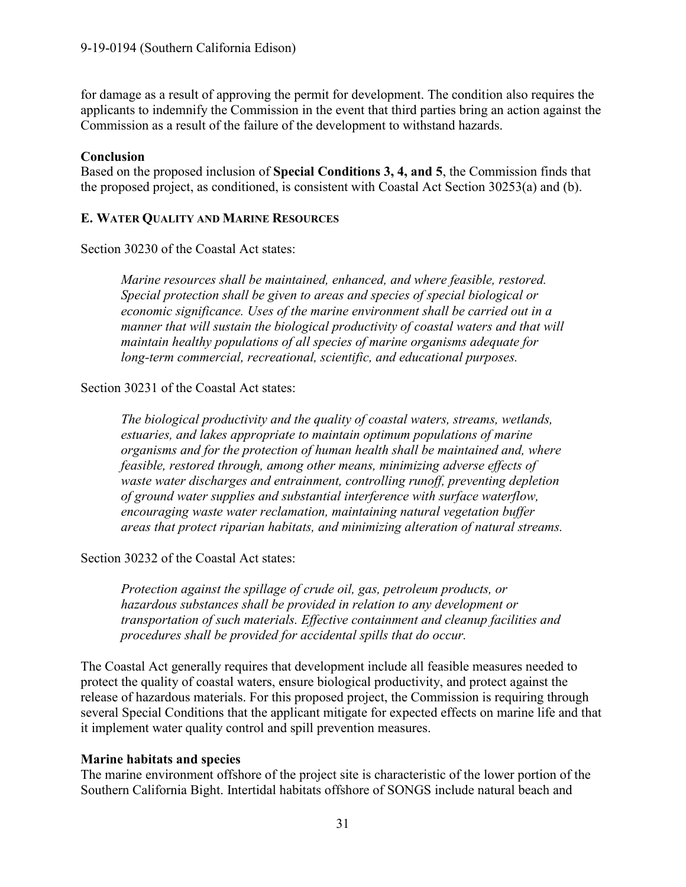for damage as a result of approving the permit for development. The condition also requires the applicants to indemnify the Commission in the event that third parties bring an action against the Commission as a result of the failure of the development to withstand hazards.

**Conclusion**

Based on the proposed inclusion of **Special Conditions 3, 4, and 5**, the Commission finds that the proposed project, as conditioned, is consistent with Coastal Act Section 30253(a) and (b).

### E. WATER QUALITY AND MARINE RESOURCES

Section 30230 of the Coastal Act states:

> *Marine resources shall be maintained, enhanced, and where feasible, restored. Special protection shall be given to areas and species of special biological or economic significance. Uses of the marine environment shall be carried out in a manner that will sustain the biological productivity of coastal waters and that will maintain healthy populations of all species of marine organisms adequate for long-term commercial, recreational, scientific, and educational purposes.*

Section 30231 of the Coastal Act states:

> *The biological productivity and the quality of coastal waters, streams, wetlands, estuaries, and lakes appropriate to maintain optimum populations of marine organisms and for the protection of human health shall be maintained and, where feasible, restored through, among other means, minimizing adverse effects of waste water discharges and entrainment, controlling runoff, preventing depletion of ground water supplies and substantial interference with surface waterflow, encouraging waste water reclamation, maintaining natural vegetation buffer areas that protect riparian habitats, and minimizing alteration of natural streams.*

Section 30232 of the Coastal Act states:

> *Protection against the spillage of crude oil, gas, petroleum products, or hazardous substances shall be provided in relation to any development or transportation of such materials. Effective containment and cleanup facilities and procedures shall be provided for accidental spills that do occur.*

The Coastal Act generally requires that development include all feasible measures needed to protect the quality of coastal waters, ensure biological productivity, and protect against the release of hazardous materials. For this proposed project, the Commission is requiring through several Special Conditions that the applicant mitigate for expected effects on marine life and that it implement water quality control and spill prevention measures.

**Marine habitats and species**

The marine environment offshore of the project site is characteristic of the lower portion of the Southern California Bight. Intertidal habitats offshore of SONGS include natural beach and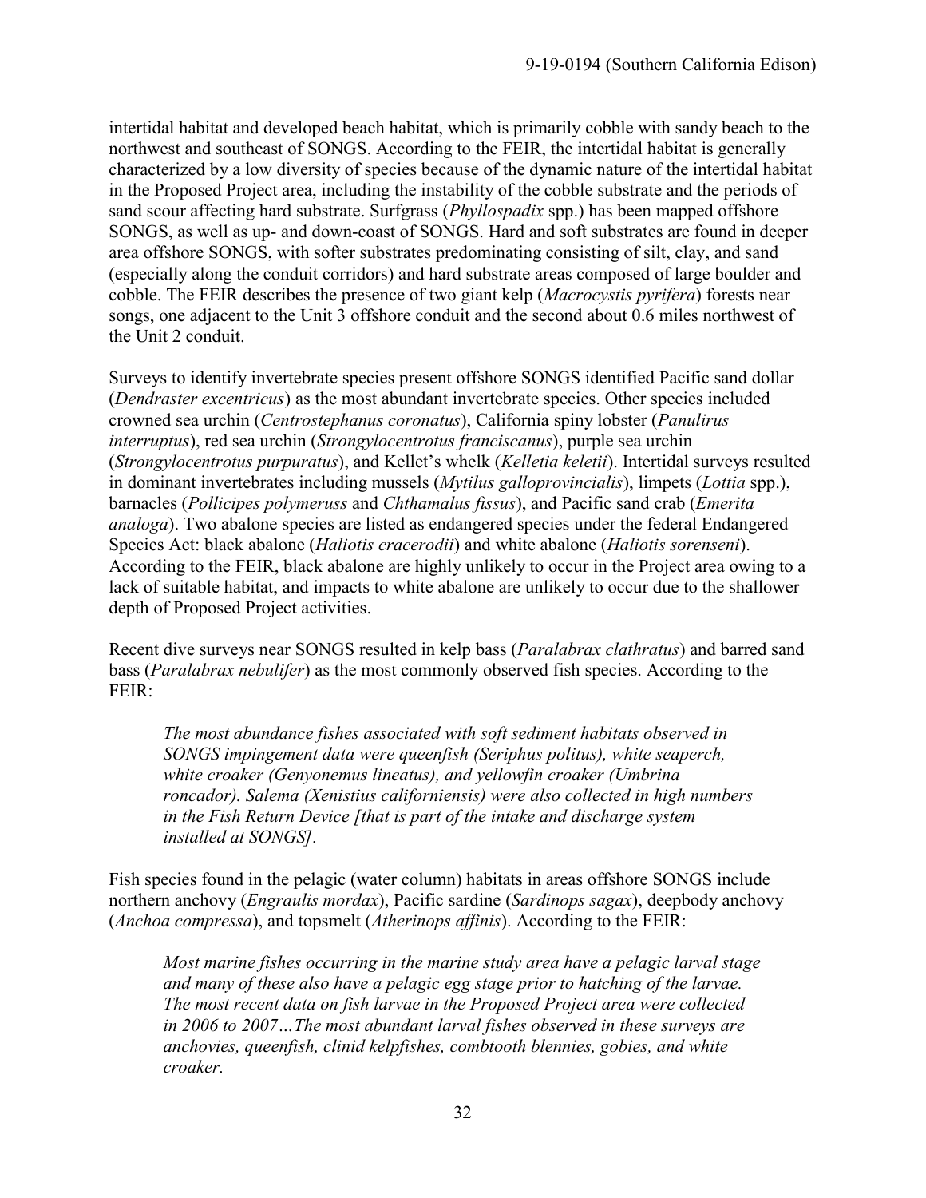intertidal habitat and developed beach habitat, which is primarily cobble with sandy beach to the northwest and southeast of SONGS. According to the FEIR, the intertidal habitat is generally characterized by a low diversity of species because of the dynamic nature of the intertidal habitat in the Proposed Project area, including the instability of the cobble substrate and the periods of sand scour affecting hard substrate. Surfgrass (*Phyllospadix* spp.) has been mapped offshore SONGS, as well as up- and down-coast of SONGS. Hard and soft substrates are found in deeper area offshore SONGS, with softer substrates predominating consisting of silt, clay, and sand (especially along the conduit corridors) and hard substrate areas composed of large boulder and cobble. The FEIR describes the presence of two giant kelp (*Macrocystis pyrifera*) forests near songs, one adjacent to the Unit 3 offshore conduit and the second about 0.6 miles northwest of the Unit 2 conduit.

Surveys to identify invertebrate species present offshore SONGS identified Pacific sand dollar (*Dendraster excentricus*) as the most abundant invertebrate species. Other species included crowned sea urchin (*Centrostephanus coronatus*), California spiny lobster (*Panulirus interruptus*), red sea urchin (*Strongylocentrotus franciscanus*), purple sea urchin (*Strongylocentrotus purpuratus*), and Kellet's whelk (*Kelletia keletii*). Intertidal surveys resulted in dominant invertebrates including mussels (*Mytilus galloprovincialis*), limpets (*Lottia* spp.), barnacles (*Pollicipes polymeruss* and *Chthamalus fissus*), and Pacific sand crab (*Emerita analoga*). Two abalone species are listed as endangered species under the federal Endangered Species Act: black abalone (*Haliotis cracerodii*) and white abalone (*Haliotis sorenseni*). According to the FEIR, black abalone are highly unlikely to occur in the Project area owing to a lack of suitable habitat, and impacts to white abalone are unlikely to occur due to the shallower depth of Proposed Project activities.

Recent dive surveys near SONGS resulted in kelp bass (*Paralabrax clathratus*) and barred sand bass (*Paralabrax nebulifer*) as the most commonly observed fish species. According to the FEIR:

> *The most abundance fishes associated with soft sediment habitats observed in SONGS impingement data were queenfish (Seriphus politus), white seaperch, white croaker (Genyonemus lineatus), and yellowfin croaker (Umbrina roncador). Salema (Xenistius californiensis) were also collected in high numbers in the Fish Return Device [that is part of the intake and discharge system installed at SONGS].*

Fish species found in the pelagic (water column) habitats in areas offshore SONGS include northern anchovy (*Engraulis mordax*), Pacific sardine (*Sardinops sagax*), deepbody anchovy (*Anchoa compressa*), and topsmelt (*Atherinops affinis*). According to the FEIR:

> *Most marine fishes occurring in the marine study area have a pelagic larval stage and many of these also have a pelagic egg stage prior to hatching of the larvae. The most recent data on fish larvae in the Proposed Project area were collected in 2006 to 2007…The most abundant larval fishes observed in these surveys are anchovies, queenfish, clinid kelpfishes, combtooth blennies, gobies, and white croaker.*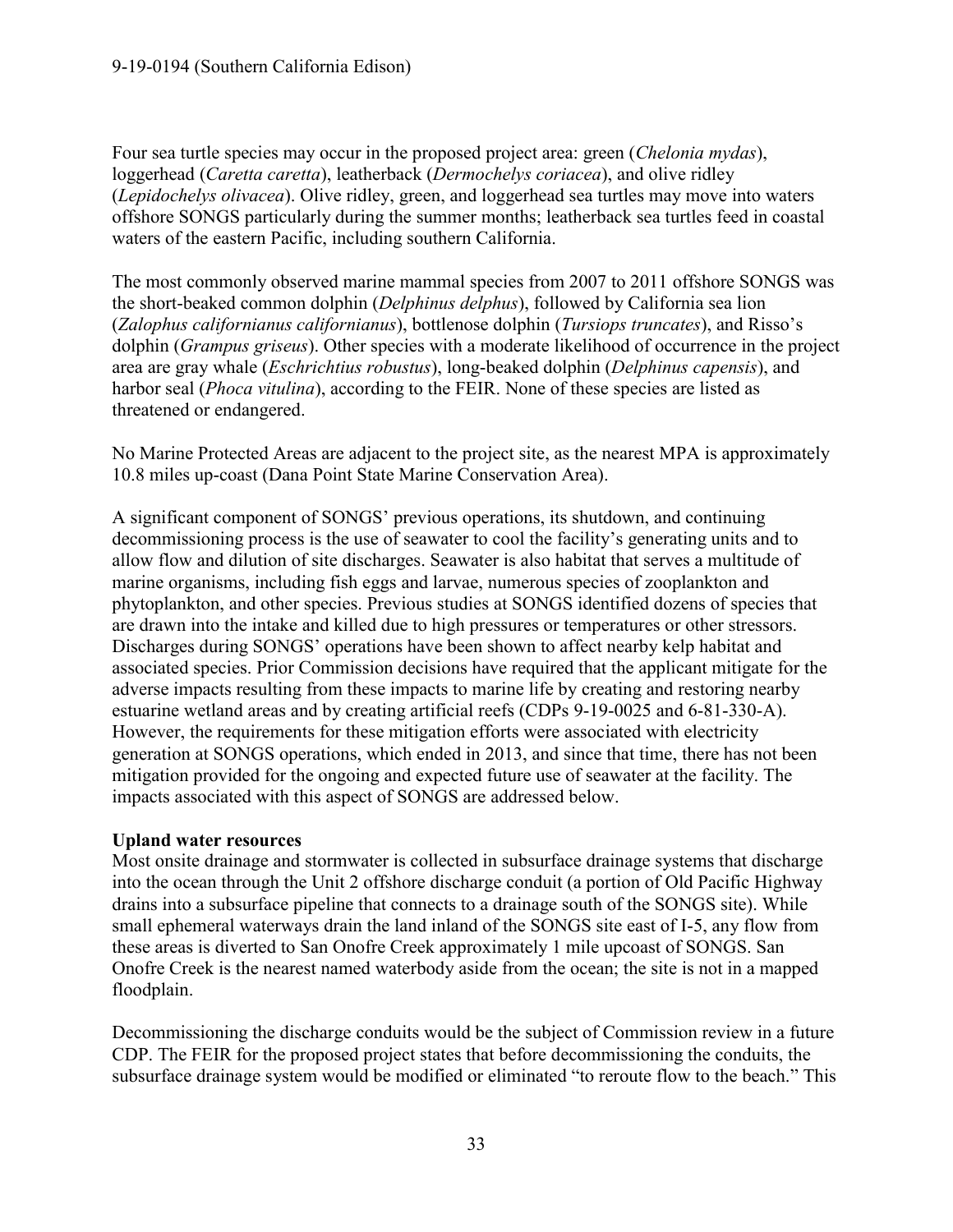Four sea turtle species may occur in the proposed project area: green (*Chelonia mydas*), loggerhead (*Caretta caretta*), leatherback (*Dermochelys coriacea*), and olive ridley (*Lepidochelys olivacea*). Olive ridley, green, and loggerhead sea turtles may move into waters offshore SONGS particularly during the summer months; leatherback sea turtles feed in coastal waters of the eastern Pacific, including southern California.

The most commonly observed marine mammal species from 2007 to 2011 offshore SONGS was the short-beaked common dolphin (*Delphinus delphus*), followed by California sea lion (*Zalophus californianus californianus*), bottlenose dolphin (*Tursiops truncates*), and Risso's dolphin (*Grampus griseus*). Other species with a moderate likelihood of occurrence in the project area are gray whale (*Eschrichtius robustus*), long-beaked dolphin (*Delphinus capensis*), and harbor seal (*Phoca vitulina*), according to the FEIR. None of these species are listed as threatened or endangered.

No Marine Protected Areas are adjacent to the project site, as the nearest MPA is approximately 10.8 miles up-coast (Dana Point State Marine Conservation Area).

A significant component of SONGS' previous operations, its shutdown, and continuing decommissioning process is the use of seawater to cool the facility's generating units and to allow flow and dilution of site discharges. Seawater is also habitat that serves a multitude of marine organisms, including fish eggs and larvae, numerous species of zooplankton and phytoplankton, and other species. Previous studies at SONGS identified dozens of species that are drawn into the intake and killed due to high pressures or temperatures or other stressors. Discharges during SONGS' operations have been shown to affect nearby kelp habitat and associated species. Prior Commission decisions have required that the applicant mitigate for the adverse impacts resulting from these impacts to marine life by creating and restoring nearby estuarine wetland areas and by creating artificial reefs (CDPs 9-19-0025 and 6-81-330-A). However, the requirements for these mitigation efforts were associated with electricity generation at SONGS operations, which ended in 2013, and since that time, there has not been mitigation provided for the ongoing and expected future use of seawater at the facility. The impacts associated with this aspect of SONGS are addressed below.

**Upland water resources**

Most onsite drainage and stormwater is collected in subsurface drainage systems that discharge into the ocean through the Unit 2 offshore discharge conduit (a portion of Old Pacific Highway drains into a subsurface pipeline that connects to a drainage south of the SONGS site). While small ephemeral waterways drain the land inland of the SONGS site east of I-5, any flow from these areas is diverted to San Onofre Creek approximately 1 mile upcoast of SONGS. San Onofre Creek is the nearest named waterbody aside from the ocean; the site is not in a mapped floodplain.

Decommissioning the discharge conduits would be the subject of Commission review in a future CDP. The FEIR for the proposed project states that before decommissioning the conduits, the subsurface drainage system would be modified or eliminated "to reroute flow to the beach." This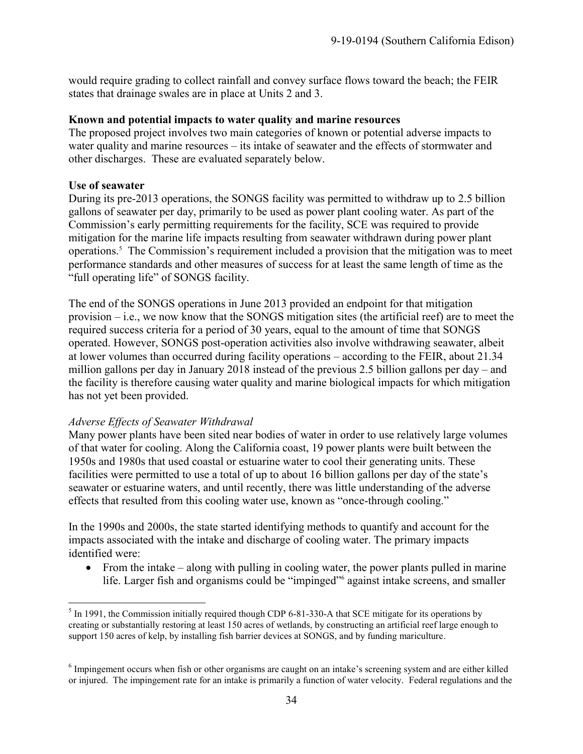would require grading to collect rainfall and convey surface flows toward the beach; the FEIR states that drainage swales are in place at Units 2 and 3.

**Known and potential impacts to water quality and marine resources**

The proposed project involves two main categories of known or potential adverse impacts to water quality and marine resources – its intake of seawater and the effects of stormwater and other discharges. These are evaluated separately below.

**Use of seawater**

During its pre-2013 operations, the SONGS facility was permitted to withdraw up to 2.5 billion gallons of seawater per day, primarily to be used as power plant cooling water. As part of the Commission's early permitting requirements for the facility, SCE was required to provide mitigation for the marine life impacts resulting from seawater withdrawn during power plant operations.[5] The Commission's requirement included a provision that the mitigation was to meet performance standards and other measures of success for at least the same length of time as the "full operating life" of SONGS facility.

The end of the SONGS operations in June 2013 provided an endpoint for that mitigation provision – i.e., we now know that the SONGS mitigation sites (the artificial reef) are to meet the required success criteria for a period of 30 years, equal to the amount of time that SONGS operated. However, SONGS post-operation activities also involve withdrawing seawater, albeit at lower volumes than occurred during facility operations – according to the FEIR, about 21.34 million gallons per day in January 2018 instead of the previous 2.5 billion gallons per day – and the facility is therefore causing water quality and marine biological impacts for which mitigation has not yet been provided.

*Adverse Effects of Seawater Withdrawal*

Many power plants have been sited near bodies of water in order to use relatively large volumes of that water for cooling. Along the California coast, 19 power plants were built between the 1950s and 1980s that used coastal or estuarine water to cool their generating units. These facilities were permitted to use a total of up to about 16 billion gallons per day of the state's seawater or estuarine waters, and until recently, there was little understanding of the adverse effects that resulted from this cooling water use, known as "once-through cooling."

In the 1990s and 2000s, the state started identifying methods to quantify and account for the impacts associated with the intake and discharge of cooling water. The primary impacts identified were:

- From the intake – along with pulling in cooling water, the power plants pulled in marine life. Larger fish and organisms could be "impinged"[6] against intake screens, and smaller

---

[5] In 1991, the Commission initially required though CDP 6-81-330-A that SCE mitigate for its operations by creating or substantially restoring at least 150 acres of wetlands, by constructing an artificial reef large enough to support 150 acres of kelp, by installing fish barrier devices at SONGS, and by funding mariculture.

[6] Impingement occurs when fish or other organisms are caught on an intake's screening system and are either killed or injured. The impingement rate for an intake is primarily a function of water velocity. Federal regulations and the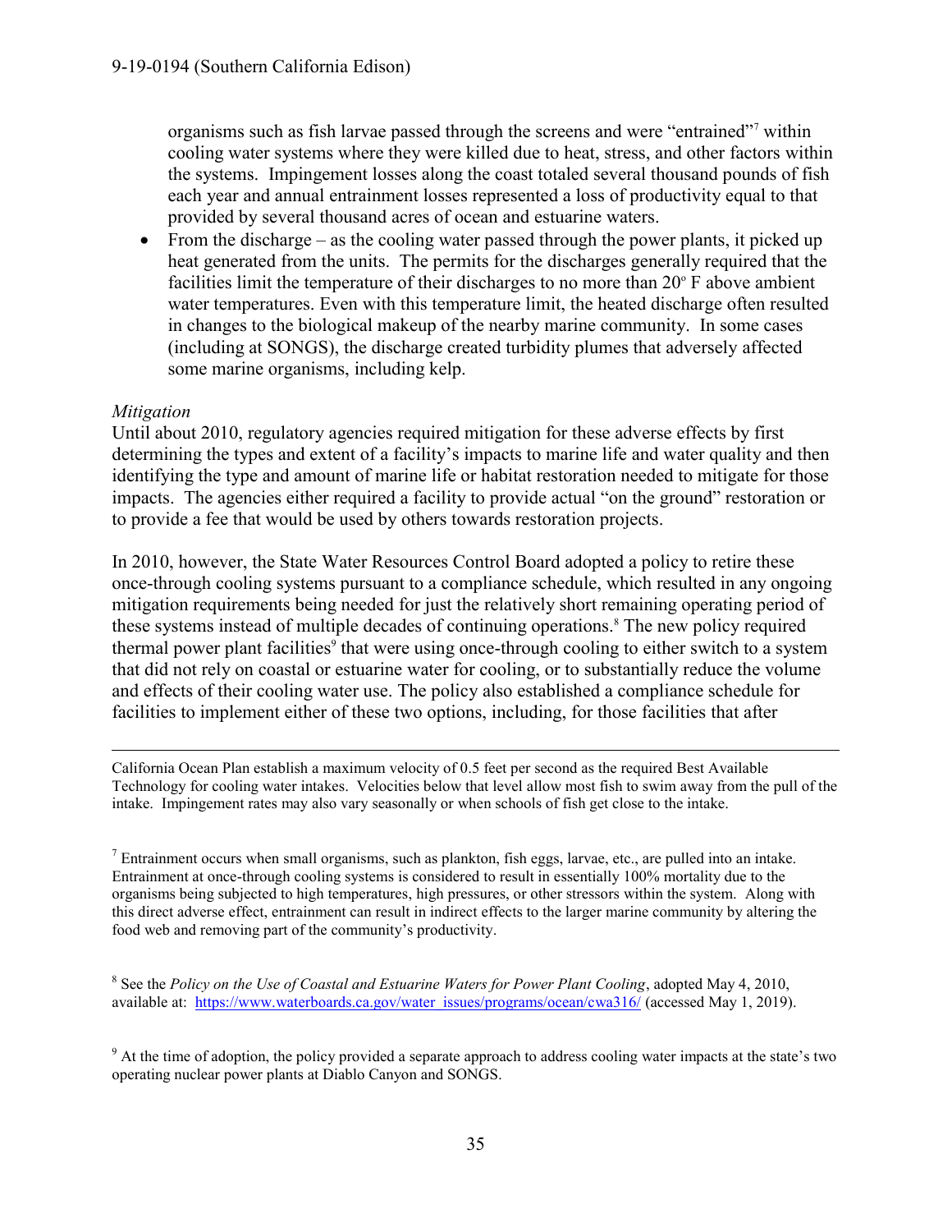organisms such as fish larvae passed through the screens and were "entrained"[7] within cooling water systems where they were killed due to heat, stress, and other factors within the systems. Impingement losses along the coast totaled several thousand pounds of fish each year and annual entrainment losses represented a loss of productivity equal to that provided by several thousand acres of ocean and estuarine waters.

- From the discharge – as the cooling water passed through the power plants, it picked up heat generated from the units. The permits for the discharges generally required that the facilities limit the temperature of their discharges to no more than 20° F above ambient water temperatures. Even with this temperature limit, the heated discharge often resulted in changes to the biological makeup of the nearby marine community. In some cases (including at SONGS), the discharge created turbidity plumes that adversely affected some marine organisms, including kelp.

*Mitigation*

Until about 2010, regulatory agencies required mitigation for these adverse effects by first determining the types and extent of a facility's impacts to marine life and water quality and then identifying the type and amount of marine life or habitat restoration needed to mitigate for those impacts. The agencies either required a facility to provide actual "on the ground" restoration or to provide a fee that would be used by others towards restoration projects.

In 2010, however, the State Water Resources Control Board adopted a policy to retire these once-through cooling systems pursuant to a compliance schedule, which resulted in any ongoing mitigation requirements being needed for just the relatively short remaining operating period of these systems instead of multiple decades of continuing operations.[8] The new policy required thermal power plant facilities[9] that were using once-through cooling to either switch to a system that did not rely on coastal or estuarine water for cooling, or to substantially reduce the volume and effects of their cooling water use. The policy also established a compliance schedule for facilities to implement either of these two options, including, for those facilities that after

---

California Ocean Plan establish a maximum velocity of 0.5 feet per second as the required Best Available Technology for cooling water intakes. Velocities below that level allow most fish to swim away from the pull of the intake. Impingement rates may also vary seasonally or when schools of fish get close to the intake.

[7] Entrainment occurs when small organisms, such as plankton, fish eggs, larvae, etc., are pulled into an intake. Entrainment at once-through cooling systems is considered to result in essentially 100% mortality due to the organisms being subjected to high temperatures, high pressures, or other stressors within the system. Along with this direct adverse effect, entrainment can result in indirect effects to the larger marine community by altering the food web and removing part of the community's productivity.

[8] See the *Policy on the Use of Coastal and Estuarine Waters for Power Plant Cooling*, adopted May 4, 2010, available at: https://www.waterboards.ca.gov/water_issues/programs/ocean/cwa316/ (accessed May 1, 2019).

[9] At the time of adoption, the policy provided a separate approach to address cooling water impacts at the state's two operating nuclear power plants at Diablo Canyon and SONGS.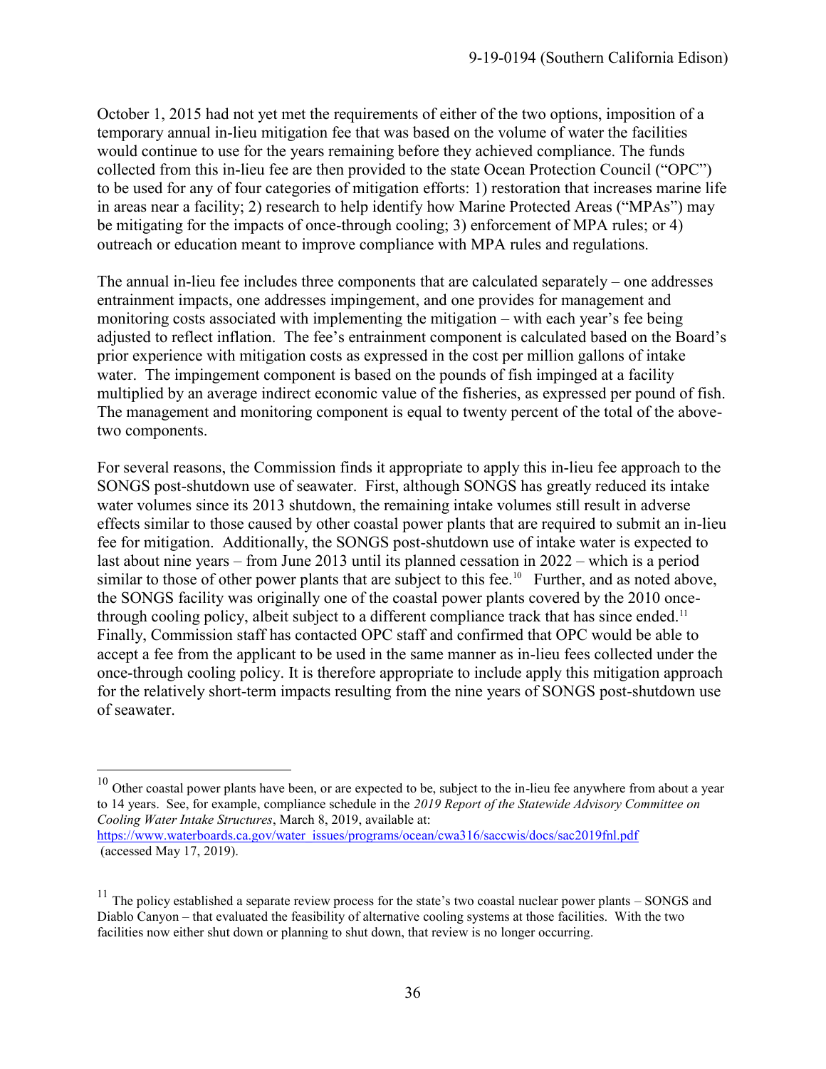October 1, 2015 had not yet met the requirements of either of the two options, imposition of a temporary annual in-lieu mitigation fee that was based on the volume of water the facilities would continue to use for the years remaining before they achieved compliance. The funds collected from this in-lieu fee are then provided to the state Ocean Protection Council ("OPC") to be used for any of four categories of mitigation efforts: 1) restoration that increases marine life in areas near a facility; 2) research to help identify how Marine Protected Areas ("MPAs") may be mitigating for the impacts of once-through cooling; 3) enforcement of MPA rules; or 4) outreach or education meant to improve compliance with MPA rules and regulations.

The annual in-lieu fee includes three components that are calculated separately – one addresses entrainment impacts, one addresses impingement, and one provides for management and monitoring costs associated with implementing the mitigation – with each year's fee being adjusted to reflect inflation. The fee's entrainment component is calculated based on the Board's prior experience with mitigation costs as expressed in the cost per million gallons of intake water. The impingement component is based on the pounds of fish impinged at a facility multiplied by an average indirect economic value of the fisheries, as expressed per pound of fish. The management and monitoring component is equal to twenty percent of the total of the above-two components.

For several reasons, the Commission finds it appropriate to apply this in-lieu fee approach to the SONGS post-shutdown use of seawater. First, although SONGS has greatly reduced its intake water volumes since its 2013 shutdown, the remaining intake volumes still result in adverse effects similar to those caused by other coastal power plants that are required to submit an in-lieu fee for mitigation. Additionally, the SONGS post-shutdown use of intake water is expected to last about nine years – from June 2013 until its planned cessation in 2022 – which is a period similar to those of other power plants that are subject to this fee.[10] Further, and as noted above, the SONGS facility was originally one of the coastal power plants covered by the 2010 once-through cooling policy, albeit subject to a different compliance track that has since ended.[11] Finally, Commission staff has contacted OPC staff and confirmed that OPC would be able to accept a fee from the applicant to be used in the same manner as in-lieu fees collected under the once-through cooling policy. It is therefore appropriate to include apply this mitigation approach for the relatively short-term impacts resulting from the nine years of SONGS post-shutdown use of seawater.

---

[10] Other coastal power plants have been, or are expected to be, subject to the in-lieu fee anywhere from about a year to 14 years. See, for example, compliance schedule in the *2019 Report of the Statewide Advisory Committee on Cooling Water Intake Structures*, March 8, 2019, available at: https://www.waterboards.ca.gov/water_issues/programs/ocean/cwa316/saccwis/docs/sac2019fnl.pdf (accessed May 17, 2019).

[11] The policy established a separate review process for the state's two coastal nuclear power plants – SONGS and Diablo Canyon – that evaluated the feasibility of alternative cooling systems at those facilities. With the two facilities now either shut down or planning to shut down, that review is no longer occurring.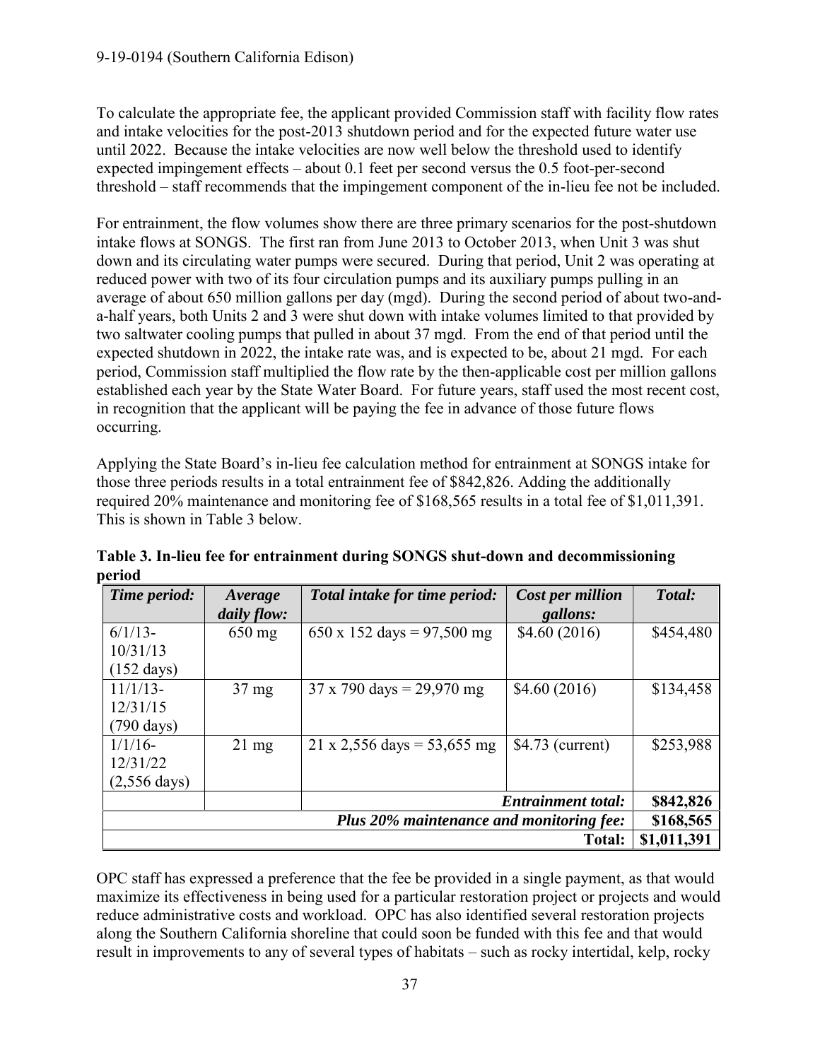To calculate the appropriate fee, the applicant provided Commission staff with facility flow rates and intake velocities for the post-2013 shutdown period and for the expected future water use until 2022. Because the intake velocities are now well below the threshold used to identify expected impingement effects – about 0.1 feet per second versus the 0.5 foot-per-second threshold – staff recommends that the impingement component of the in-lieu fee not be included.

For entrainment, the flow volumes show there are three primary scenarios for the post-shutdown intake flows at SONGS. The first ran from June 2013 to October 2013, when Unit 3 was shut down and its circulating water pumps were secured. During that period, Unit 2 was operating at reduced power with two of its four circulation pumps and its auxiliary pumps pulling in an average of about 650 million gallons per day (mgd). During the second period of about two-and-a-half years, both Units 2 and 3 were shut down with intake volumes limited to that provided by two saltwater cooling pumps that pulled in about 37 mgd. From the end of that period until the expected shutdown in 2022, the intake rate was, and is expected to be, about 21 mgd. For each period, Commission staff multiplied the flow rate by the then-applicable cost per million gallons established each year by the State Water Board. For future years, staff used the most recent cost, in recognition that the applicant will be paying the fee in advance of those future flows occurring.

Applying the State Board's in-lieu fee calculation method for entrainment at SONGS intake for those three periods results in a total entrainment fee of $842,826. Adding the additionally required 20% maintenance and monitoring fee of $168,565 results in a total fee of $1,011,391. This is shown in Table 3 below.

**Table 3. In-lieu fee for entrainment during SONGS shut-down and decommissioning period**

| *Time period:* | *Average daily flow:* | *Total intake for time period:* | *Cost per million gallons:* | *Total:* |
|---|---|---|---|---|
| 6/1/13-10/31/13 (152 days) | 650 mg | 650 x 152 days = 97,500 mg | $4.60 (2016) | $454,480 |
| 11/1/13-12/31/15 (790 days) | 37 mg | 37 x 790 days = 29,970 mg | $4.60 (2016) | $134,458 |
| 1/1/16-12/31/22 (2,556 days) | 21 mg | 21 x 2,556 days = 53,655 mg | $4.73 (current) | $253,988 |
| | | | ***Entrainment total:*** | **$842,826** |
| | | | ***Plus 20% maintenance and monitoring fee:*** | **$168,565** |
| | | | **Total:** | **$1,011,391** |

OPC staff has expressed a preference that the fee be provided in a single payment, as that would maximize its effectiveness in being used for a particular restoration project or projects and would reduce administrative costs and workload. OPC has also identified several restoration projects along the Southern California shoreline that could soon be funded with this fee and that would result in improvements to any of several types of habitats – such as rocky intertidal, kelp, rocky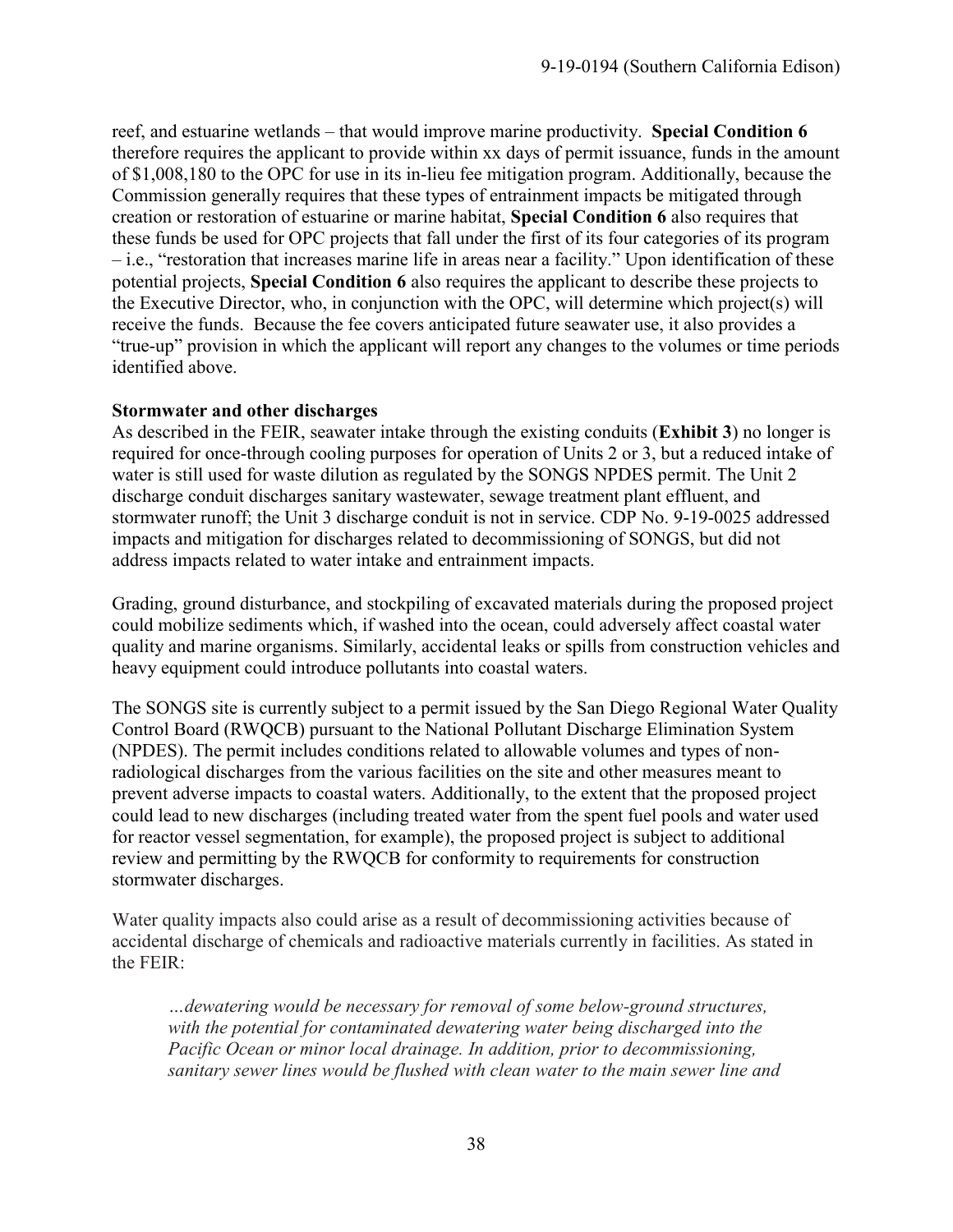reef, and estuarine wetlands – that would improve marine productivity. **Special Condition 6** therefore requires the applicant to provide within xx days of permit issuance, funds in the amount of $1,008,180 to the OPC for use in its in-lieu fee mitigation program. Additionally, because the Commission generally requires that these types of entrainment impacts be mitigated through creation or restoration of estuarine or marine habitat, **Special Condition 6** also requires that these funds be used for OPC projects that fall under the first of its four categories of its program – i.e., "restoration that increases marine life in areas near a facility." Upon identification of these potential projects, **Special Condition 6** also requires the applicant to describe these projects to the Executive Director, who, in conjunction with the OPC, will determine which project(s) will receive the funds. Because the fee covers anticipated future seawater use, it also provides a "true-up" provision in which the applicant will report any changes to the volumes or time periods identified above.

**Stormwater and other discharges**

As described in the FEIR, seawater intake through the existing conduits (**Exhibit 3**) no longer is required for once-through cooling purposes for operation of Units 2 or 3, but a reduced intake of water is still used for waste dilution as regulated by the SONGS NPDES permit. The Unit 2 discharge conduit discharges sanitary wastewater, sewage treatment plant effluent, and stormwater runoff; the Unit 3 discharge conduit is not in service. CDP No. 9-19-0025 addressed impacts and mitigation for discharges related to decommissioning of SONGS, but did not address impacts related to water intake and entrainment impacts.

Grading, ground disturbance, and stockpiling of excavated materials during the proposed project could mobilize sediments which, if washed into the ocean, could adversely affect coastal water quality and marine organisms. Similarly, accidental leaks or spills from construction vehicles and heavy equipment could introduce pollutants into coastal waters.

The SONGS site is currently subject to a permit issued by the San Diego Regional Water Quality Control Board (RWQCB) pursuant to the National Pollutant Discharge Elimination System (NPDES). The permit includes conditions related to allowable volumes and types of non-radiological discharges from the various facilities on the site and other measures meant to prevent adverse impacts to coastal waters. Additionally, to the extent that the proposed project could lead to new discharges (including treated water from the spent fuel pools and water used for reactor vessel segmentation, for example), the proposed project is subject to additional review and permitting by the RWQCB for conformity to requirements for construction stormwater discharges.

Water quality impacts also could arise as a result of decommissioning activities because of accidental discharge of chemicals and radioactive materials currently in facilities. As stated in the FEIR:

> *…dewatering would be necessary for removal of some below-ground structures, with the potential for contaminated dewatering water being discharged into the Pacific Ocean or minor local drainage. In addition, prior to decommissioning, sanitary sewer lines would be flushed with clean water to the main sewer line and*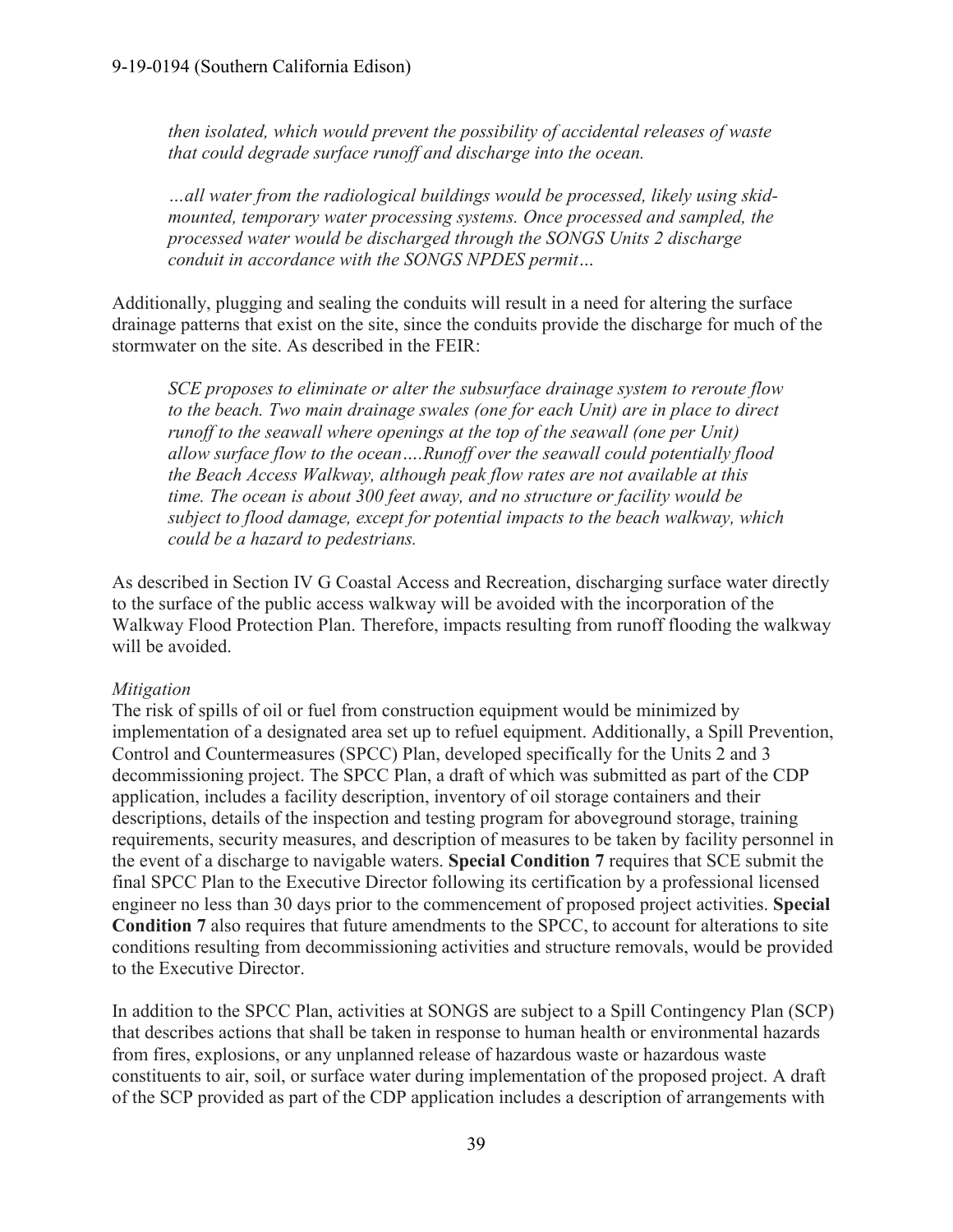*then isolated, which would prevent the possibility of accidental releases of waste that could degrade surface runoff and discharge into the ocean.*

*…all water from the radiological buildings would be processed, likely using skid-mounted, temporary water processing systems. Once processed and sampled, the processed water would be discharged through the SONGS Units 2 discharge conduit in accordance with the SONGS NPDES permit…*

Additionally, plugging and sealing the conduits will result in a need for altering the surface drainage patterns that exist on the site, since the conduits provide the discharge for much of the stormwater on the site. As described in the FEIR:

*SCE proposes to eliminate or alter the subsurface drainage system to reroute flow to the beach. Two main drainage swales (one for each Unit) are in place to direct runoff to the seawall where openings at the top of the seawall (one per Unit) allow surface flow to the ocean….Runoff over the seawall could potentially flood the Beach Access Walkway, although peak flow rates are not available at this time. The ocean is about 300 feet away, and no structure or facility would be subject to flood damage, except for potential impacts to the beach walkway, which could be a hazard to pedestrians.*

As described in Section IV G Coastal Access and Recreation, discharging surface water directly to the surface of the public access walkway will be avoided with the incorporation of the Walkway Flood Protection Plan. Therefore, impacts resulting from runoff flooding the walkway will be avoided.

*Mitigation*

The risk of spills of oil or fuel from construction equipment would be minimized by implementation of a designated area set up to refuel equipment. Additionally, a Spill Prevention, Control and Countermeasures (SPCC) Plan, developed specifically for the Units 2 and 3 decommissioning project. The SPCC Plan, a draft of which was submitted as part of the CDP application, includes a facility description, inventory of oil storage containers and their descriptions, details of the inspection and testing program for aboveground storage, training requirements, security measures, and description of measures to be taken by facility personnel in the event of a discharge to navigable waters. **Special Condition 7** requires that SCE submit the final SPCC Plan to the Executive Director following its certification by a professional licensed engineer no less than 30 days prior to the commencement of proposed project activities. **Special Condition 7** also requires that future amendments to the SPCC, to account for alterations to site conditions resulting from decommissioning activities and structure removals, would be provided to the Executive Director.

In addition to the SPCC Plan, activities at SONGS are subject to a Spill Contingency Plan (SCP) that describes actions that shall be taken in response to human health or environmental hazards from fires, explosions, or any unplanned release of hazardous waste or hazardous waste constituents to air, soil, or surface water during implementation of the proposed project. A draft of the SCP provided as part of the CDP application includes a description of arrangements with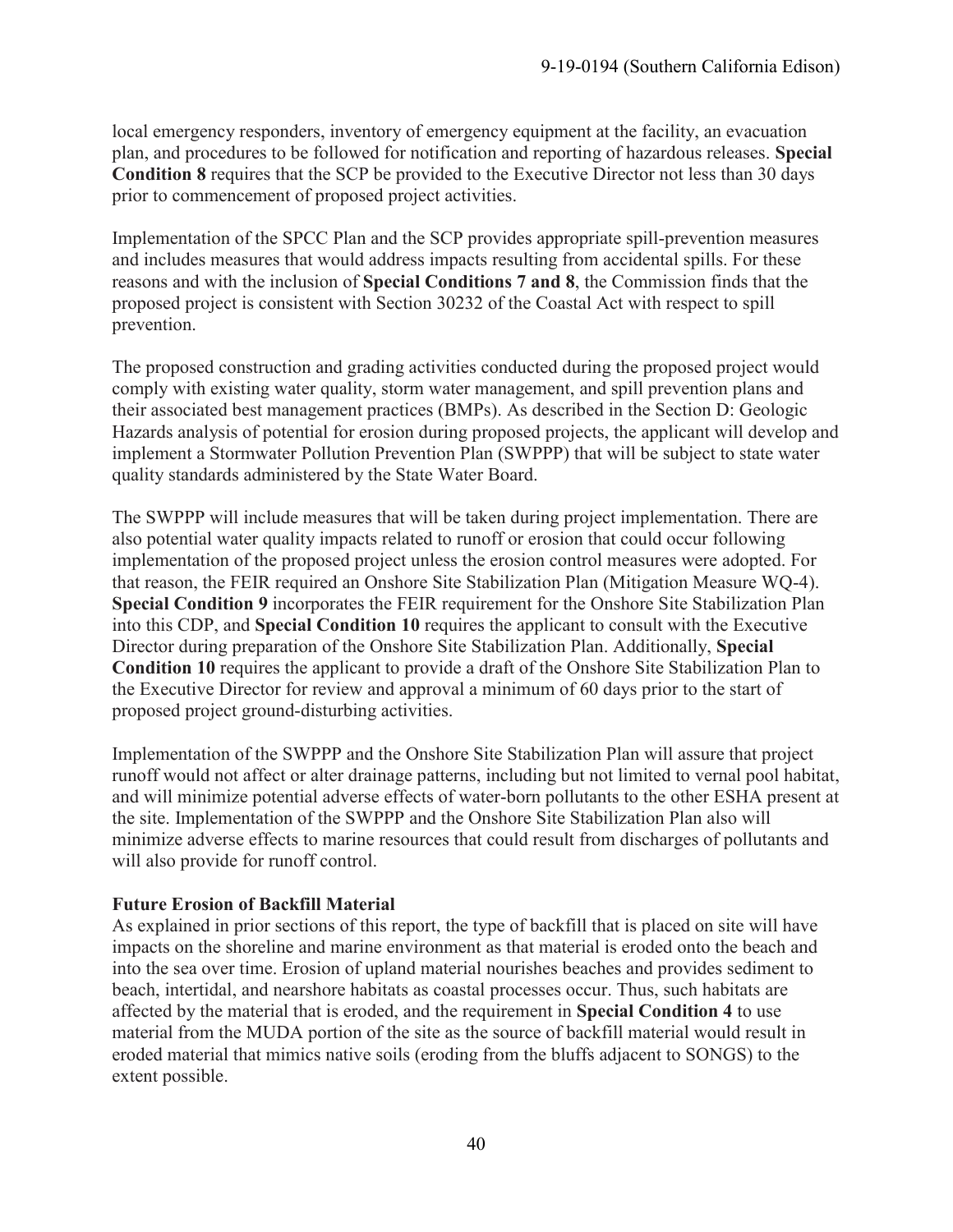local emergency responders, inventory of emergency equipment at the facility, an evacuation plan, and procedures to be followed for notification and reporting of hazardous releases. **Special Condition 8** requires that the SCP be provided to the Executive Director not less than 30 days prior to commencement of proposed project activities.

Implementation of the SPCC Plan and the SCP provides appropriate spill-prevention measures and includes measures that would address impacts resulting from accidental spills. For these reasons and with the inclusion of **Special Conditions 7 and 8**, the Commission finds that the proposed project is consistent with Section 30232 of the Coastal Act with respect to spill prevention.

The proposed construction and grading activities conducted during the proposed project would comply with existing water quality, storm water management, and spill prevention plans and their associated best management practices (BMPs). As described in the Section D: Geologic Hazards analysis of potential for erosion during proposed projects, the applicant will develop and implement a Stormwater Pollution Prevention Plan (SWPPP) that will be subject to state water quality standards administered by the State Water Board.

The SWPPP will include measures that will be taken during project implementation. There are also potential water quality impacts related to runoff or erosion that could occur following implementation of the proposed project unless the erosion control measures were adopted. For that reason, the FEIR required an Onshore Site Stabilization Plan (Mitigation Measure WQ-4). **Special Condition 9** incorporates the FEIR requirement for the Onshore Site Stabilization Plan into this CDP, and **Special Condition 10** requires the applicant to consult with the Executive Director during preparation of the Onshore Site Stabilization Plan. Additionally, **Special Condition 10** requires the applicant to provide a draft of the Onshore Site Stabilization Plan to the Executive Director for review and approval a minimum of 60 days prior to the start of proposed project ground-disturbing activities.

Implementation of the SWPPP and the Onshore Site Stabilization Plan will assure that project runoff would not affect or alter drainage patterns, including but not limited to vernal pool habitat, and will minimize potential adverse effects of water-born pollutants to the other ESHA present at the site. Implementation of the SWPPP and the Onshore Site Stabilization Plan also will minimize adverse effects to marine resources that could result from discharges of pollutants and will also provide for runoff control.

**Future Erosion of Backfill Material**

As explained in prior sections of this report, the type of backfill that is placed on site will have impacts on the shoreline and marine environment as that material is eroded onto the beach and into the sea over time. Erosion of upland material nourishes beaches and provides sediment to beach, intertidal, and nearshore habitats as coastal processes occur. Thus, such habitats are affected by the material that is eroded, and the requirement in **Special Condition 4** to use material from the MUDA portion of the site as the source of backfill material would result in eroded material that mimics native soils (eroding from the bluffs adjacent to SONGS) to the extent possible.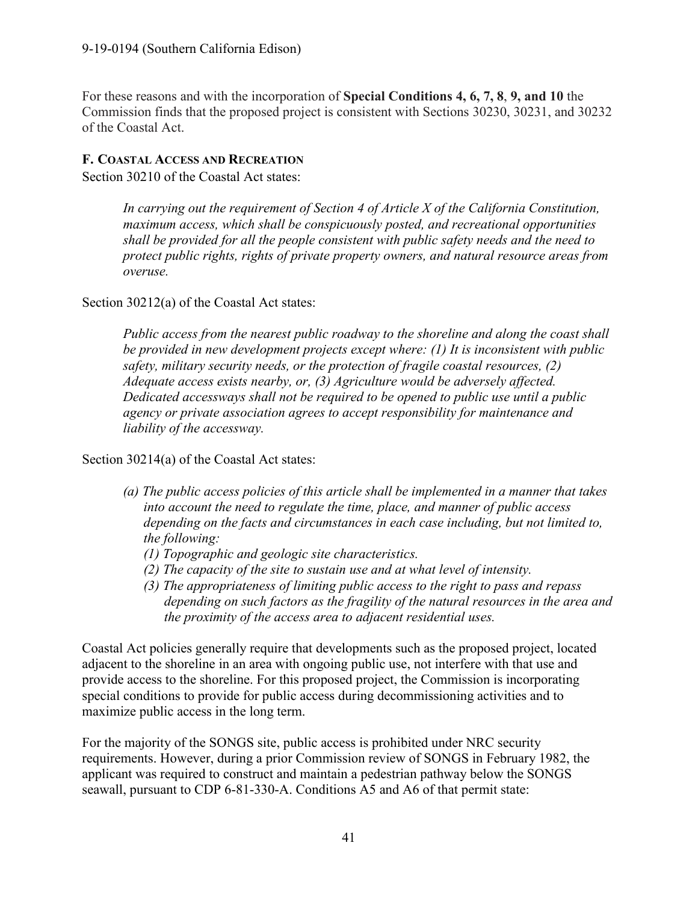For these reasons and with the incorporation of **Special Conditions 4, 6, 7, 8**, **9, and 10** the Commission finds that the proposed project is consistent with Sections 30230, 30231, and 30232 of the Coastal Act.

### F. Coastal Access and Recreation

Section 30210 of the Coastal Act states:

> *In carrying out the requirement of Section 4 of Article X of the California Constitution, maximum access, which shall be conspicuously posted, and recreational opportunities shall be provided for all the people consistent with public safety needs and the need to protect public rights, rights of private property owners, and natural resource areas from overuse.*

Section 30212(a) of the Coastal Act states:

> *Public access from the nearest public roadway to the shoreline and along the coast shall be provided in new development projects except where: (1) It is inconsistent with public safety, military security needs, or the protection of fragile coastal resources, (2) Adequate access exists nearby, or, (3) Agriculture would be adversely affected. Dedicated accessways shall not be required to be opened to public use until a public agency or private association agrees to accept responsibility for maintenance and liability of the accessway.*

Section 30214(a) of the Coastal Act states:

> *(a) The public access policies of this article shall be implemented in a manner that takes into account the need to regulate the time, place, and manner of public access depending on the facts and circumstances in each case including, but not limited to, the following:*
>
> *(1) Topographic and geologic site characteristics.*
>
> *(2) The capacity of the site to sustain use and at what level of intensity.*
>
> *(3) The appropriateness of limiting public access to the right to pass and repass depending on such factors as the fragility of the natural resources in the area and the proximity of the access area to adjacent residential uses.*

Coastal Act policies generally require that developments such as the proposed project, located adjacent to the shoreline in an area with ongoing public use, not interfere with that use and provide access to the shoreline. For this proposed project, the Commission is incorporating special conditions to provide for public access during decommissioning activities and to maximize public access in the long term.

For the majority of the SONGS site, public access is prohibited under NRC security requirements. However, during a prior Commission review of SONGS in February 1982, the applicant was required to construct and maintain a pedestrian pathway below the SONGS seawall, pursuant to CDP 6-81-330-A. Conditions A5 and A6 of that permit state: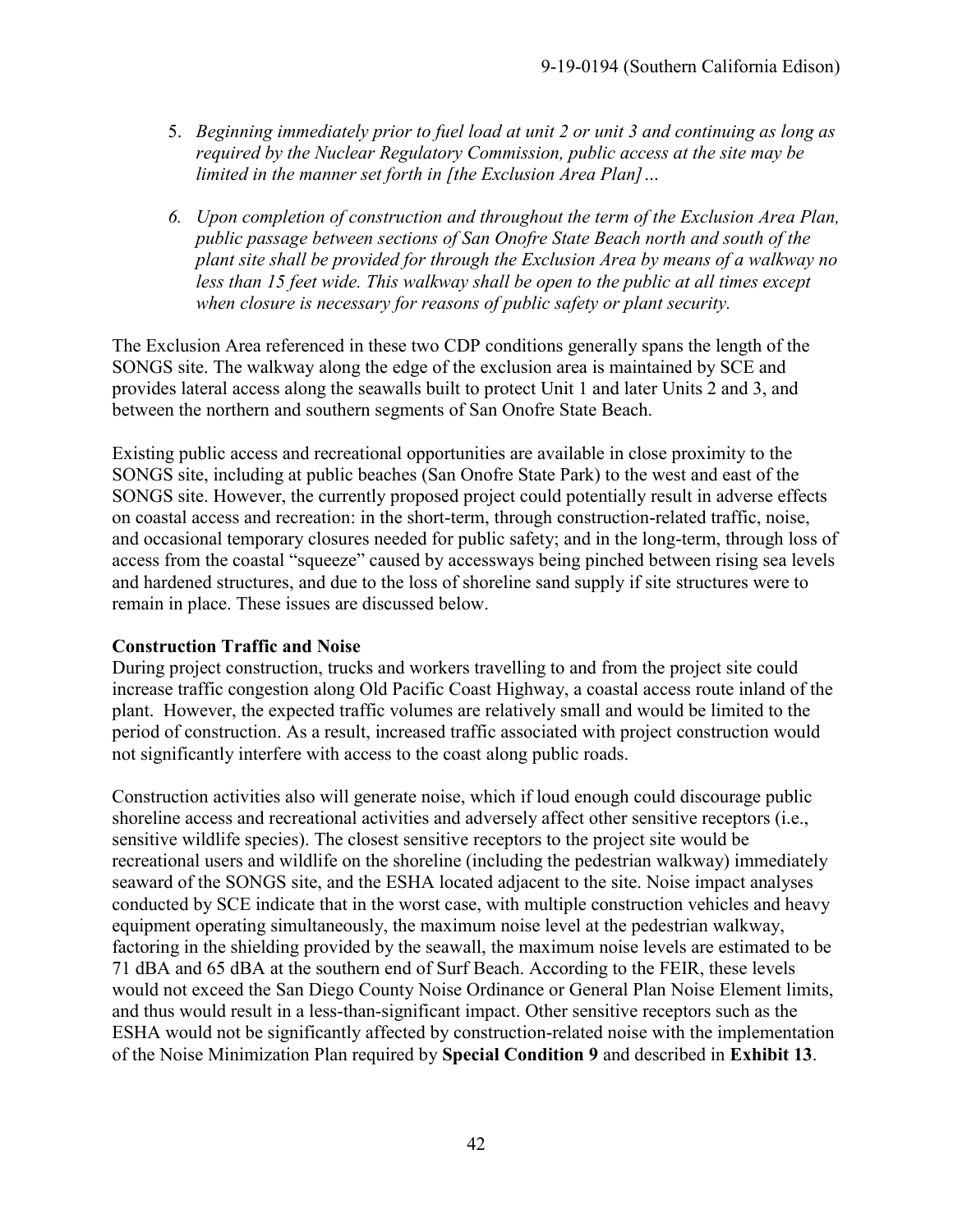5. *Beginning immediately prior to fuel load at unit 2 or unit 3 and continuing as long as required by the Nuclear Regulatory Commission, public access at the site may be limited in the manner set forth in [the Exclusion Area Plan]…*

6. *Upon completion of construction and throughout the term of the Exclusion Area Plan, public passage between sections of San Onofre State Beach north and south of the plant site shall be provided for through the Exclusion Area by means of a walkway no less than 15 feet wide. This walkway shall be open to the public at all times except when closure is necessary for reasons of public safety or plant security.*

The Exclusion Area referenced in these two CDP conditions generally spans the length of the SONGS site. The walkway along the edge of the exclusion area is maintained by SCE and provides lateral access along the seawalls built to protect Unit 1 and later Units 2 and 3, and between the northern and southern segments of San Onofre State Beach.

Existing public access and recreational opportunities are available in close proximity to the SONGS site, including at public beaches (San Onofre State Park) to the west and east of the SONGS site. However, the currently proposed project could potentially result in adverse effects on coastal access and recreation: in the short-term, through construction-related traffic, noise, and occasional temporary closures needed for public safety; and in the long-term, through loss of access from the coastal "squeeze" caused by accessways being pinched between rising sea levels and hardened structures, and due to the loss of shoreline sand supply if site structures were to remain in place. These issues are discussed below.

**Construction Traffic and Noise**

During project construction, trucks and workers travelling to and from the project site could increase traffic congestion along Old Pacific Coast Highway, a coastal access route inland of the plant. However, the expected traffic volumes are relatively small and would be limited to the period of construction. As a result, increased traffic associated with project construction would not significantly interfere with access to the coast along public roads.

Construction activities also will generate noise, which if loud enough could discourage public shoreline access and recreational activities and adversely affect other sensitive receptors (i.e., sensitive wildlife species). The closest sensitive receptors to the project site would be recreational users and wildlife on the shoreline (including the pedestrian walkway) immediately seaward of the SONGS site, and the ESHA located adjacent to the site. Noise impact analyses conducted by SCE indicate that in the worst case, with multiple construction vehicles and heavy equipment operating simultaneously, the maximum noise level at the pedestrian walkway, factoring in the shielding provided by the seawall, the maximum noise levels are estimated to be 71 dBA and 65 dBA at the southern end of Surf Beach. According to the FEIR, these levels would not exceed the San Diego County Noise Ordinance or General Plan Noise Element limits, and thus would result in a less-than-significant impact. Other sensitive receptors such as the ESHA would not be significantly affected by construction-related noise with the implementation of the Noise Minimization Plan required by **Special Condition 9** and described in **Exhibit 13**.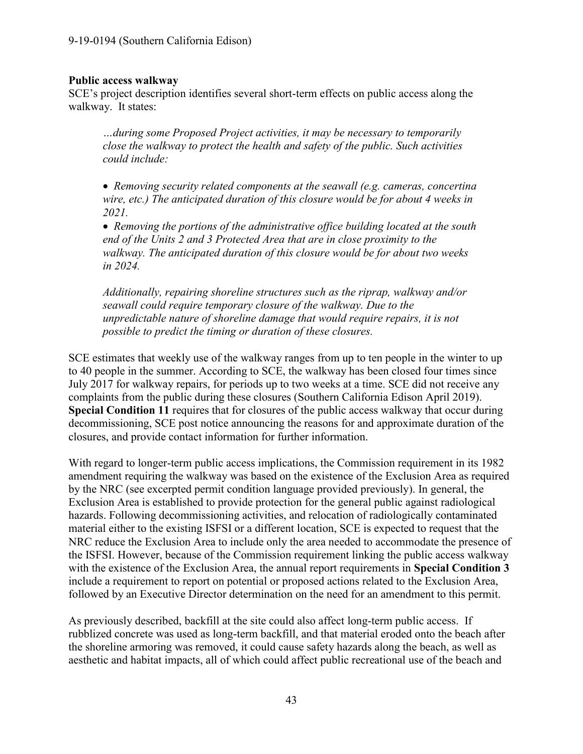**Public access walkway**

SCE's project description identifies several short-term effects on public access along the walkway. It states:

> *…during some Proposed Project activities, it may be necessary to temporarily close the walkway to protect the health and safety of the public. Such activities could include:*
>
> - *Removing security related components at the seawall (e.g. cameras, concertina wire, etc.) The anticipated duration of this closure would be for about 4 weeks in 2021.*
> - *Removing the portions of the administrative office building located at the south end of the Units 2 and 3 Protected Area that are in close proximity to the walkway. The anticipated duration of this closure would be for about two weeks in 2024.*
>
> *Additionally, repairing shoreline structures such as the riprap, walkway and/or seawall could require temporary closure of the walkway. Due to the unpredictable nature of shoreline damage that would require repairs, it is not possible to predict the timing or duration of these closures.*

SCE estimates that weekly use of the walkway ranges from up to ten people in the winter to up to 40 people in the summer. According to SCE, the walkway has been closed four times since July 2017 for walkway repairs, for periods up to two weeks at a time. SCE did not receive any complaints from the public during these closures (Southern California Edison April 2019). **Special Condition 11** requires that for closures of the public access walkway that occur during decommissioning, SCE post notice announcing the reasons for and approximate duration of the closures, and provide contact information for further information.

With regard to longer-term public access implications, the Commission requirement in its 1982 amendment requiring the walkway was based on the existence of the Exclusion Area as required by the NRC (see excerpted permit condition language provided previously). In general, the Exclusion Area is established to provide protection for the general public against radiological hazards. Following decommissioning activities, and relocation of radiologically contaminated material either to the existing ISFSI or a different location, SCE is expected to request that the NRC reduce the Exclusion Area to include only the area needed to accommodate the presence of the ISFSI. However, because of the Commission requirement linking the public access walkway with the existence of the Exclusion Area, the annual report requirements in **Special Condition 3** include a requirement to report on potential or proposed actions related to the Exclusion Area, followed by an Executive Director determination on the need for an amendment to this permit.

As previously described, backfill at the site could also affect long-term public access. If rubblized concrete was used as long-term backfill, and that material eroded onto the beach after the shoreline armoring was removed, it could cause safety hazards along the beach, as well as aesthetic and habitat impacts, all of which could affect public recreational use of the beach and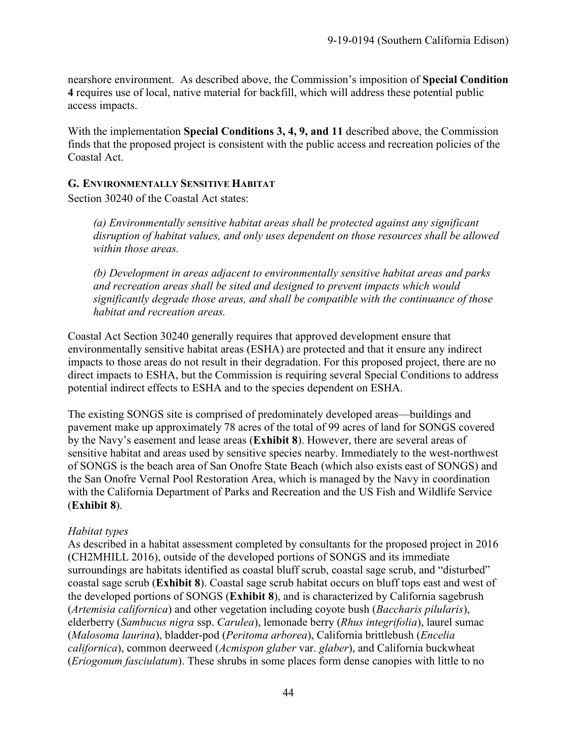nearshore environment. As described above, the Commission's imposition of **Special Condition 4** requires use of local, native material for backfill, which will address these potential public access impacts.

With the implementation **Special Conditions 3, 4, 9, and 11** described above, the Commission finds that the proposed project is consistent with the public access and recreation policies of the Coastal Act.

### G. Environmentally Sensitive Habitat

Section 30240 of the Coastal Act states:

> *(a) Environmentally sensitive habitat areas shall be protected against any significant disruption of habitat values, and only uses dependent on those resources shall be allowed within those areas.*
>
> *(b) Development in areas adjacent to environmentally sensitive habitat areas and parks and recreation areas shall be sited and designed to prevent impacts which would significantly degrade those areas, and shall be compatible with the continuance of those habitat and recreation areas.*

Coastal Act Section 30240 generally requires that approved development ensure that environmentally sensitive habitat areas (ESHA) are protected and that it ensure any indirect impacts to those areas do not result in their degradation. For this proposed project, there are no direct impacts to ESHA, but the Commission is requiring several Special Conditions to address potential indirect effects to ESHA and to the species dependent on ESHA.

The existing SONGS site is comprised of predominately developed areas—buildings and pavement make up approximately 78 acres of the total of 99 acres of land for SONGS covered by the Navy's easement and lease areas (**Exhibit 8**). However, there are several areas of sensitive habitat and areas used by sensitive species nearby. Immediately to the west-northwest of SONGS is the beach area of San Onofre State Beach (which also exists east of SONGS) and the San Onofre Vernal Pool Restoration Area, which is managed by the Navy in coordination with the California Department of Parks and Recreation and the US Fish and Wildlife Service (**Exhibit 8**).

*Habitat types*

As described in a habitat assessment completed by consultants for the proposed project in 2016 (CH2MHILL 2016), outside of the developed portions of SONGS and its immediate surroundings are habitats identified as coastal bluff scrub, coastal sage scrub, and "disturbed" coastal sage scrub (**Exhibit 8**). Coastal sage scrub habitat occurs on bluff tops east and west of the developed portions of SONGS (**Exhibit 8**), and is characterized by California sagebrush (*Artemisia californica*) and other vegetation including coyote bush (*Baccharis pilularis*), elderberry (*Sambucus nigra* ssp. *Carulea*), lemonade berry (*Rhus integrifolia*), laurel sumac (*Malosoma laurina*), bladder-pod (*Peritoma arborea*), California brittlebush (*Encelia californica*), common deerweed (*Acmispon glaber* var. *glaber*), and California buckwheat (*Eriogonum fasciulatum*). These shrubs in some places form dense canopies with little to no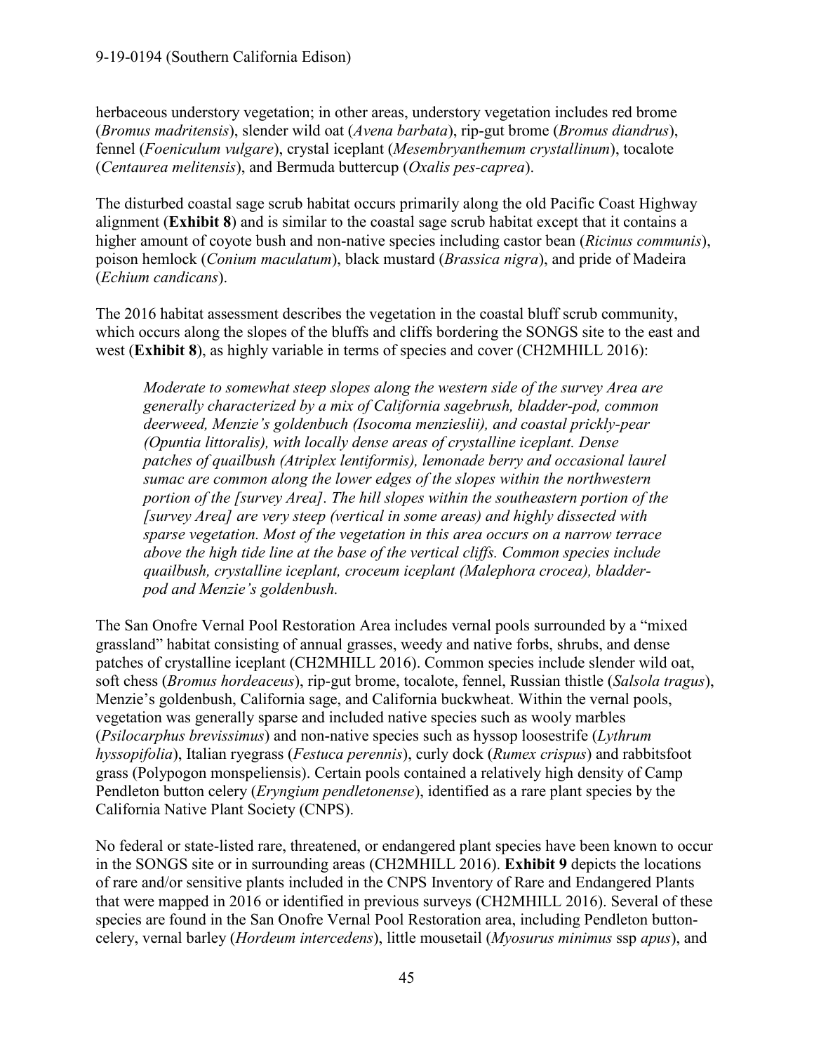herbaceous understory vegetation; in other areas, understory vegetation includes red brome (*Bromus madritensis*), slender wild oat (*Avena barbata*), rip-gut brome (*Bromus diandrus*), fennel (*Foeniculum vulgare*), crystal iceplant (*Mesembryanthemum crystallinum*), tocalote (*Centaurea melitensis*), and Bermuda buttercup (*Oxalis pes-caprea*).

The disturbed coastal sage scrub habitat occurs primarily along the old Pacific Coast Highway alignment (**Exhibit 8**) and is similar to the coastal sage scrub habitat except that it contains a higher amount of coyote bush and non-native species including castor bean (*Ricinus communis*), poison hemlock (*Conium maculatum*), black mustard (*Brassica nigra*), and pride of Madeira (*Echium candicans*).

The 2016 habitat assessment describes the vegetation in the coastal bluff scrub community, which occurs along the slopes of the bluffs and cliffs bordering the SONGS site to the east and west (**Exhibit 8**), as highly variable in terms of species and cover (CH2MHILL 2016):

> *Moderate to somewhat steep slopes along the western side of the survey Area are generally characterized by a mix of California sagebrush, bladder-pod, common deerweed, Menzie's goldenbuch (Isocoma menzieslii), and coastal prickly-pear (Opuntia littoralis), with locally dense areas of crystalline iceplant. Dense patches of quailbush (Atriplex lentiformis), lemonade berry and occasional laurel sumac are common along the lower edges of the slopes within the northwestern portion of the [survey Area]. The hill slopes within the southeastern portion of the [survey Area] are very steep (vertical in some areas) and highly dissected with sparse vegetation. Most of the vegetation in this area occurs on a narrow terrace above the high tide line at the base of the vertical cliffs. Common species include quailbush, crystalline iceplant, croceum iceplant (Malephora crocea), bladder-pod and Menzie's goldenbush.*

The San Onofre Vernal Pool Restoration Area includes vernal pools surrounded by a "mixed grassland" habitat consisting of annual grasses, weedy and native forbs, shrubs, and dense patches of crystalline iceplant (CH2MHILL 2016). Common species include slender wild oat, soft chess (*Bromus hordeaceus*), rip-gut brome, tocalote, fennel, Russian thistle (*Salsola tragus*), Menzie's goldenbush, California sage, and California buckwheat. Within the vernal pools, vegetation was generally sparse and included native species such as wooly marbles (*Psilocarphus brevissimus*) and non-native species such as hyssop loosestrife (*Lythrum hyssopifolia*), Italian ryegrass (*Festuca perennis*), curly dock (*Rumex crispus*) and rabbitsfoot grass (Polypogon monspeliensis). Certain pools contained a relatively high density of Camp Pendleton button celery (*Eryngium pendletonense*), identified as a rare plant species by the California Native Plant Society (CNPS).

No federal or state-listed rare, threatened, or endangered plant species have been known to occur in the SONGS site or in surrounding areas (CH2MHILL 2016). **Exhibit 9** depicts the locations of rare and/or sensitive plants included in the CNPS Inventory of Rare and Endangered Plants that were mapped in 2016 or identified in previous surveys (CH2MHILL 2016). Several of these species are found in the San Onofre Vernal Pool Restoration area, including Pendleton button-celery, vernal barley (*Hordeum intercedens*), little mousetail (*Myosurus minimus* ssp *apus*), and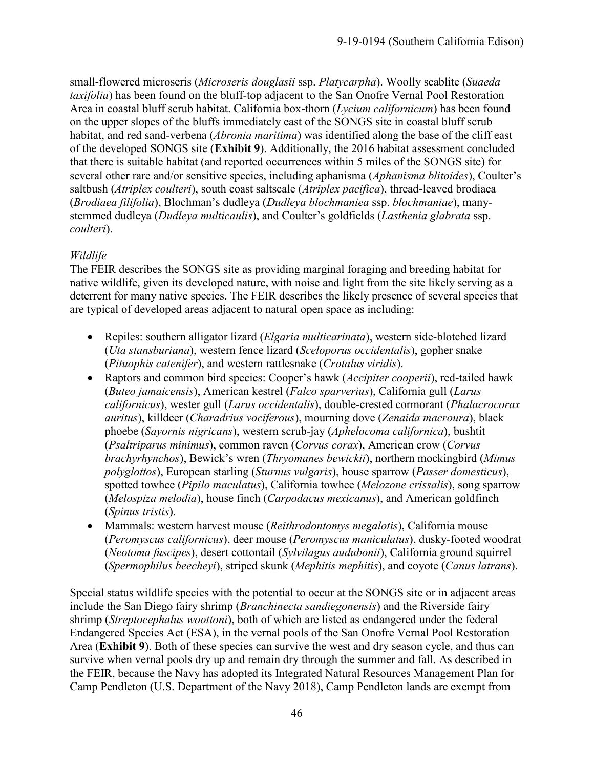small-flowered microseris (*Microseris douglasii* ssp. *Platycarpha*). Woolly seablite (*Suaeda taxifolia*) has been found on the bluff-top adjacent to the San Onofre Vernal Pool Restoration Area in coastal bluff scrub habitat. California box-thorn (*Lycium californicum*) has been found on the upper slopes of the bluffs immediately east of the SONGS site in coastal bluff scrub habitat, and red sand-verbena (*Abronia maritima*) was identified along the base of the cliff east of the developed SONGS site (**Exhibit 9**). Additionally, the 2016 habitat assessment concluded that there is suitable habitat (and reported occurrences within 5 miles of the SONGS site) for several other rare and/or sensitive species, including aphanisma (*Aphanisma blitoides*), Coulter's saltbush (*Atriplex coulteri*), south coast saltscale (*Atriplex pacifica*), thread-leaved brodiaea (*Brodiaea filifolia*), Blochman's dudleya (*Dudleya blochmaniea* ssp. *blochmaniae*), many-stemmed dudleya (*Dudleya multicaulis*), and Coulter's goldfields (*Lasthenia glabrata* ssp. *coulteri*).

*Wildlife*

The FEIR describes the SONGS site as providing marginal foraging and breeding habitat for native wildlife, given its developed nature, with noise and light from the site likely serving as a deterrent for many native species. The FEIR describes the likely presence of several species that are typical of developed areas adjacent to natural open space as including:

- Repiles: southern alligator lizard (*Elgaria multicarinata*), western side-blotched lizard (*Uta stansburiana*), western fence lizard (*Sceloporus occidentalis*), gopher snake (*Pituophis catenifer*), and western rattlesnake (*Crotalus viridis*).
- Raptors and common bird species: Cooper's hawk (*Accipiter cooperii*), red-tailed hawk (*Buteo jamaicensis*), American kestrel (*Falco sparverius*), California gull (*Larus californicus*), wester gull (*Larus occidentalis*), double-crested cormorant (*Phalacrocorax auritus*), killdeer (*Charadrius vociferous*), mourning dove (*Zenaida macroura*), black phoebe (*Sayornis nigricans*), western scrub-jay (*Aphelocoma californica*), bushtit (*Psaltriparus minimus*), common raven (*Corvus corax*), American crow (*Corvus brachyrhynchos*), Bewick's wren (*Thryomanes bewickii*), northern mockingbird (*Mimus polyglottos*), European starling (*Sturnus vulgaris*), house sparrow (*Passer domesticus*), spotted towhee (*Pipilo maculatus*), California towhee (*Melozone crissalis*), song sparrow (*Melospiza melodia*), house finch (*Carpodacus mexicanus*), and American goldfinch (*Spinus tristis*).
- Mammals: western harvest mouse (*Reithrodontomys megalotis*), California mouse (*Peromyscus californicus*), deer mouse (*Peromyscus maniculatus*), dusky-footed woodrat (*Neotoma fuscipes*), desert cottontail (*Sylvilagus audubonii*), California ground squirrel (*Spermophilus beecheyi*), striped skunk (*Mephitis mephitis*), and coyote (*Canus latrans*).

Special status wildlife species with the potential to occur at the SONGS site or in adjacent areas include the San Diego fairy shrimp (*Branchinecta sandiegonensis*) and the Riverside fairy shrimp (*Streptocephalus woottoni*), both of which are listed as endangered under the federal Endangered Species Act (ESA), in the vernal pools of the San Onofre Vernal Pool Restoration Area (**Exhibit 9**). Both of these species can survive the west and dry season cycle, and thus can survive when vernal pools dry up and remain dry through the summer and fall. As described in the FEIR, because the Navy has adopted its Integrated Natural Resources Management Plan for Camp Pendleton (U.S. Department of the Navy 2018), Camp Pendleton lands are exempt from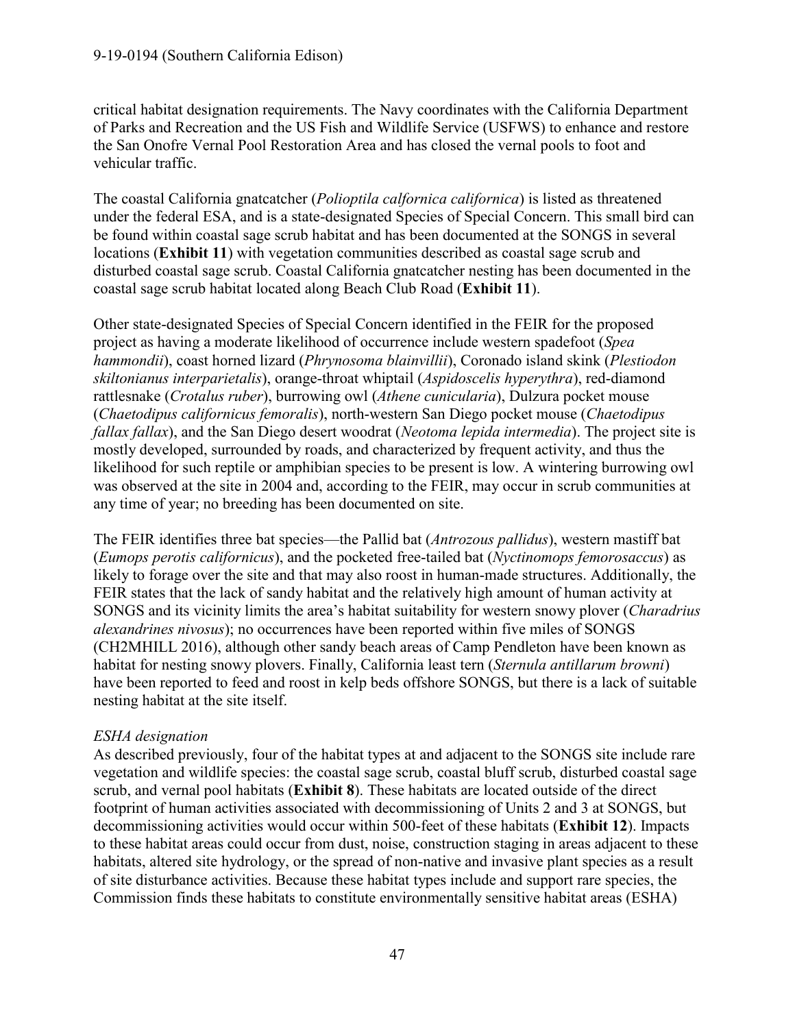critical habitat designation requirements. The Navy coordinates with the California Department of Parks and Recreation and the US Fish and Wildlife Service (USFWS) to enhance and restore the San Onofre Vernal Pool Restoration Area and has closed the vernal pools to foot and vehicular traffic.

The coastal California gnatcatcher (*Polioptila calfornica californica*) is listed as threatened under the federal ESA, and is a state-designated Species of Special Concern. This small bird can be found within coastal sage scrub habitat and has been documented at the SONGS in several locations (**Exhibit 11**) with vegetation communities described as coastal sage scrub and disturbed coastal sage scrub. Coastal California gnatcatcher nesting has been documented in the coastal sage scrub habitat located along Beach Club Road (**Exhibit 11**).

Other state-designated Species of Special Concern identified in the FEIR for the proposed project as having a moderate likelihood of occurrence include western spadefoot (*Spea hammondii*), coast horned lizard (*Phrynosoma blainvillii*), Coronado island skink (*Plestiodon skiltonianus interparietalis*), orange-throat whiptail (*Aspidoscelis hyperythra*), red-diamond rattlesnake (*Crotalus ruber*), burrowing owl (*Athene cunicularia*), Dulzura pocket mouse (*Chaetodipus californicus femoralis*), north-western San Diego pocket mouse (*Chaetodipus fallax fallax*), and the San Diego desert woodrat (*Neotoma lepida intermedia*). The project site is mostly developed, surrounded by roads, and characterized by frequent activity, and thus the likelihood for such reptile or amphibian species to be present is low. A wintering burrowing owl was observed at the site in 2004 and, according to the FEIR, may occur in scrub communities at any time of year; no breeding has been documented on site.

The FEIR identifies three bat species—the Pallid bat (*Antrozous pallidus*), western mastiff bat (*Eumops perotis californicus*), and the pocketed free-tailed bat (*Nyctinomops femorosaccus*) as likely to forage over the site and that may also roost in human-made structures. Additionally, the FEIR states that the lack of sandy habitat and the relatively high amount of human activity at SONGS and its vicinity limits the area's habitat suitability for western snowy plover (*Charadrius alexandrines nivosus*); no occurrences have been reported within five miles of SONGS (CH2MHILL 2016), although other sandy beach areas of Camp Pendleton have been known as habitat for nesting snowy plovers. Finally, California least tern (*Sternula antillarum browni*) have been reported to feed and roost in kelp beds offshore SONGS, but there is a lack of suitable nesting habitat at the site itself.

*ESHA designation*

As described previously, four of the habitat types at and adjacent to the SONGS site include rare vegetation and wildlife species: the coastal sage scrub, coastal bluff scrub, disturbed coastal sage scrub, and vernal pool habitats (**Exhibit 8**). These habitats are located outside of the direct footprint of human activities associated with decommissioning of Units 2 and 3 at SONGS, but decommissioning activities would occur within 500-feet of these habitats (**Exhibit 12**). Impacts to these habitat areas could occur from dust, noise, construction staging in areas adjacent to these habitats, altered site hydrology, or the spread of non-native and invasive plant species as a result of site disturbance activities. Because these habitat types include and support rare species, the Commission finds these habitats to constitute environmentally sensitive habitat areas (ESHA)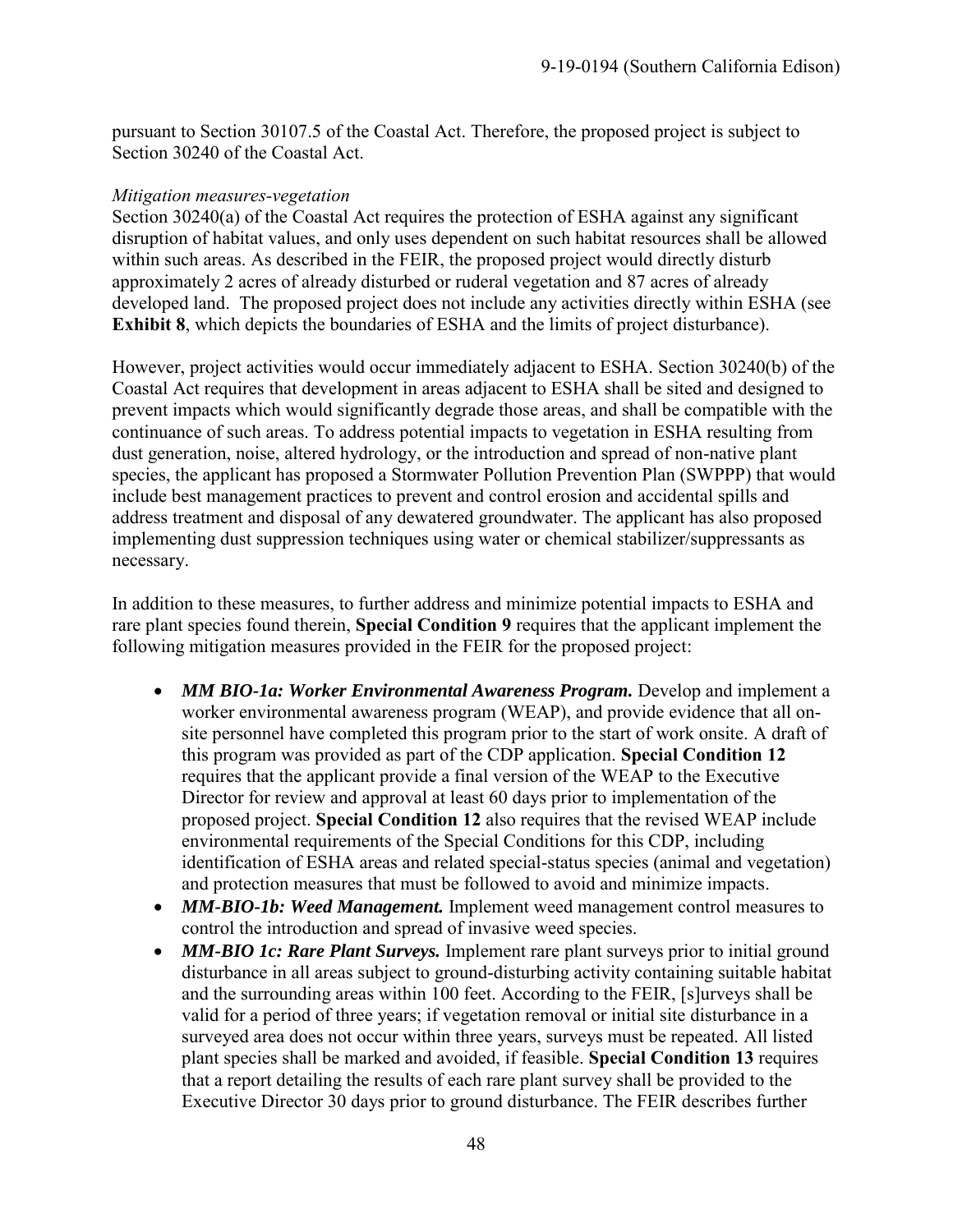pursuant to Section 30107.5 of the Coastal Act. Therefore, the proposed project is subject to Section 30240 of the Coastal Act.

*Mitigation measures-vegetation*

Section 30240(a) of the Coastal Act requires the protection of ESHA against any significant disruption of habitat values, and only uses dependent on such habitat resources shall be allowed within such areas. As described in the FEIR, the proposed project would directly disturb approximately 2 acres of already disturbed or ruderal vegetation and 87 acres of already developed land. The proposed project does not include any activities directly within ESHA (see **Exhibit 8**, which depicts the boundaries of ESHA and the limits of project disturbance).

However, project activities would occur immediately adjacent to ESHA. Section 30240(b) of the Coastal Act requires that development in areas adjacent to ESHA shall be sited and designed to prevent impacts which would significantly degrade those areas, and shall be compatible with the continuance of such areas. To address potential impacts to vegetation in ESHA resulting from dust generation, noise, altered hydrology, or the introduction and spread of non-native plant species, the applicant has proposed a Stormwater Pollution Prevention Plan (SWPPP) that would include best management practices to prevent and control erosion and accidental spills and address treatment and disposal of any dewatered groundwater. The applicant has also proposed implementing dust suppression techniques using water or chemical stabilizer/suppressants as necessary.

In addition to these measures, to further address and minimize potential impacts to ESHA and rare plant species found therein, **Special Condition 9** requires that the applicant implement the following mitigation measures provided in the FEIR for the proposed project:

- ***MM BIO-1a: Worker Environmental Awareness Program.*** Develop and implement a worker environmental awareness program (WEAP), and provide evidence that all on-site personnel have completed this program prior to the start of work onsite. A draft of this program was provided as part of the CDP application. **Special Condition 12** requires that the applicant provide a final version of the WEAP to the Executive Director for review and approval at least 60 days prior to implementation of the proposed project. **Special Condition 12** also requires that the revised WEAP include environmental requirements of the Special Conditions for this CDP, including identification of ESHA areas and related special-status species (animal and vegetation) and protection measures that must be followed to avoid and minimize impacts.
- ***MM-BIO-1b: Weed Management.*** Implement weed management control measures to control the introduction and spread of invasive weed species.
- ***MM-BIO 1c: Rare Plant Surveys.*** Implement rare plant surveys prior to initial ground disturbance in all areas subject to ground-disturbing activity containing suitable habitat and the surrounding areas within 100 feet. According to the FEIR, [s]urveys shall be valid for a period of three years; if vegetation removal or initial site disturbance in a surveyed area does not occur within three years, surveys must be repeated. All listed plant species shall be marked and avoided, if feasible. **Special Condition 13** requires that a report detailing the results of each rare plant survey shall be provided to the Executive Director 30 days prior to ground disturbance. The FEIR describes further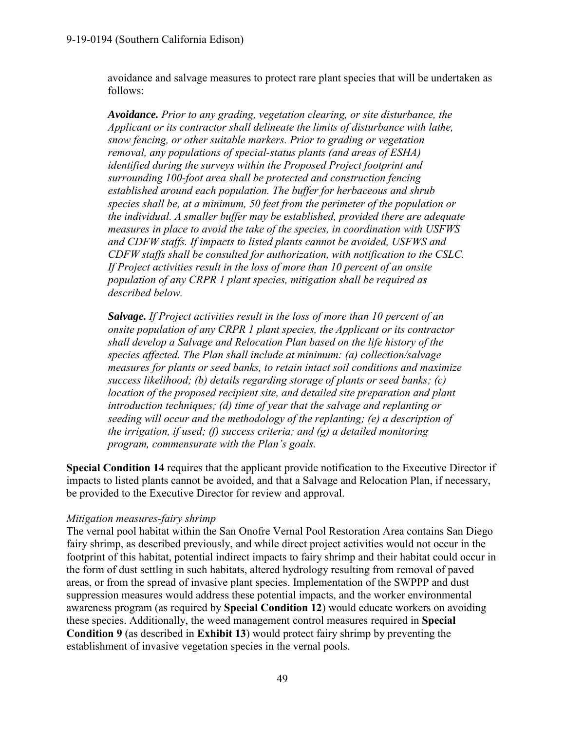avoidance and salvage measures to protect rare plant species that will be undertaken as follows:

> ***Avoidance.*** *Prior to any grading, vegetation clearing, or site disturbance, the Applicant or its contractor shall delineate the limits of disturbance with lathe, snow fencing, or other suitable markers. Prior to grading or vegetation removal, any populations of special-status plants (and areas of ESHA) identified during the surveys within the Proposed Project footprint and surrounding 100-foot area shall be protected and construction fencing established around each population. The buffer for herbaceous and shrub species shall be, at a minimum, 50 feet from the perimeter of the population or the individual. A smaller buffer may be established, provided there are adequate measures in place to avoid the take of the species, in coordination with USFWS and CDFW staffs. If impacts to listed plants cannot be avoided, USFWS and CDFW staffs shall be consulted for authorization, with notification to the CSLC. If Project activities result in the loss of more than 10 percent of an onsite population of any CRPR 1 plant species, mitigation shall be required as described below.*
>
> ***Salvage.*** *If Project activities result in the loss of more than 10 percent of an onsite population of any CRPR 1 plant species, the Applicant or its contractor shall develop a Salvage and Relocation Plan based on the life history of the species affected. The Plan shall include at minimum: (a) collection/salvage measures for plants or seed banks, to retain intact soil conditions and maximize success likelihood; (b) details regarding storage of plants or seed banks; (c) location of the proposed recipient site, and detailed site preparation and plant introduction techniques; (d) time of year that the salvage and replanting or seeding will occur and the methodology of the replanting; (e) a description of the irrigation, if used; (f) success criteria; and (g) a detailed monitoring program, commensurate with the Plan's goals.*

**Special Condition 14** requires that the applicant provide notification to the Executive Director if impacts to listed plants cannot be avoided, and that a Salvage and Relocation Plan, if necessary, be provided to the Executive Director for review and approval.

*Mitigation measures-fairy shrimp*

The vernal pool habitat within the San Onofre Vernal Pool Restoration Area contains San Diego fairy shrimp, as described previously, and while direct project activities would not occur in the footprint of this habitat, potential indirect impacts to fairy shrimp and their habitat could occur in the form of dust settling in such habitats, altered hydrology resulting from removal of paved areas, or from the spread of invasive plant species. Implementation of the SWPPP and dust suppression measures would address these potential impacts, and the worker environmental awareness program (as required by **Special Condition 12**) would educate workers on avoiding these species. Additionally, the weed management control measures required in **Special Condition 9** (as described in **Exhibit 13**) would protect fairy shrimp by preventing the establishment of invasive vegetation species in the vernal pools.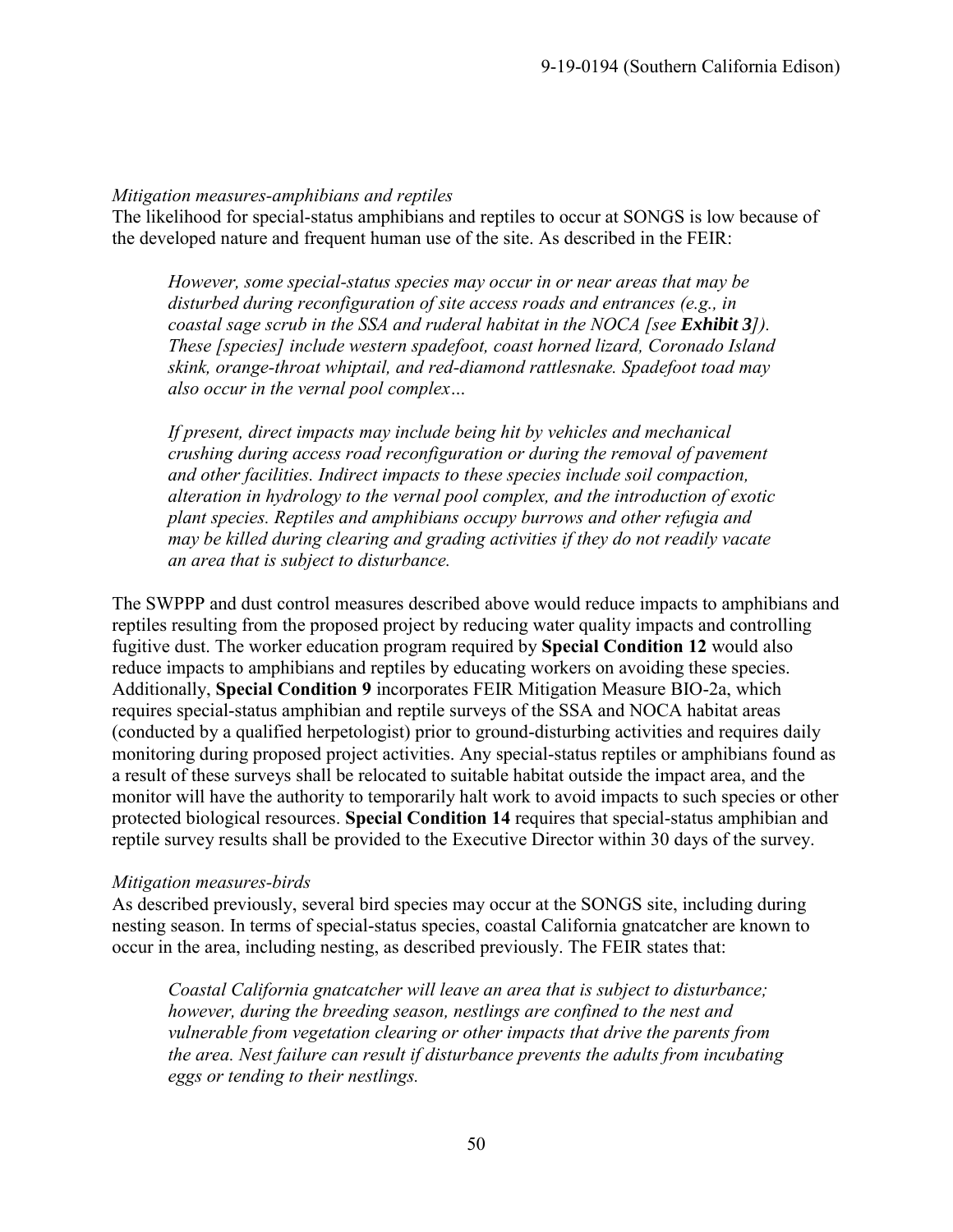*Mitigation measures-amphibians and reptiles*

The likelihood for special-status amphibians and reptiles to occur at SONGS is low because of the developed nature and frequent human use of the site. As described in the FEIR:

> *However, some special-status species may occur in or near areas that may be disturbed during reconfiguration of site access roads and entrances (e.g., in coastal sage scrub in the SSA and ruderal habitat in the NOCA [see* ***Exhibit 3****]). These [species] include western spadefoot, coast horned lizard, Coronado Island skink, orange-throat whiptail, and red-diamond rattlesnake. Spadefoot toad may also occur in the vernal pool complex…*
>
> *If present, direct impacts may include being hit by vehicles and mechanical crushing during access road reconfiguration or during the removal of pavement and other facilities. Indirect impacts to these species include soil compaction, alteration in hydrology to the vernal pool complex, and the introduction of exotic plant species. Reptiles and amphibians occupy burrows and other refugia and may be killed during clearing and grading activities if they do not readily vacate an area that is subject to disturbance.*

The SWPPP and dust control measures described above would reduce impacts to amphibians and reptiles resulting from the proposed project by reducing water quality impacts and controlling fugitive dust. The worker education program required by **Special Condition 12** would also reduce impacts to amphibians and reptiles by educating workers on avoiding these species. Additionally, **Special Condition 9** incorporates FEIR Mitigation Measure BIO-2a, which requires special-status amphibian and reptile surveys of the SSA and NOCA habitat areas (conducted by a qualified herpetologist) prior to ground-disturbing activities and requires daily monitoring during proposed project activities. Any special-status reptiles or amphibians found as a result of these surveys shall be relocated to suitable habitat outside the impact area, and the monitor will have the authority to temporarily halt work to avoid impacts to such species or other protected biological resources. **Special Condition 14** requires that special-status amphibian and reptile survey results shall be provided to the Executive Director within 30 days of the survey.

*Mitigation measures-birds*

As described previously, several bird species may occur at the SONGS site, including during nesting season. In terms of special-status species, coastal California gnatcatcher are known to occur in the area, including nesting, as described previously. The FEIR states that:

> *Coastal California gnatcatcher will leave an area that is subject to disturbance; however, during the breeding season, nestlings are confined to the nest and vulnerable from vegetation clearing or other impacts that drive the parents from the area. Nest failure can result if disturbance prevents the adults from incubating eggs or tending to their nestlings.*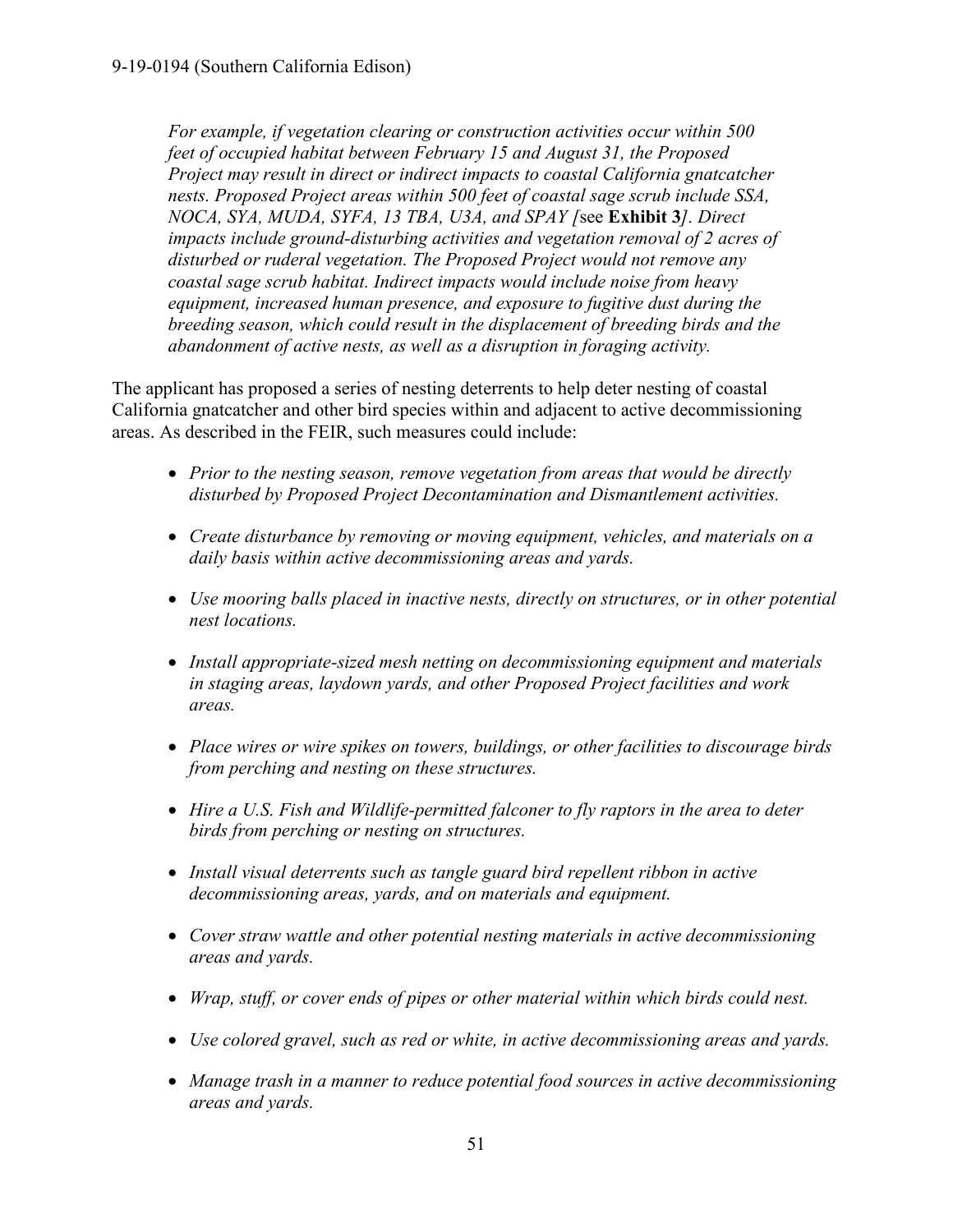*For example, if vegetation clearing or construction activities occur within 500 feet of occupied habitat between February 15 and August 31, the Proposed Project may result in direct or indirect impacts to coastal California gnatcatcher nests. Proposed Project areas within 500 feet of coastal sage scrub include SSA, NOCA, SYA, MUDA, SYFA, 13 TBA, U3A, and SPAY [*see **Exhibit 3***]. Direct impacts include ground-disturbing activities and vegetation removal of 2 acres of disturbed or ruderal vegetation. The Proposed Project would not remove any coastal sage scrub habitat. Indirect impacts would include noise from heavy equipment, increased human presence, and exposure to fugitive dust during the breeding season, which could result in the displacement of breeding birds and the abandonment of active nests, as well as a disruption in foraging activity.*

The applicant has proposed a series of nesting deterrents to help deter nesting of coastal California gnatcatcher and other bird species within and adjacent to active decommissioning areas. As described in the FEIR, such measures could include:

- *Prior to the nesting season, remove vegetation from areas that would be directly disturbed by Proposed Project Decontamination and Dismantlement activities.*
- *Create disturbance by removing or moving equipment, vehicles, and materials on a daily basis within active decommissioning areas and yards.*
- *Use mooring balls placed in inactive nests, directly on structures, or in other potential nest locations.*
- *Install appropriate-sized mesh netting on decommissioning equipment and materials in staging areas, laydown yards, and other Proposed Project facilities and work areas.*
- *Place wires or wire spikes on towers, buildings, or other facilities to discourage birds from perching and nesting on these structures.*
- *Hire a U.S. Fish and Wildlife-permitted falconer to fly raptors in the area to deter birds from perching or nesting on structures.*
- *Install visual deterrents such as tangle guard bird repellent ribbon in active decommissioning areas, yards, and on materials and equipment.*
- *Cover straw wattle and other potential nesting materials in active decommissioning areas and yards.*
- *Wrap, stuff, or cover ends of pipes or other material within which birds could nest.*
- *Use colored gravel, such as red or white, in active decommissioning areas and yards.*
- *Manage trash in a manner to reduce potential food sources in active decommissioning areas and yards.*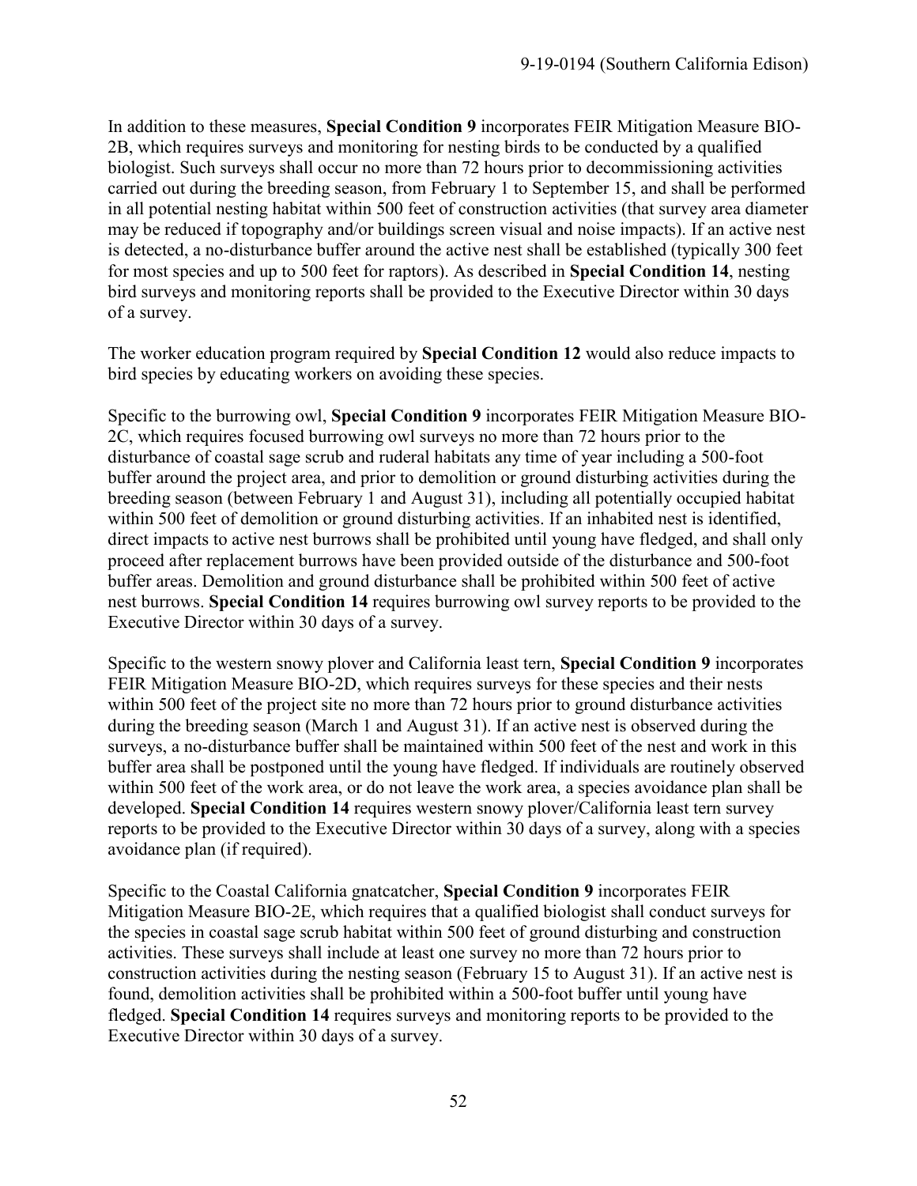In addition to these measures, **Special Condition 9** incorporates FEIR Mitigation Measure BIO-2B, which requires surveys and monitoring for nesting birds to be conducted by a qualified biologist. Such surveys shall occur no more than 72 hours prior to decommissioning activities carried out during the breeding season, from February 1 to September 15, and shall be performed in all potential nesting habitat within 500 feet of construction activities (that survey area diameter may be reduced if topography and/or buildings screen visual and noise impacts). If an active nest is detected, a no-disturbance buffer around the active nest shall be established (typically 300 feet for most species and up to 500 feet for raptors). As described in **Special Condition 14**, nesting bird surveys and monitoring reports shall be provided to the Executive Director within 30 days of a survey.

The worker education program required by **Special Condition 12** would also reduce impacts to bird species by educating workers on avoiding these species.

Specific to the burrowing owl, **Special Condition 9** incorporates FEIR Mitigation Measure BIO-2C, which requires focused burrowing owl surveys no more than 72 hours prior to the disturbance of coastal sage scrub and ruderal habitats any time of year including a 500-foot buffer around the project area, and prior to demolition or ground disturbing activities during the breeding season (between February 1 and August 31), including all potentially occupied habitat within 500 feet of demolition or ground disturbing activities. If an inhabited nest is identified, direct impacts to active nest burrows shall be prohibited until young have fledged, and shall only proceed after replacement burrows have been provided outside of the disturbance and 500-foot buffer areas. Demolition and ground disturbance shall be prohibited within 500 feet of active nest burrows. **Special Condition 14** requires burrowing owl survey reports to be provided to the Executive Director within 30 days of a survey.

Specific to the western snowy plover and California least tern, **Special Condition 9** incorporates FEIR Mitigation Measure BIO-2D, which requires surveys for these species and their nests within 500 feet of the project site no more than 72 hours prior to ground disturbance activities during the breeding season (March 1 and August 31). If an active nest is observed during the surveys, a no-disturbance buffer shall be maintained within 500 feet of the nest and work in this buffer area shall be postponed until the young have fledged. If individuals are routinely observed within 500 feet of the work area, or do not leave the work area, a species avoidance plan shall be developed. **Special Condition 14** requires western snowy plover/California least tern survey reports to be provided to the Executive Director within 30 days of a survey, along with a species avoidance plan (if required).

Specific to the Coastal California gnatcatcher, **Special Condition 9** incorporates FEIR Mitigation Measure BIO-2E, which requires that a qualified biologist shall conduct surveys for the species in coastal sage scrub habitat within 500 feet of ground disturbing and construction activities. These surveys shall include at least one survey no more than 72 hours prior to construction activities during the nesting season (February 15 to August 31). If an active nest is found, demolition activities shall be prohibited within a 500-foot buffer until young have fledged. **Special Condition 14** requires surveys and monitoring reports to be provided to the Executive Director within 30 days of a survey.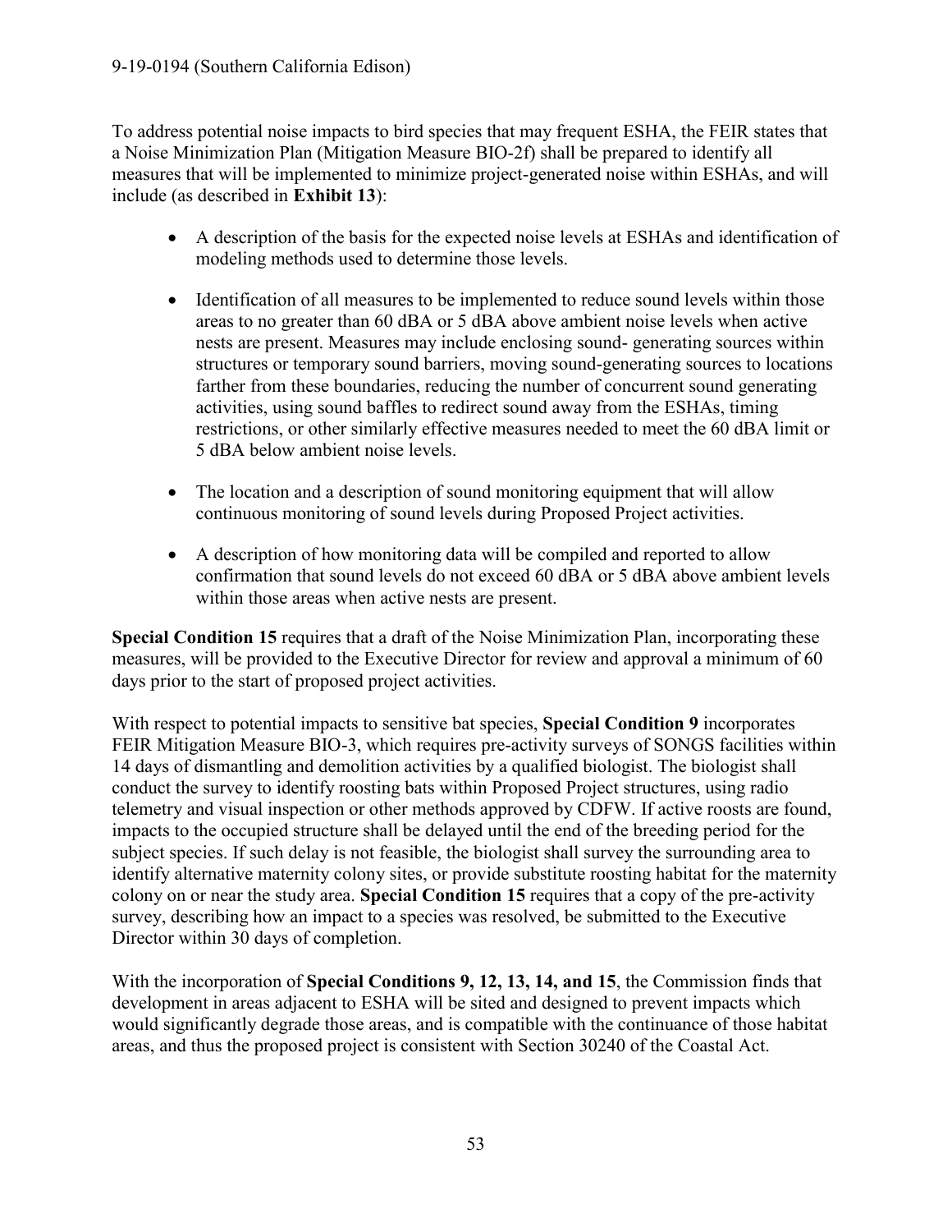To address potential noise impacts to bird species that may frequent ESHA, the FEIR states that a Noise Minimization Plan (Mitigation Measure BIO-2f) shall be prepared to identify all measures that will be implemented to minimize project-generated noise within ESHAs, and will include (as described in **Exhibit 13**):

- A description of the basis for the expected noise levels at ESHAs and identification of modeling methods used to determine those levels.
- Identification of all measures to be implemented to reduce sound levels within those areas to no greater than 60 dBA or 5 dBA above ambient noise levels when active nests are present. Measures may include enclosing sound- generating sources within structures or temporary sound barriers, moving sound-generating sources to locations farther from these boundaries, reducing the number of concurrent sound generating activities, using sound baffles to redirect sound away from the ESHAs, timing restrictions, or other similarly effective measures needed to meet the 60 dBA limit or 5 dBA below ambient noise levels.
- The location and a description of sound monitoring equipment that will allow continuous monitoring of sound levels during Proposed Project activities.
- A description of how monitoring data will be compiled and reported to allow confirmation that sound levels do not exceed 60 dBA or 5 dBA above ambient levels within those areas when active nests are present.

**Special Condition 15** requires that a draft of the Noise Minimization Plan, incorporating these measures, will be provided to the Executive Director for review and approval a minimum of 60 days prior to the start of proposed project activities.

With respect to potential impacts to sensitive bat species, **Special Condition 9** incorporates FEIR Mitigation Measure BIO-3, which requires pre-activity surveys of SONGS facilities within 14 days of dismantling and demolition activities by a qualified biologist. The biologist shall conduct the survey to identify roosting bats within Proposed Project structures, using radio telemetry and visual inspection or other methods approved by CDFW. If active roosts are found, impacts to the occupied structure shall be delayed until the end of the breeding period for the subject species. If such delay is not feasible, the biologist shall survey the surrounding area to identify alternative maternity colony sites, or provide substitute roosting habitat for the maternity colony on or near the study area. **Special Condition 15** requires that a copy of the pre-activity survey, describing how an impact to a species was resolved, be submitted to the Executive Director within 30 days of completion.

With the incorporation of **Special Conditions 9, 12, 13, 14, and 15**, the Commission finds that development in areas adjacent to ESHA will be sited and designed to prevent impacts which would significantly degrade those areas, and is compatible with the continuance of those habitat areas, and thus the proposed project is consistent with Section 30240 of the Coastal Act.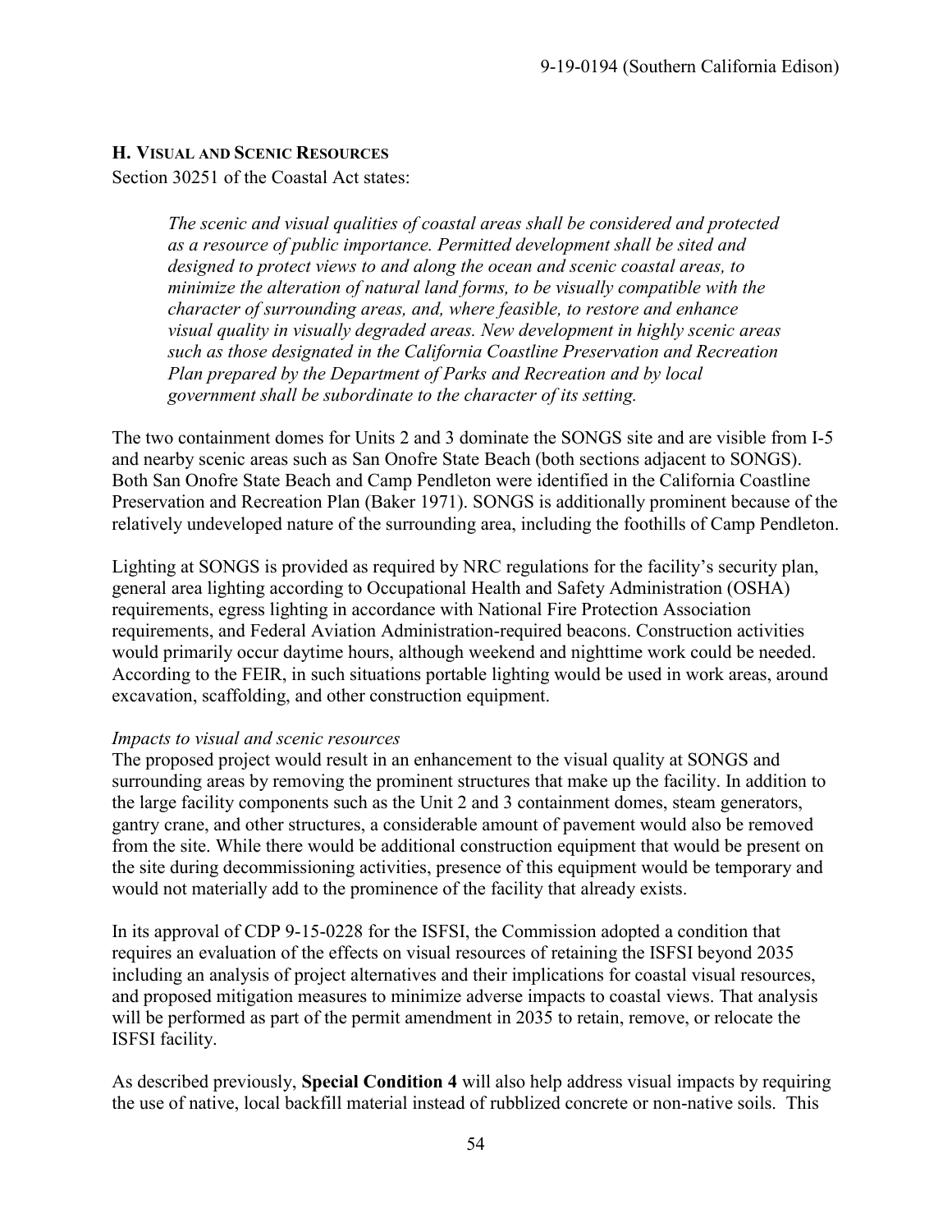## H. Visual and Scenic Resources

Section 30251 of the Coastal Act states:

> *The scenic and visual qualities of coastal areas shall be considered and protected as a resource of public importance. Permitted development shall be sited and designed to protect views to and along the ocean and scenic coastal areas, to minimize the alteration of natural land forms, to be visually compatible with the character of surrounding areas, and, where feasible, to restore and enhance visual quality in visually degraded areas. New development in highly scenic areas such as those designated in the California Coastline Preservation and Recreation Plan prepared by the Department of Parks and Recreation and by local government shall be subordinate to the character of its setting.*

The two containment domes for Units 2 and 3 dominate the SONGS site and are visible from I-5 and nearby scenic areas such as San Onofre State Beach (both sections adjacent to SONGS). Both San Onofre State Beach and Camp Pendleton were identified in the California Coastline Preservation and Recreation Plan (Baker 1971). SONGS is additionally prominent because of the relatively undeveloped nature of the surrounding area, including the foothills of Camp Pendleton.

Lighting at SONGS is provided as required by NRC regulations for the facility's security plan, general area lighting according to Occupational Health and Safety Administration (OSHA) requirements, egress lighting in accordance with National Fire Protection Association requirements, and Federal Aviation Administration-required beacons. Construction activities would primarily occur daytime hours, although weekend and nighttime work could be needed. According to the FEIR, in such situations portable lighting would be used in work areas, around excavation, scaffolding, and other construction equipment.

*Impacts to visual and scenic resources*

The proposed project would result in an enhancement to the visual quality at SONGS and surrounding areas by removing the prominent structures that make up the facility. In addition to the large facility components such as the Unit 2 and 3 containment domes, steam generators, gantry crane, and other structures, a considerable amount of pavement would also be removed from the site. While there would be additional construction equipment that would be present on the site during decommissioning activities, presence of this equipment would be temporary and would not materially add to the prominence of the facility that already exists.

In its approval of CDP 9-15-0228 for the ISFSI, the Commission adopted a condition that requires an evaluation of the effects on visual resources of retaining the ISFSI beyond 2035 including an analysis of project alternatives and their implications for coastal visual resources, and proposed mitigation measures to minimize adverse impacts to coastal views. That analysis will be performed as part of the permit amendment in 2035 to retain, remove, or relocate the ISFSI facility.

As described previously, **Special Condition 4** will also help address visual impacts by requiring the use of native, local backfill material instead of rubblized concrete or non-native soils. This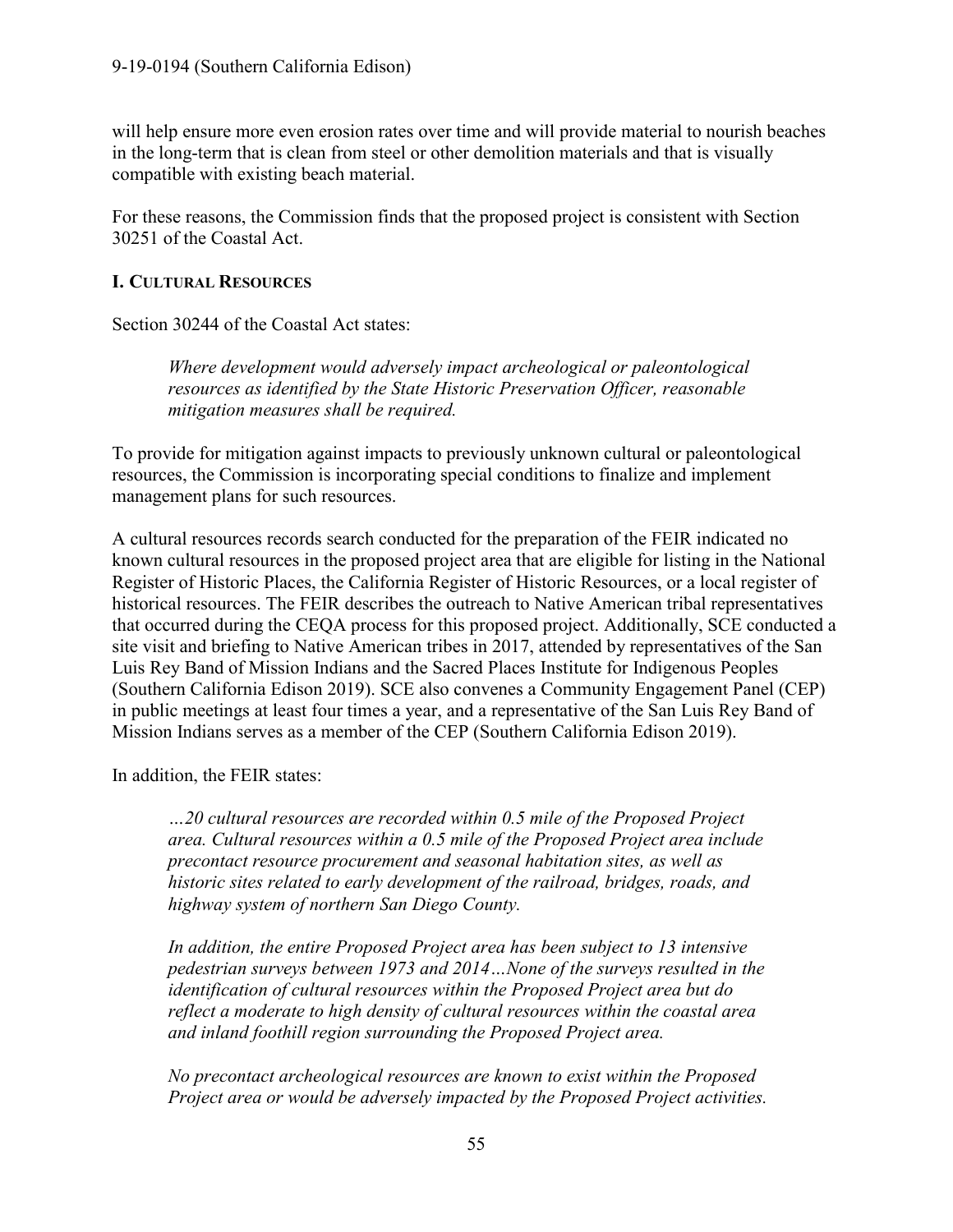will help ensure more even erosion rates over time and will provide material to nourish beaches in the long-term that is clean from steel or other demolition materials and that is visually compatible with existing beach material.

For these reasons, the Commission finds that the proposed project is consistent with Section 30251 of the Coastal Act.

### I. Cultural Resources

Section 30244 of the Coastal Act states:

> *Where development would adversely impact archeological or paleontological resources as identified by the State Historic Preservation Officer, reasonable mitigation measures shall be required.*

To provide for mitigation against impacts to previously unknown cultural or paleontological resources, the Commission is incorporating special conditions to finalize and implement management plans for such resources.

A cultural resources records search conducted for the preparation of the FEIR indicated no known cultural resources in the proposed project area that are eligible for listing in the National Register of Historic Places, the California Register of Historic Resources, or a local register of historical resources. The FEIR describes the outreach to Native American tribal representatives that occurred during the CEQA process for this proposed project. Additionally, SCE conducted a site visit and briefing to Native American tribes in 2017, attended by representatives of the San Luis Rey Band of Mission Indians and the Sacred Places Institute for Indigenous Peoples (Southern California Edison 2019). SCE also convenes a Community Engagement Panel (CEP) in public meetings at least four times a year, and a representative of the San Luis Rey Band of Mission Indians serves as a member of the CEP (Southern California Edison 2019).

In addition, the FEIR states:

> *…20 cultural resources are recorded within 0.5 mile of the Proposed Project area. Cultural resources within a 0.5 mile of the Proposed Project area include precontact resource procurement and seasonal habitation sites, as well as historic sites related to early development of the railroad, bridges, roads, and highway system of northern San Diego County.*
>
> *In addition, the entire Proposed Project area has been subject to 13 intensive pedestrian surveys between 1973 and 2014…None of the surveys resulted in the identification of cultural resources within the Proposed Project area but do reflect a moderate to high density of cultural resources within the coastal area and inland foothill region surrounding the Proposed Project area.*
>
> *No precontact archeological resources are known to exist within the Proposed Project area or would be adversely impacted by the Proposed Project activities.*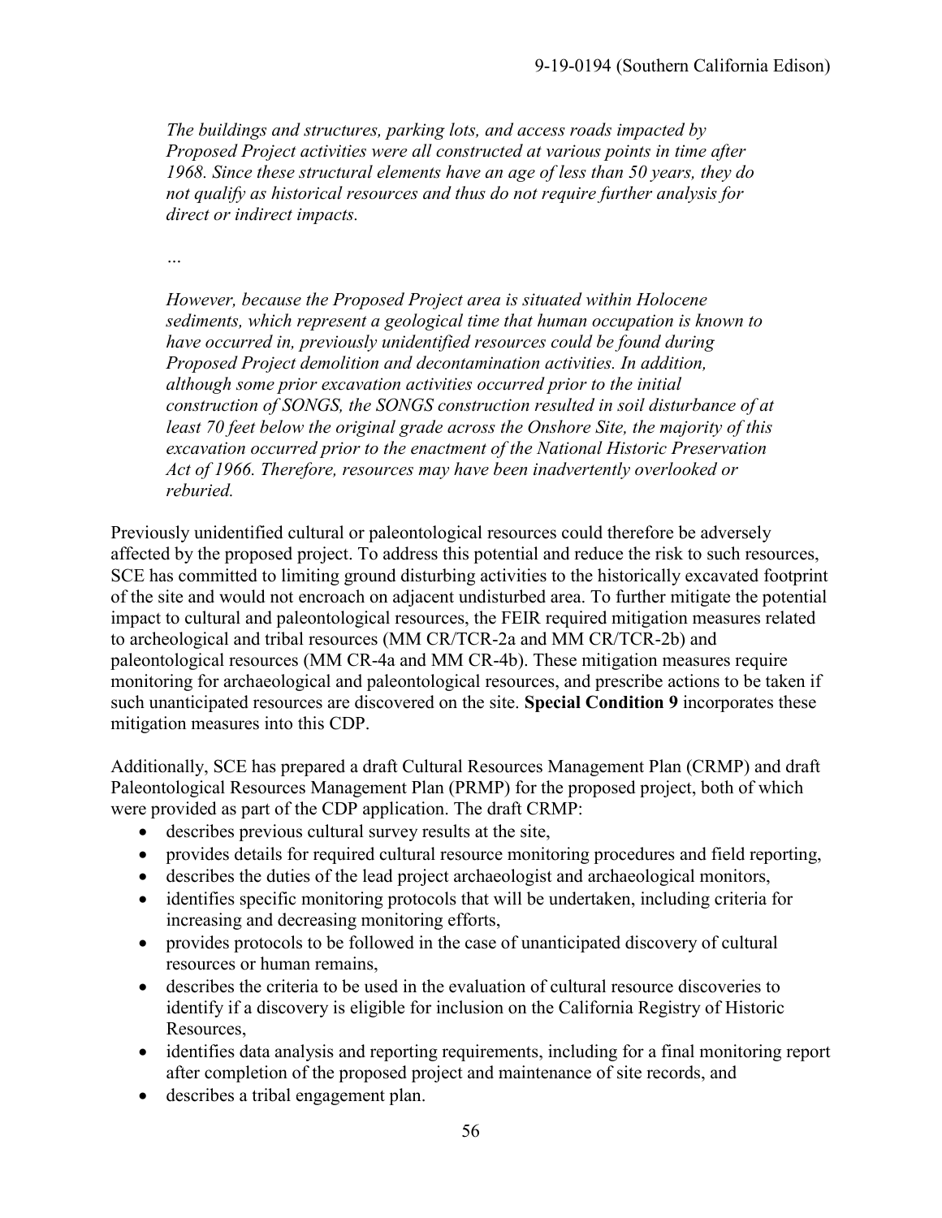*The buildings and structures, parking lots, and access roads impacted by Proposed Project activities were all constructed at various points in time after 1968. Since these structural elements have an age of less than 50 years, they do not qualify as historical resources and thus do not require further analysis for direct or indirect impacts.*

*…*

*However, because the Proposed Project area is situated within Holocene sediments, which represent a geological time that human occupation is known to have occurred in, previously unidentified resources could be found during Proposed Project demolition and decontamination activities. In addition, although some prior excavation activities occurred prior to the initial construction of SONGS, the SONGS construction resulted in soil disturbance of at least 70 feet below the original grade across the Onshore Site, the majority of this excavation occurred prior to the enactment of the National Historic Preservation Act of 1966. Therefore, resources may have been inadvertently overlooked or reburied.*

Previously unidentified cultural or paleontological resources could therefore be adversely affected by the proposed project. To address this potential and reduce the risk to such resources, SCE has committed to limiting ground disturbing activities to the historically excavated footprint of the site and would not encroach on adjacent undisturbed area. To further mitigate the potential impact to cultural and paleontological resources, the FEIR required mitigation measures related to archeological and tribal resources (MM CR/TCR-2a and MM CR/TCR-2b) and paleontological resources (MM CR-4a and MM CR-4b). These mitigation measures require monitoring for archaeological and paleontological resources, and prescribe actions to be taken if such unanticipated resources are discovered on the site. **Special Condition 9** incorporates these mitigation measures into this CDP.

Additionally, SCE has prepared a draft Cultural Resources Management Plan (CRMP) and draft Paleontological Resources Management Plan (PRMP) for the proposed project, both of which were provided as part of the CDP application. The draft CRMP:

- describes previous cultural survey results at the site,
- provides details for required cultural resource monitoring procedures and field reporting,
- describes the duties of the lead project archaeologist and archaeological monitors,
- identifies specific monitoring protocols that will be undertaken, including criteria for increasing and decreasing monitoring efforts,
- provides protocols to be followed in the case of unanticipated discovery of cultural resources or human remains,
- describes the criteria to be used in the evaluation of cultural resource discoveries to identify if a discovery is eligible for inclusion on the California Registry of Historic Resources,
- identifies data analysis and reporting requirements, including for a final monitoring report after completion of the proposed project and maintenance of site records, and
- describes a tribal engagement plan.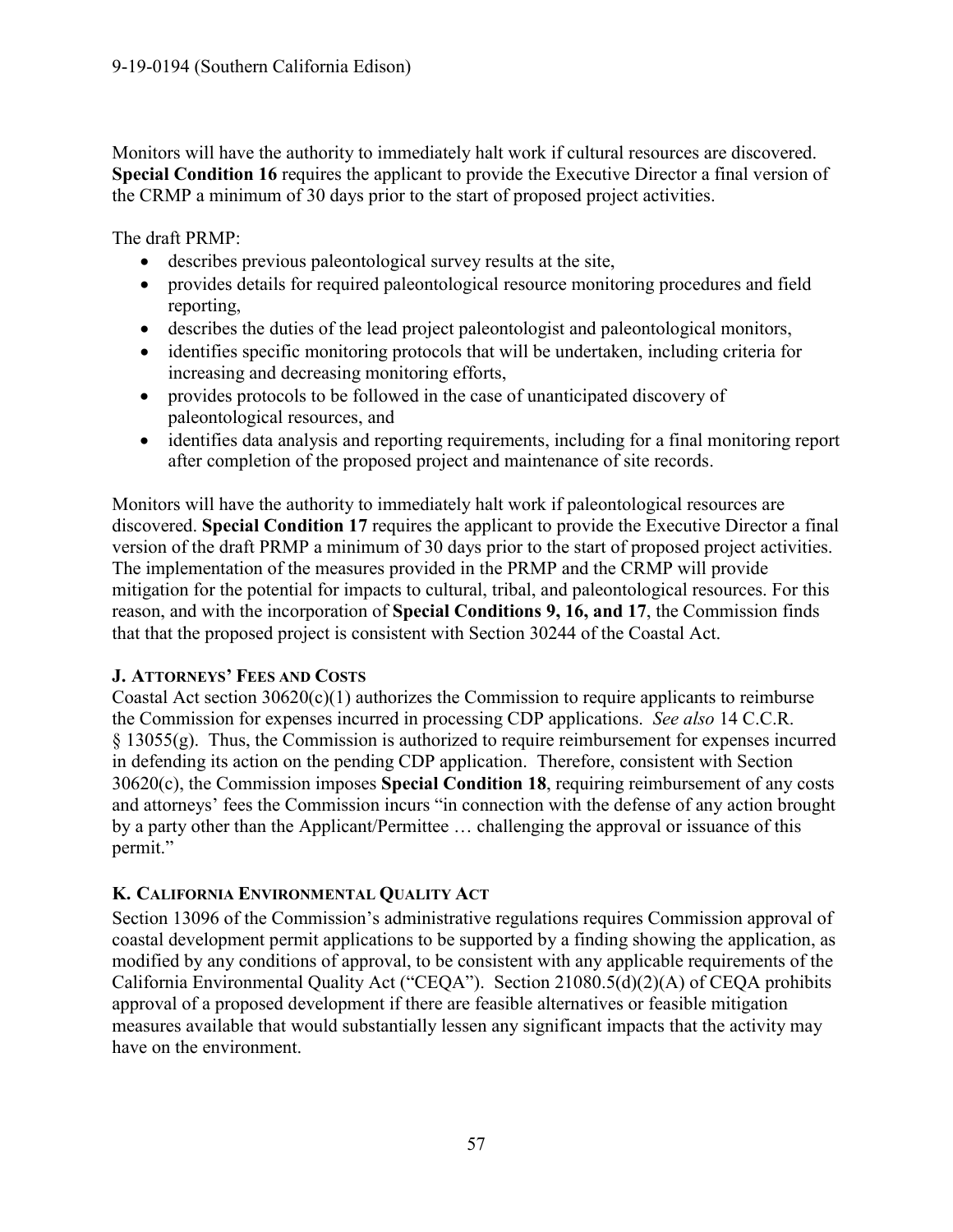Monitors will have the authority to immediately halt work if cultural resources are discovered. **Special Condition 16** requires the applicant to provide the Executive Director a final version of the CRMP a minimum of 30 days prior to the start of proposed project activities.

The draft PRMP:

- describes previous paleontological survey results at the site,
- provides details for required paleontological resource monitoring procedures and field reporting,
- describes the duties of the lead project paleontologist and paleontological monitors,
- identifies specific monitoring protocols that will be undertaken, including criteria for increasing and decreasing monitoring efforts,
- provides protocols to be followed in the case of unanticipated discovery of paleontological resources, and
- identifies data analysis and reporting requirements, including for a final monitoring report after completion of the proposed project and maintenance of site records.

Monitors will have the authority to immediately halt work if paleontological resources are discovered. **Special Condition 17** requires the applicant to provide the Executive Director a final version of the draft PRMP a minimum of 30 days prior to the start of proposed project activities. The implementation of the measures provided in the PRMP and the CRMP will provide mitigation for the potential for impacts to cultural, tribal, and paleontological resources. For this reason, and with the incorporation of **Special Conditions 9, 16, and 17**, the Commission finds that that the proposed project is consistent with Section 30244 of the Coastal Act.

### J. Attorneys' Fees and Costs

Coastal Act section 30620(c)(1) authorizes the Commission to require applicants to reimburse the Commission for expenses incurred in processing CDP applications. *See also* 14 C.C.R. § 13055(g). Thus, the Commission is authorized to require reimbursement for expenses incurred in defending its action on the pending CDP application. Therefore, consistent with Section 30620(c), the Commission imposes **Special Condition 18**, requiring reimbursement of any costs and attorneys' fees the Commission incurs "in connection with the defense of any action brought by a party other than the Applicant/Permittee … challenging the approval or issuance of this permit."

### K. California Environmental Quality Act

Section 13096 of the Commission's administrative regulations requires Commission approval of coastal development permit applications to be supported by a finding showing the application, as modified by any conditions of approval, to be consistent with any applicable requirements of the California Environmental Quality Act ("CEQA"). Section 21080.5(d)(2)(A) of CEQA prohibits approval of a proposed development if there are feasible alternatives or feasible mitigation measures available that would substantially lessen any significant impacts that the activity may have on the environment.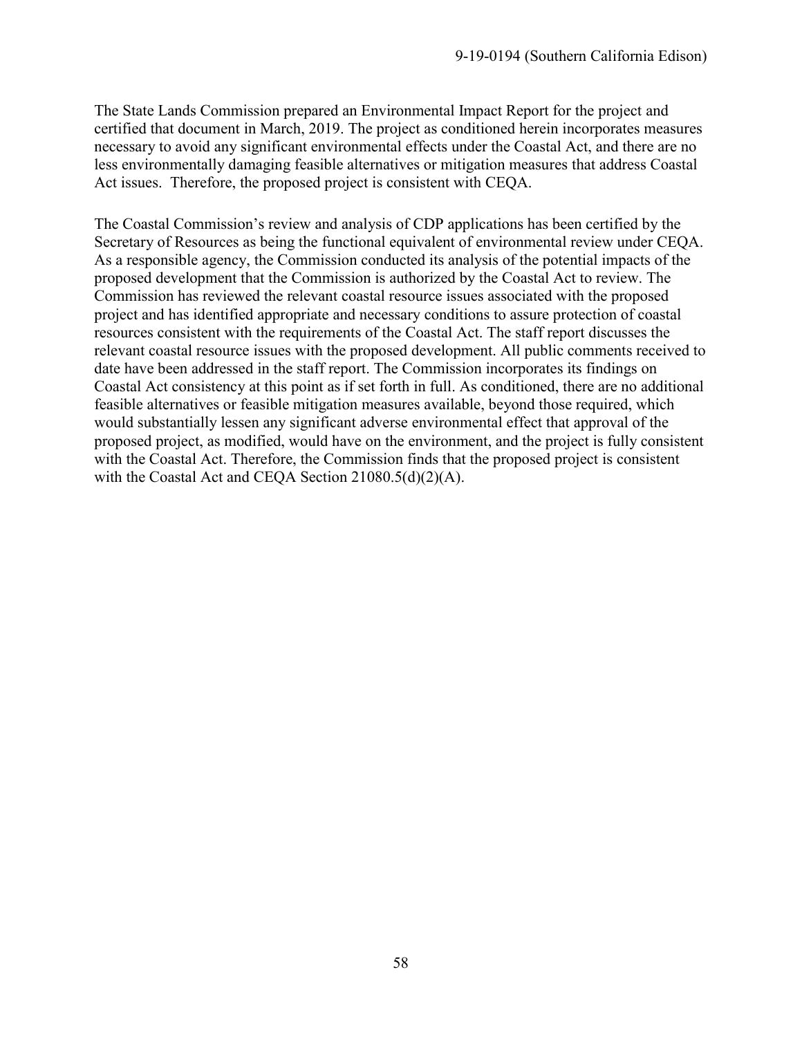The State Lands Commission prepared an Environmental Impact Report for the project and certified that document in March, 2019. The project as conditioned herein incorporates measures necessary to avoid any significant environmental effects under the Coastal Act, and there are no less environmentally damaging feasible alternatives or mitigation measures that address Coastal Act issues. Therefore, the proposed project is consistent with CEQA.

The Coastal Commission's review and analysis of CDP applications has been certified by the Secretary of Resources as being the functional equivalent of environmental review under CEQA. As a responsible agency, the Commission conducted its analysis of the potential impacts of the proposed development that the Commission is authorized by the Coastal Act to review. The Commission has reviewed the relevant coastal resource issues associated with the proposed project and has identified appropriate and necessary conditions to assure protection of coastal resources consistent with the requirements of the Coastal Act. The staff report discusses the relevant coastal resource issues with the proposed development. All public comments received to date have been addressed in the staff report. The Commission incorporates its findings on Coastal Act consistency at this point as if set forth in full. As conditioned, there are no additional feasible alternatives or feasible mitigation measures available, beyond those required, which would substantially lessen any significant adverse environmental effect that approval of the proposed project, as modified, would have on the environment, and the project is fully consistent with the Coastal Act. Therefore, the Commission finds that the proposed project is consistent with the Coastal Act and CEQA Section 21080.5(d)(2)(A).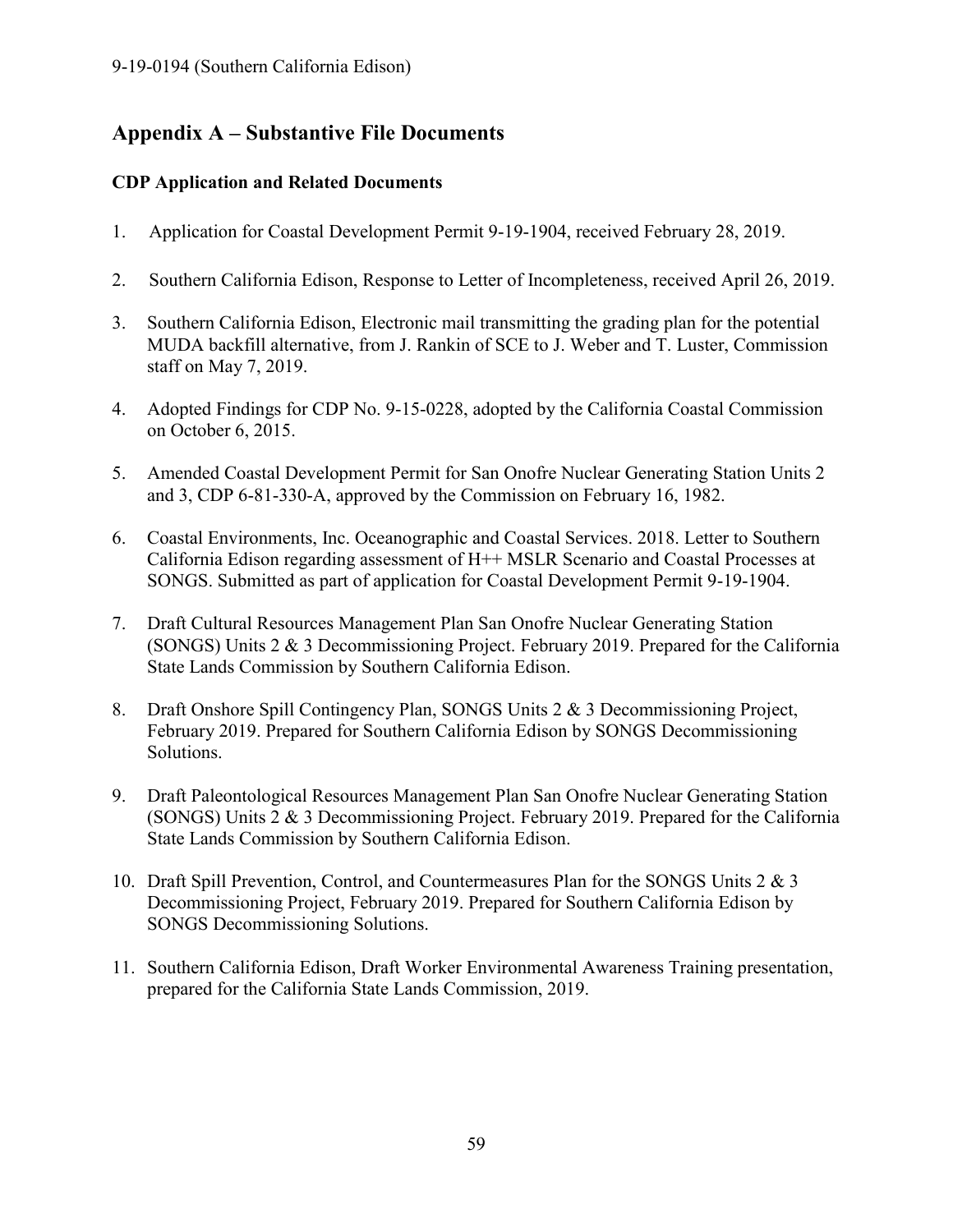## Appendix A – Substantive File Documents

### CDP Application and Related Documents

1. Application for Coastal Development Permit 9-19-1904, received February 28, 2019.

2. Southern California Edison, Response to Letter of Incompleteness, received April 26, 2019.

3. Southern California Edison, Electronic mail transmitting the grading plan for the potential MUDA backfill alternative, from J. Rankin of SCE to J. Weber and T. Luster, Commission staff on May 7, 2019.

4. Adopted Findings for CDP No. 9-15-0228, adopted by the California Coastal Commission on October 6, 2015.

5. Amended Coastal Development Permit for San Onofre Nuclear Generating Station Units 2 and 3, CDP 6-81-330-A, approved by the Commission on February 16, 1982.

6. Coastal Environments, Inc. Oceanographic and Coastal Services. 2018. Letter to Southern California Edison regarding assessment of H++ MSLR Scenario and Coastal Processes at SONGS. Submitted as part of application for Coastal Development Permit 9-19-1904.

7. Draft Cultural Resources Management Plan San Onofre Nuclear Generating Station (SONGS) Units 2 & 3 Decommissioning Project. February 2019. Prepared for the California State Lands Commission by Southern California Edison.

8. Draft Onshore Spill Contingency Plan, SONGS Units 2 & 3 Decommissioning Project, February 2019. Prepared for Southern California Edison by SONGS Decommissioning Solutions.

9. Draft Paleontological Resources Management Plan San Onofre Nuclear Generating Station (SONGS) Units 2 & 3 Decommissioning Project. February 2019. Prepared for the California State Lands Commission by Southern California Edison.

10. Draft Spill Prevention, Control, and Countermeasures Plan for the SONGS Units 2 & 3 Decommissioning Project, February 2019. Prepared for Southern California Edison by SONGS Decommissioning Solutions.

11. Southern California Edison, Draft Worker Environmental Awareness Training presentation, prepared for the California State Lands Commission, 2019.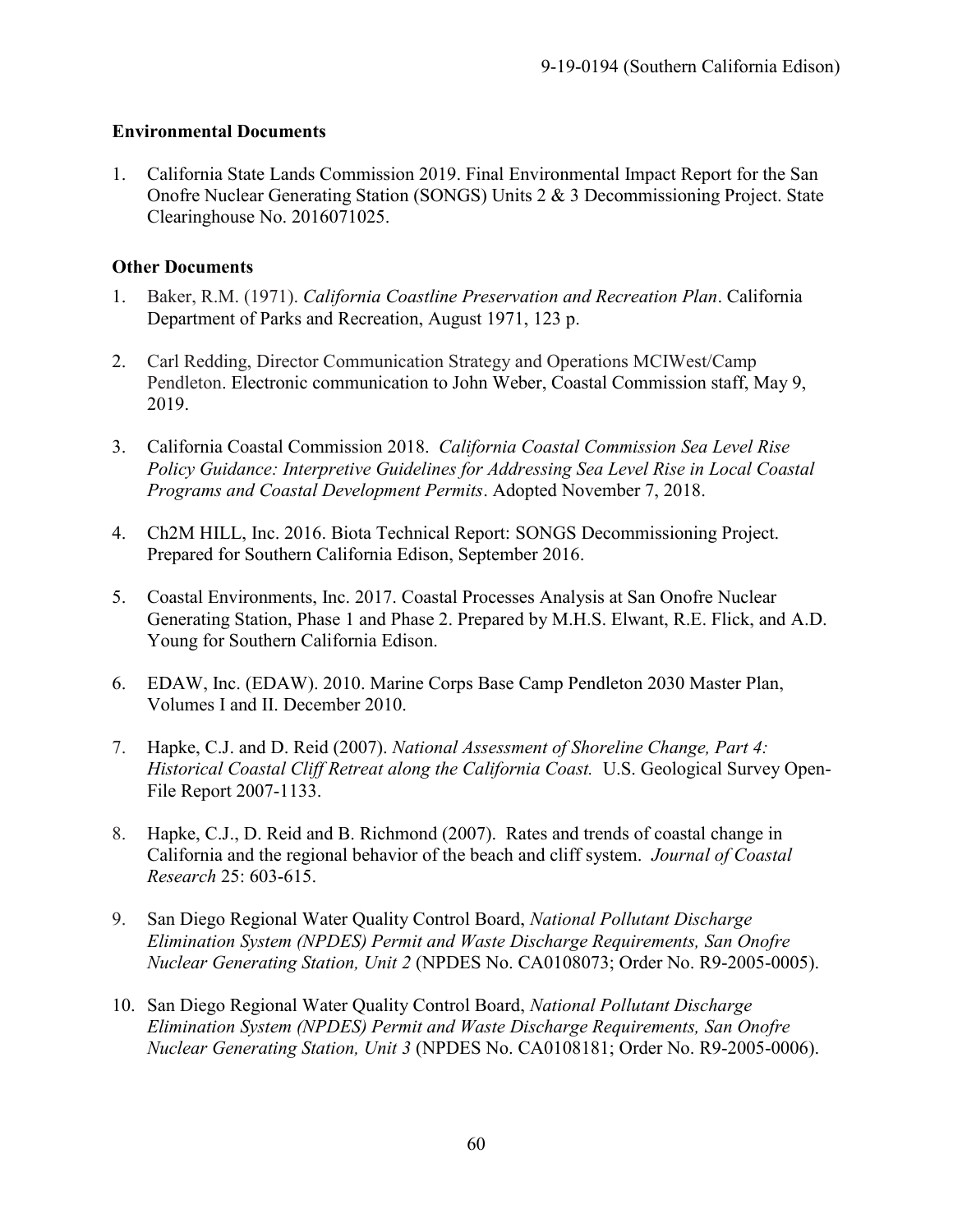**Environmental Documents**

1. California State Lands Commission 2019. Final Environmental Impact Report for the San Onofre Nuclear Generating Station (SONGS) Units 2 & 3 Decommissioning Project. State Clearinghouse No. 2016071025.

**Other Documents**

1. Baker, R.M. (1971). *California Coastline Preservation and Recreation Plan*. California Department of Parks and Recreation, August 1971, 123 p.

2. Carl Redding, Director Communication Strategy and Operations MCIWest/Camp Pendleton. Electronic communication to John Weber, Coastal Commission staff, May 9, 2019.

3. California Coastal Commission 2018. *California Coastal Commission Sea Level Rise Policy Guidance: Interpretive Guidelines for Addressing Sea Level Rise in Local Coastal Programs and Coastal Development Permits*. Adopted November 7, 2018.

4. Ch2M HILL, Inc. 2016. Biota Technical Report: SONGS Decommissioning Project. Prepared for Southern California Edison, September 2016.

5. Coastal Environments, Inc. 2017. Coastal Processes Analysis at San Onofre Nuclear Generating Station, Phase 1 and Phase 2. Prepared by M.H.S. Elwant, R.E. Flick, and A.D. Young for Southern California Edison.

6. EDAW, Inc. (EDAW). 2010. Marine Corps Base Camp Pendleton 2030 Master Plan, Volumes I and II. December 2010.

7. Hapke, C.J. and D. Reid (2007). *National Assessment of Shoreline Change, Part 4: Historical Coastal Cliff Retreat along the California Coast.* U.S. Geological Survey Open-File Report 2007-1133.

8. Hapke, C.J., D. Reid and B. Richmond (2007). Rates and trends of coastal change in California and the regional behavior of the beach and cliff system. *Journal of Coastal Research* 25: 603-615.

9. San Diego Regional Water Quality Control Board, *National Pollutant Discharge Elimination System (NPDES) Permit and Waste Discharge Requirements, San Onofre Nuclear Generating Station, Unit 2* (NPDES No. CA0108073; Order No. R9-2005-0005).

10. San Diego Regional Water Quality Control Board, *National Pollutant Discharge Elimination System (NPDES) Permit and Waste Discharge Requirements, San Onofre Nuclear Generating Station, Unit 3* (NPDES No. CA0108181; Order No. R9-2005-0006).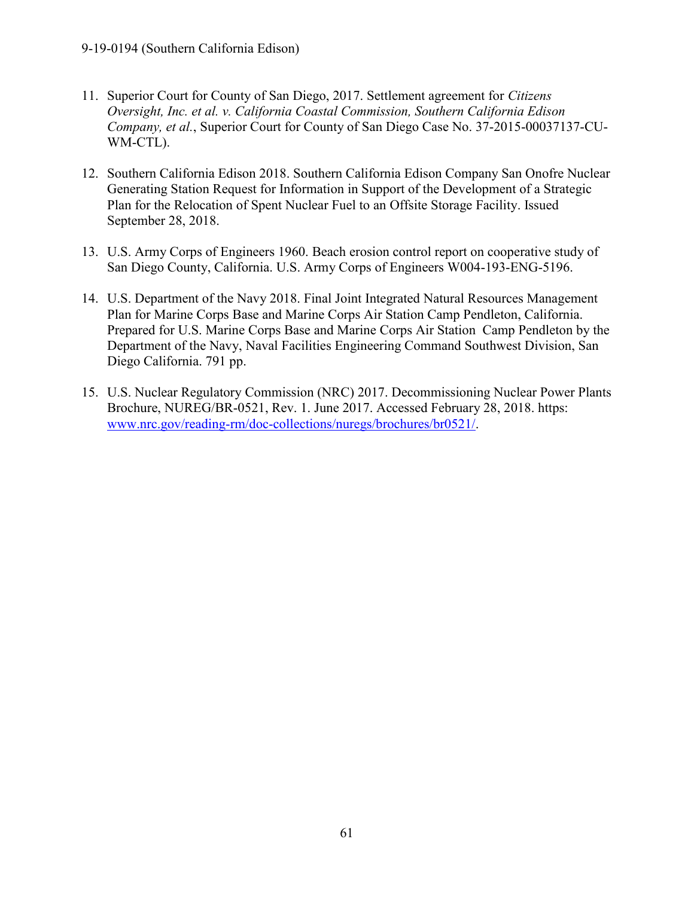11. Superior Court for County of San Diego, 2017. Settlement agreement for *Citizens Oversight, Inc. et al. v. California Coastal Commission, Southern California Edison Company, et al.*, Superior Court for County of San Diego Case No. 37-2015-00037137-CU-WM-CTL).

12. Southern California Edison 2018. Southern California Edison Company San Onofre Nuclear Generating Station Request for Information in Support of the Development of a Strategic Plan for the Relocation of Spent Nuclear Fuel to an Offsite Storage Facility. Issued September 28, 2018.

13. U.S. Army Corps of Engineers 1960. Beach erosion control report on cooperative study of San Diego County, California. U.S. Army Corps of Engineers W004-193-ENG-5196.

14. U.S. Department of the Navy 2018. Final Joint Integrated Natural Resources Management Plan for Marine Corps Base and Marine Corps Air Station Camp Pendleton, California. Prepared for U.S. Marine Corps Base and Marine Corps Air Station Camp Pendleton by the Department of the Navy, Naval Facilities Engineering Command Southwest Division, San Diego California. 791 pp.

15. U.S. Nuclear Regulatory Commission (NRC) 2017. Decommissioning Nuclear Power Plants Brochure, NUREG/BR-0521, Rev. 1. June 2017. Accessed February 28, 2018. https: www.nrc.gov/reading-rm/doc-collections/nuregs/brochures/br0521/.